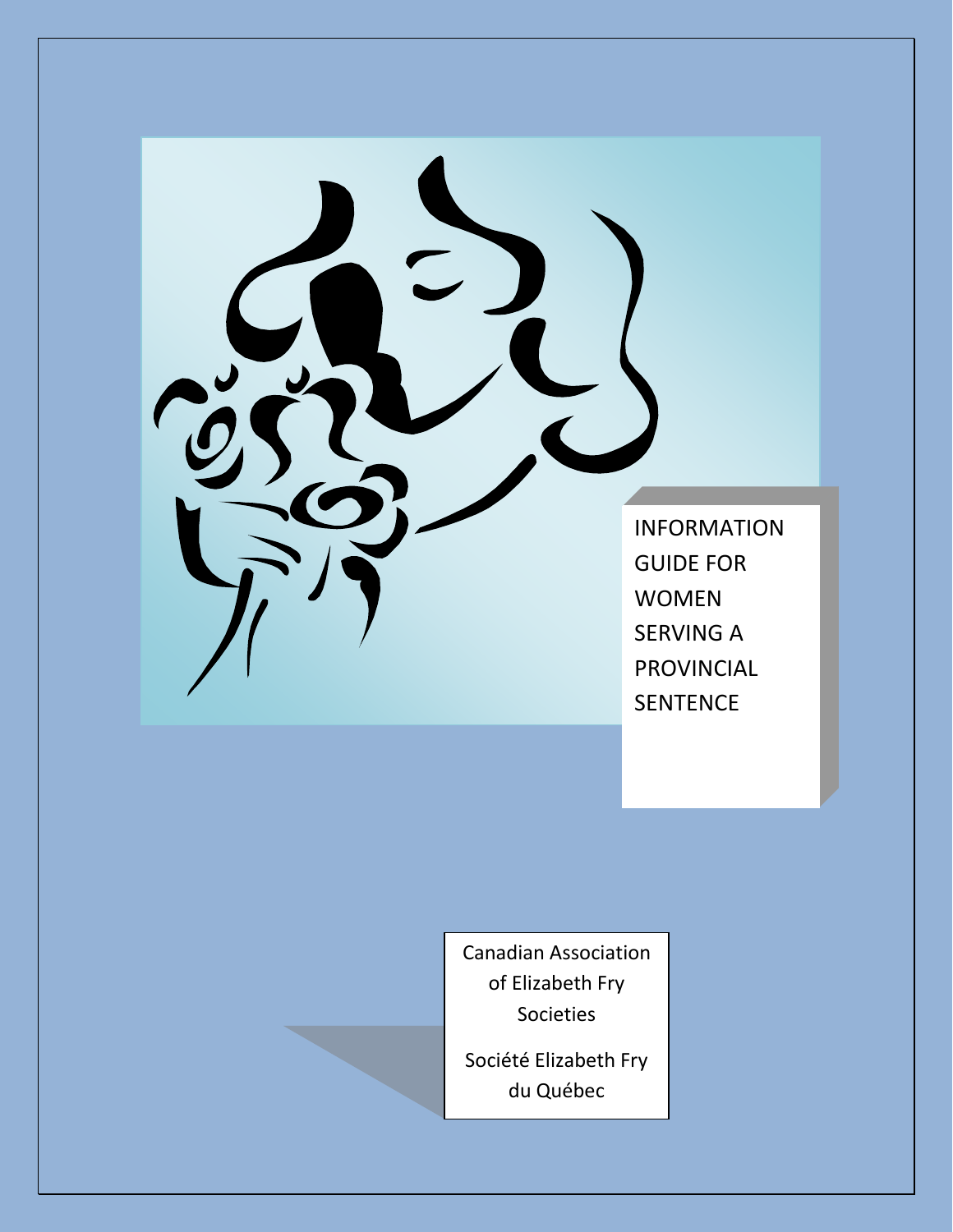# INFORMATION GUIDE FOR WOMEN SERVING A PROVINCIAL SENTENCE

Canadian Association of Elizabeth Fry Societies

Société Elizabeth Fry du Québec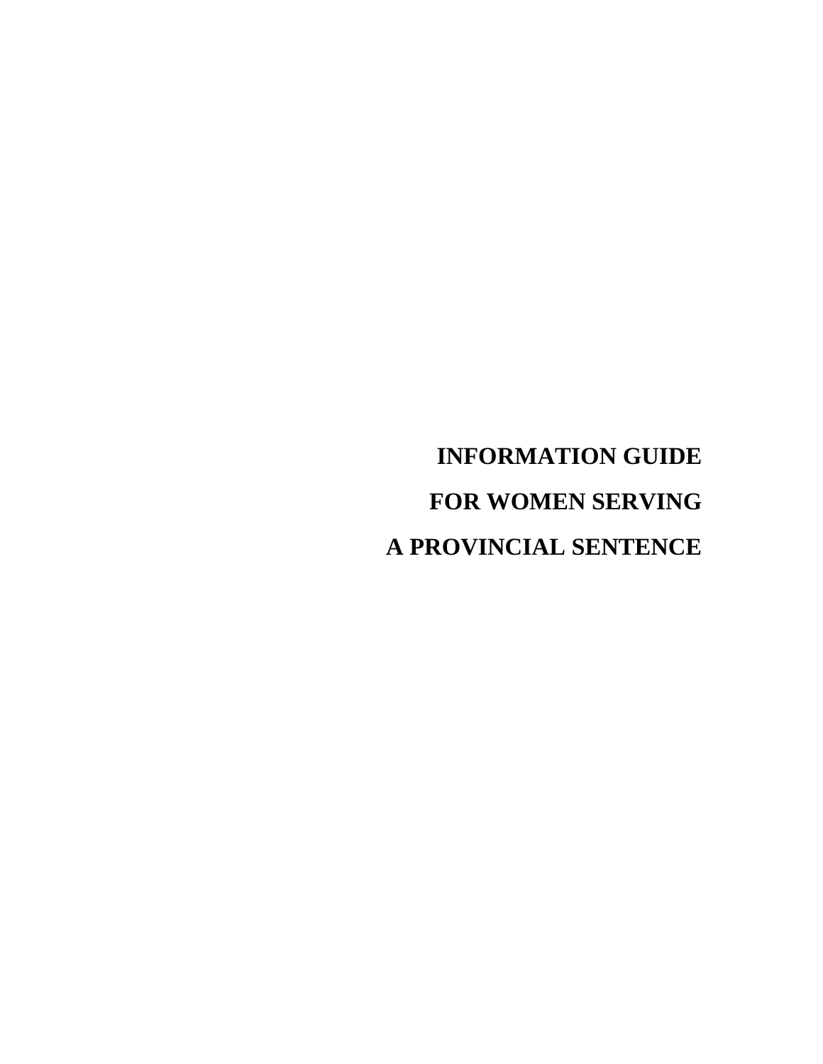# INFORMATION GUIDE

# FOR WOMEN SERVING

# A PROVINCIAL SENTENCE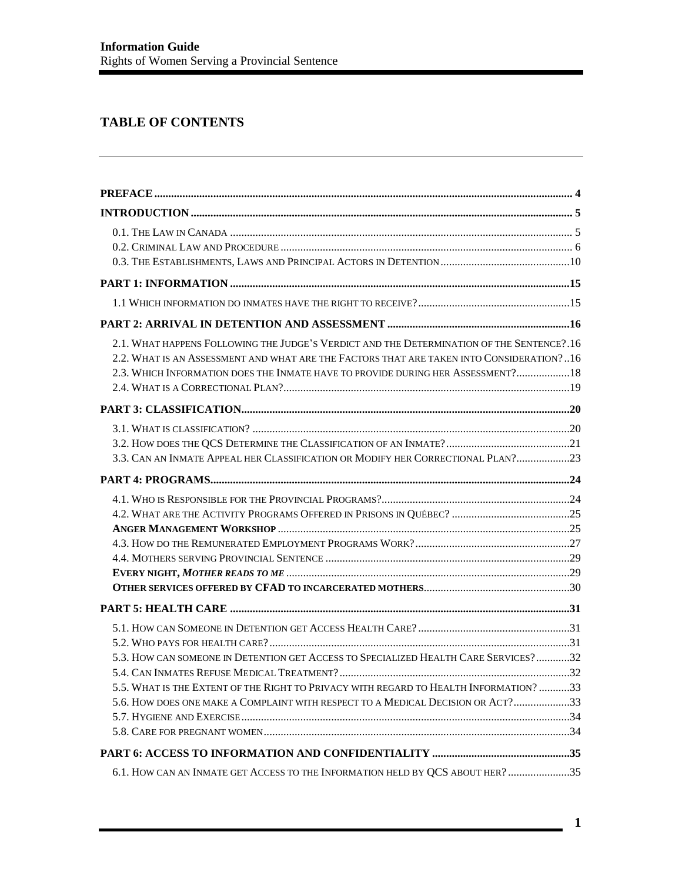# TABLE OF CONTENTS

| | |
|---|---|
| **PREFACE** | **4** |
| **INTRODUCTION** | **5** |
| 0.1. The Law in Canada | 5 |
| 0.2. Criminal Law and Procedure | 6 |
| 0.3. The Establishments, Laws and Principal Actors in Detention | 10 |
| **PART 1: INFORMATION** | **15** |
| 1.1 Which information do inmates have the right to receive? | 15 |
| **PART 2: ARRIVAL IN DETENTION AND ASSESSMENT** | **16** |
| 2.1. What happens Following the Judge's Verdict and the Determination of the Sentence? | 16 |
| 2.2. What is an Assessment and what are the Factors that are taken into Consideration? | 16 |
| 2.3. Which Information does the Inmate have to provide during her Assessment? | 18 |
| 2.4. What is a Correctional Plan? | 19 |
| **PART 3: CLASSIFICATION** | **20** |
| 3.1. What is classification? | 20 |
| 3.2. How does the QCS Determine the Classification of an Inmate? | 21 |
| 3.3. Can an Inmate Appeal her Classification or Modify her Correctional Plan? | 23 |
| **PART 4: PROGRAMS** | **24** |
| 4.1. Who is Responsible for the Provincial Programs? | 24 |
| 4.2. What are the Activity Programs Offered in Prisons in Québec? | 25 |
| **Anger Management Workshop** | 25 |
| 4.3. How do the Remunerated Employment Programs Work? | 27 |
| 4.4. Mothers serving Provincial Sentence | 29 |
| **Every night, *Mother reads to me*** | 29 |
| **Other services offered by CFAD to incarcerated mothers** | 30 |
| **PART 5: HEALTH CARE** | **31** |
| 5.1. How can Someone in Detention get Access Health Care? | 31 |
| 5.2. Who pays for health care? | 31 |
| 5.3. How can someone in Detention get Access to Specialized Health Care Services? | 32 |
| 5.4. Can Inmates Refuse Medical Treatment? | 32 |
| 5.5. What is the Extent of the Right to Privacy with regard to Health Information? | 33 |
| 5.6. How does one make a Complaint with respect to a Medical Decision or Act? | 33 |
| 5.7. Hygiene and Exercise | 34 |
| 5.8. Care for pregnant women | 34 |
| **PART 6: ACCESS TO INFORMATION AND CONFIDENTIALITY** | **35** |
| 6.1. How can an Inmate get Access to the Information held by QCS about her? | 35 |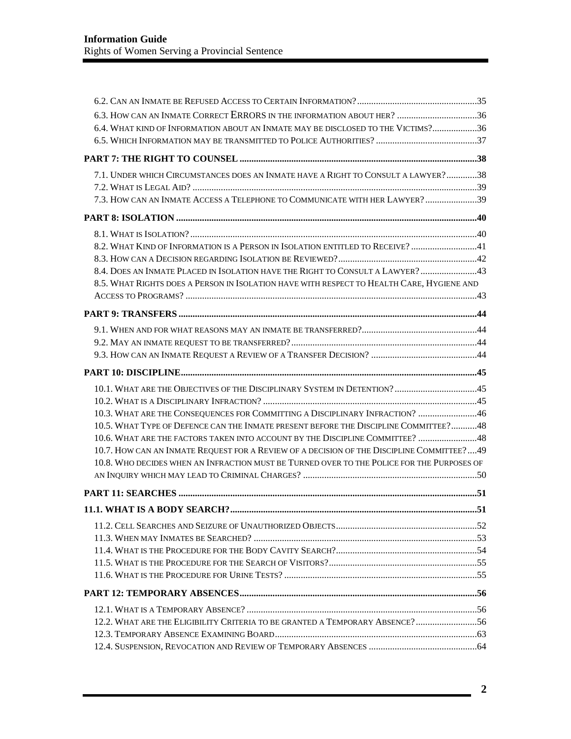6.2. Can an Inmate be Refused Access to Certain Information? ..... 35
6.3. How can an Inmate Correct Errors in the information about her? ..... 36
6.4. What kind of Information about an Inmate may be disclosed to the Victims? ..... 36
6.5. Which Information may be transmitted to Police Authorities? ..... 37

**PART 7: THE RIGHT TO COUNSEL ..... 38**

7.1. Under which Circumstances does an Inmate have a Right to Consult a lawyer? ..... 38
7.2. What is Legal Aid? ..... 39
7.3. How can an Inmate Access a Telephone to Communicate with her Lawyer? ..... 39

**PART 8: ISOLATION ..... 40**

8.1. What is Isolation? ..... 40
8.2. What Kind of Information is a Person in Isolation entitled to Receive? ..... 41
8.3. How can a Decision regarding Isolation be Reviewed? ..... 42
8.4. Does an Inmate Placed in Isolation have the Right to Consult a Lawyer? ..... 43
8.5. What Rights does a Person in Isolation have with respect to Health Care, Hygiene and Access to Programs? ..... 43

**PART 9: TRANSFERS ..... 44**

9.1. When and for what reasons may an inmate be transferred? ..... 44
9.2. May an inmate request to be transferred? ..... 44
9.3. How can an Inmate Request a Review of a Transfer Decision? ..... 44

**PART 10: DISCIPLINE ..... 45**

10.1. What are the Objectives of the Disciplinary System in Detention? ..... 45
10.2. What is a Disciplinary Infraction? ..... 45
10.3. What are the Consequences for Committing a Disciplinary Infraction? ..... 46
10.5. What Type of Defence can the Inmate present before the Discipline Committee? ..... 48
10.6. What are the factors taken into account by the Discipline Committee? ..... 48
10.7. How can an Inmate Request for a Review of a decision of the Discipline Committee? ..... 49
10.8. Who decides when an Infraction must be Turned over to the Police for the Purposes of an Inquiry which may lead to Criminal Charges? ..... 50

**PART 11: SEARCHES ..... 51**

**11.1. WHAT IS A BODY SEARCH? ..... 51**

11.2. Cell Searches and Seizure of Unauthorized Objects ..... 52
11.3. When may Inmates be Searched? ..... 53
11.4. What is the Procedure for the Body Cavity Search? ..... 54
11.5. What is the Procedure for the Search of Visitors? ..... 55
11.6. What is the Procedure for Urine Tests? ..... 55

**PART 12: TEMPORARY ABSENCES ..... 56**

12.1. What is a Temporary Absence? ..... 56
12.2. What are the Eligibility Criteria to be granted a Temporary Absence? ..... 56
12.3. Temporary Absence Examining Board ..... 63
12.4. Suspension, Revocation and Review of Temporary Absences ..... 64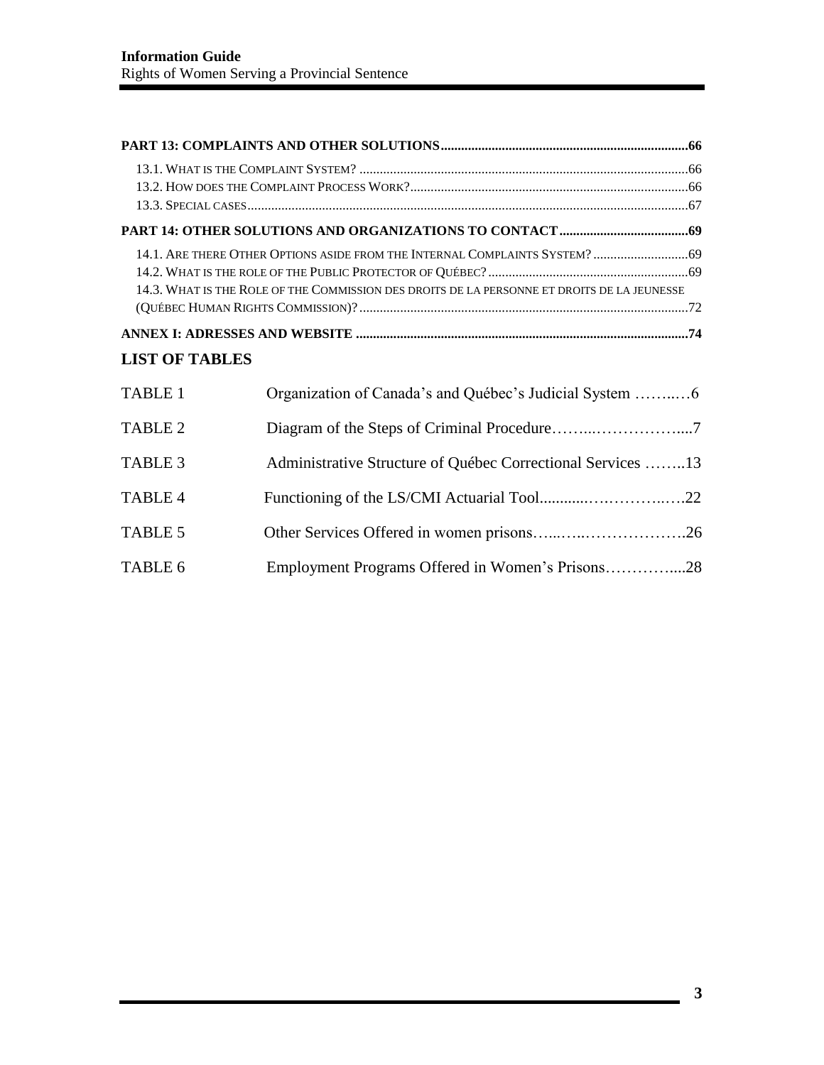**PART 13: COMPLAINTS AND OTHER SOLUTIONS** .......... 66

13.1. What is the Complaint System? .......... 66

13.2. How does the Complaint Process Work? .......... 66

13.3. Special cases .......... 67

**PART 14: OTHER SOLUTIONS AND ORGANIZATIONS TO CONTACT** .......... 69

14.1. Are there Other Options aside from the Internal Complaints System? .......... 69

14.2. What is the role of the Public Protector of Québec? .......... 69

14.3. What is the Role of the Commission des droits de la personne et droits de la jeunesse (Québec Human Rights Commission)? .......... 72

**ANNEX I: ADRESSES AND WEBSITE** .......... 74

## LIST OF TABLES

| | | |
|---|---|---|
| TABLE 1 | Organization of Canada's and Québec's Judicial System | 6 |
| TABLE 2 | Diagram of the Steps of Criminal Procedure | 7 |
| TABLE 3 | Administrative Structure of Québec Correctional Services | 13 |
| TABLE 4 | Functioning of the LS/CMI Actuarial Tool | 22 |
| TABLE 5 | Other Services Offered in women prisons | 26 |
| TABLE 6 | Employment Programs Offered in Women's Prisons | 28 |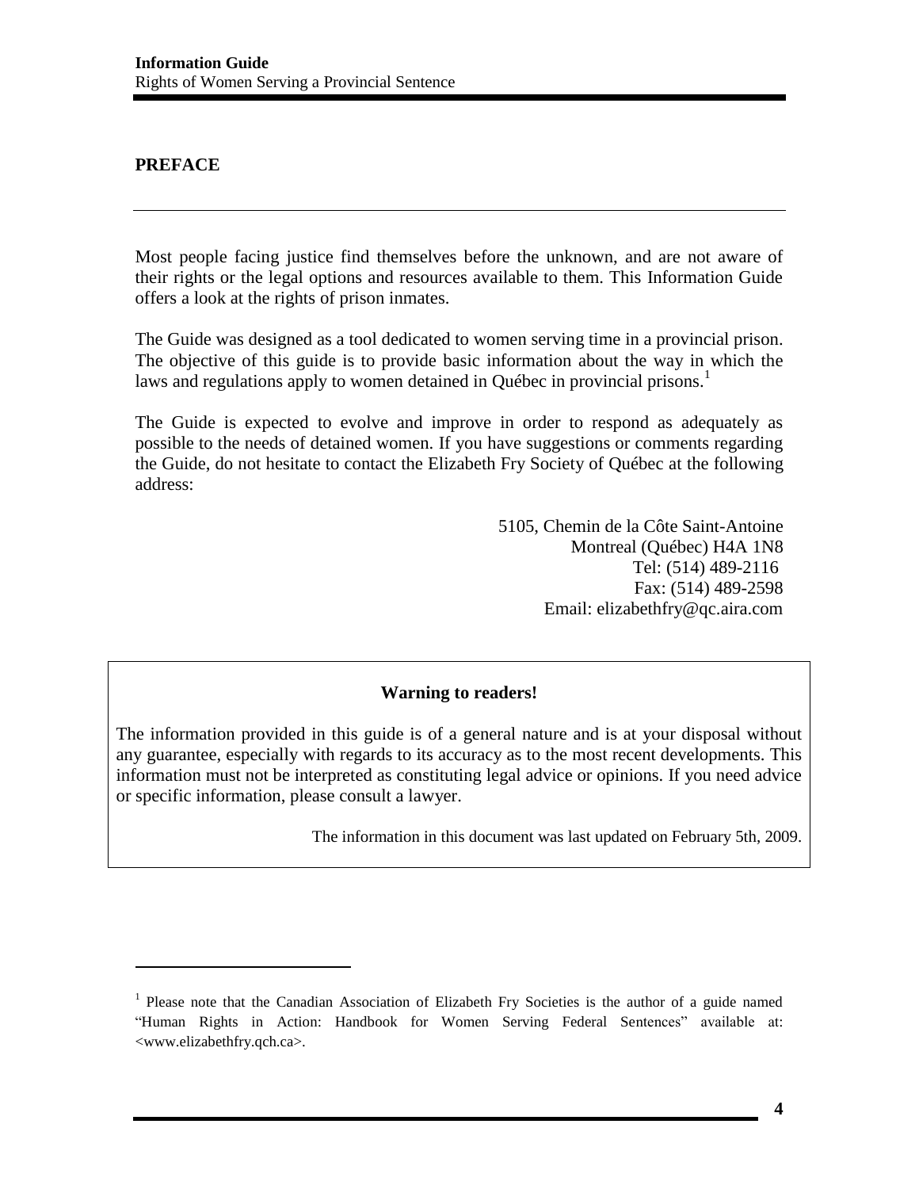## PREFACE

Most people facing justice find themselves before the unknown, and are not aware of their rights or the legal options and resources available to them. This Information Guide offers a look at the rights of prison inmates.

The Guide was designed as a tool dedicated to women serving time in a provincial prison. The objective of this guide is to provide basic information about the way in which the laws and regulations apply to women detained in Québec in provincial prisons.[1]

The Guide is expected to evolve and improve in order to respond as adequately as possible to the needs of detained women. If you have suggestions or comments regarding the Guide, do not hesitate to contact the Elizabeth Fry Society of Québec at the following address:

5105, Chemin de la Côte Saint-Antoine
Montreal (Québec) H4A 1N8
Tel: (514) 489-2116
Fax: (514) 489-2598
Email: elizabethfry@qc.aira.com

> **Warning to readers!**
>
> The information provided in this guide is of a general nature and is at your disposal without any guarantee, especially with regards to its accuracy as to the most recent developments. This information must not be interpreted as constituting legal advice or opinions. If you need advice or specific information, please consult a lawyer.
>
> The information in this document was last updated on February 5th, 2009.

---

[1] Please note that the Canadian Association of Elizabeth Fry Societies is the author of a guide named "Human Rights in Action: Handbook for Women Serving Federal Sentences" available at: <www.elizabethfry.qch.ca>.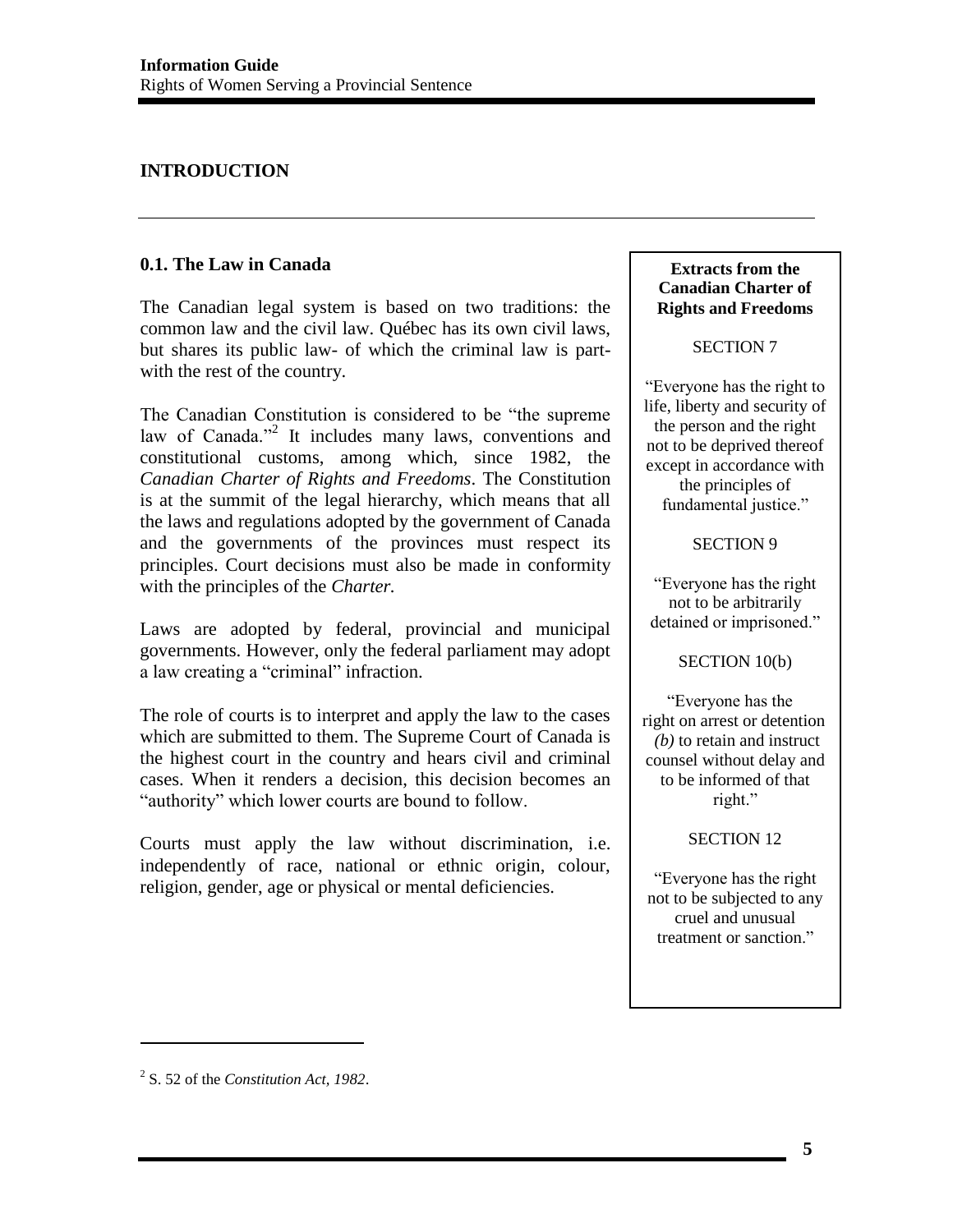## INTRODUCTION

### 0.1. The Law in Canada

The Canadian legal system is based on two traditions: the common law and the civil law. Québec has its own civil laws, but shares its public law- of which the criminal law is part- with the rest of the country.

The Canadian Constitution is considered to be "the supreme law of Canada."[2] It includes many laws, conventions and constitutional customs, among which, since 1982, the *Canadian Charter of Rights and Freedoms*. The Constitution is at the summit of the legal hierarchy, which means that all the laws and regulations adopted by the government of Canada and the governments of the provinces must respect its principles. Court decisions must also be made in conformity with the principles of the *Charter.*

Laws are adopted by federal, provincial and municipal governments. However, only the federal parliament may adopt a law creating a "criminal" infraction.

The role of courts is to interpret and apply the law to the cases which are submitted to them. The Supreme Court of Canada is the highest court in the country and hears civil and criminal cases. When it renders a decision, this decision becomes an "authority" which lower courts are bound to follow.

Courts must apply the law without discrimination, i.e. independently of race, national or ethnic origin, colour, religion, gender, age or physical or mental deficiencies.

**Extracts from the Canadian Charter of Rights and Freedoms**

SECTION 7

"Everyone has the right to life, liberty and security of the person and the right not to be deprived thereof except in accordance with the principles of fundamental justice."

SECTION 9

"Everyone has the right not to be arbitrarily detained or imprisoned."

SECTION 10(b)

"Everyone has the right on arrest or detention *(b)* to retain and instruct counsel without delay and to be informed of that right."

SECTION 12

"Everyone has the right not to be subjected to any cruel and unusual treatment or sanction."

---

[2] S. 52 of the *Constitution Act, 1982*.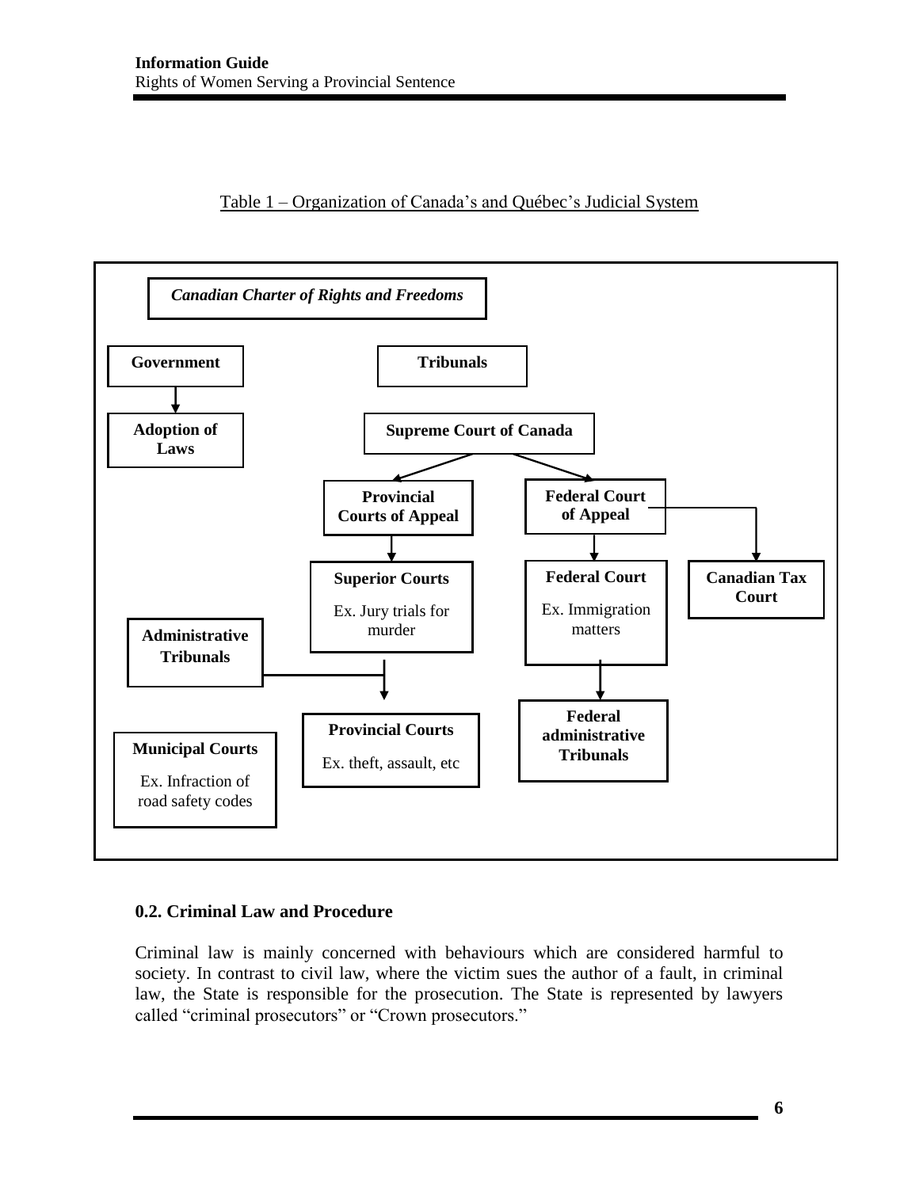Table 1 – Organization of Canada's and Québec's Judicial System

*Canadian Charter of Rights and Freedoms*

**Government** → **Adoption of Laws**

**Tribunals**

**Supreme Court of Canada**

**Provincial Courts of Appeal**

**Federal Court of Appeal**

**Superior Courts**

Ex. Jury trials for murder

**Federal Court**

Ex. Immigration matters

**Canadian Tax Court**

**Administrative Tribunals**

**Provincial Courts**

Ex. theft, assault, etc

**Federal administrative Tribunals**

**Municipal Courts**

Ex. Infraction of road safety codes

### 0.2. Criminal Law and Procedure

Criminal law is mainly concerned with behaviours which are considered harmful to society. In contrast to civil law, where the victim sues the author of a fault, in criminal law, the State is responsible for the prosecution. The State is represented by lawyers called "criminal prosecutors" or "Crown prosecutors."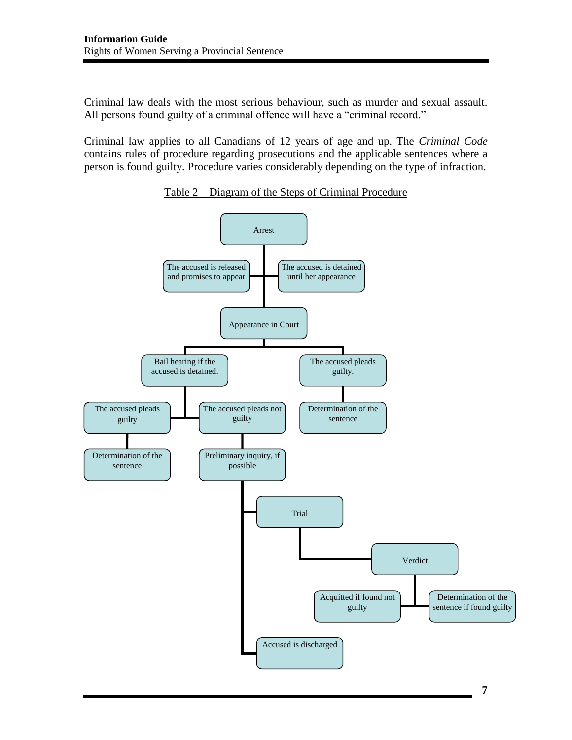Criminal law deals with the most serious behaviour, such as murder and sexual assault. All persons found guilty of a criminal offence will have a "criminal record."

Criminal law applies to all Canadians of 12 years of age and up. The *Criminal Code* contains rules of procedure regarding prosecutions and the applicable sentences where a person is found guilty. Procedure varies considerably depending on the type of infraction.

Table 2 – Diagram of the Steps of Criminal Procedure

- Arrest
  - The accused is released and promises to appear
  - The accused is detained until her appearance
- Appearance in Court
  - Bail hearing if the accused is detained.
    - The accused pleads guilty
      - Determination of the sentence
    - The accused pleads not guilty
      - Preliminary inquiry, if possible
        - Trial
          - Verdict
            - Acquitted if found not guilty
            - Determination of the sentence if found guilty
        - Accused is discharged
  - The accused pleads guilty.
    - Determination of the sentence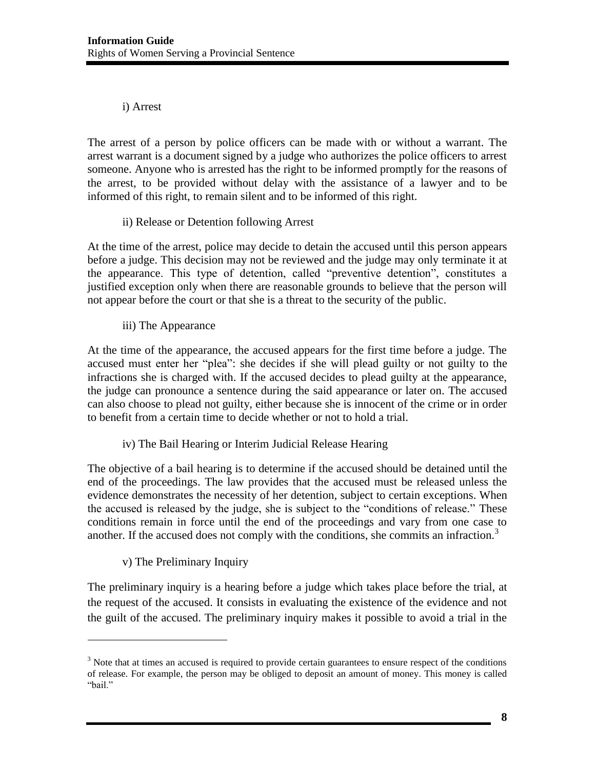i) Arrest

The arrest of a person by police officers can be made with or without a warrant. The arrest warrant is a document signed by a judge who authorizes the police officers to arrest someone. Anyone who is arrested has the right to be informed promptly for the reasons of the arrest, to be provided without delay with the assistance of a lawyer and to be informed of this right, to remain silent and to be informed of this right.

ii) Release or Detention following Arrest

At the time of the arrest, police may decide to detain the accused until this person appears before a judge. This decision may not be reviewed and the judge may only terminate it at the appearance. This type of detention, called "preventive detention", constitutes a justified exception only when there are reasonable grounds to believe that the person will not appear before the court or that she is a threat to the security of the public.

iii) The Appearance

At the time of the appearance, the accused appears for the first time before a judge. The accused must enter her "plea": she decides if she will plead guilty or not guilty to the infractions she is charged with. If the accused decides to plead guilty at the appearance, the judge can pronounce a sentence during the said appearance or later on. The accused can also choose to plead not guilty, either because she is innocent of the crime or in order to benefit from a certain time to decide whether or not to hold a trial.

iv) The Bail Hearing or Interim Judicial Release Hearing

The objective of a bail hearing is to determine if the accused should be detained until the end of the proceedings. The law provides that the accused must be released unless the evidence demonstrates the necessity of her detention, subject to certain exceptions. When the accused is released by the judge, she is subject to the "conditions of release." These conditions remain in force until the end of the proceedings and vary from one case to another. If the accused does not comply with the conditions, she commits an infraction.[3]

v) The Preliminary Inquiry

The preliminary inquiry is a hearing before a judge which takes place before the trial, at the request of the accused. It consists in evaluating the existence of the evidence and not the guilt of the accused. The preliminary inquiry makes it possible to avoid a trial in the

[3] Note that at times an accused is required to provide certain guarantees to ensure respect of the conditions of release. For example, the person may be obliged to deposit an amount of money. This money is called "bail."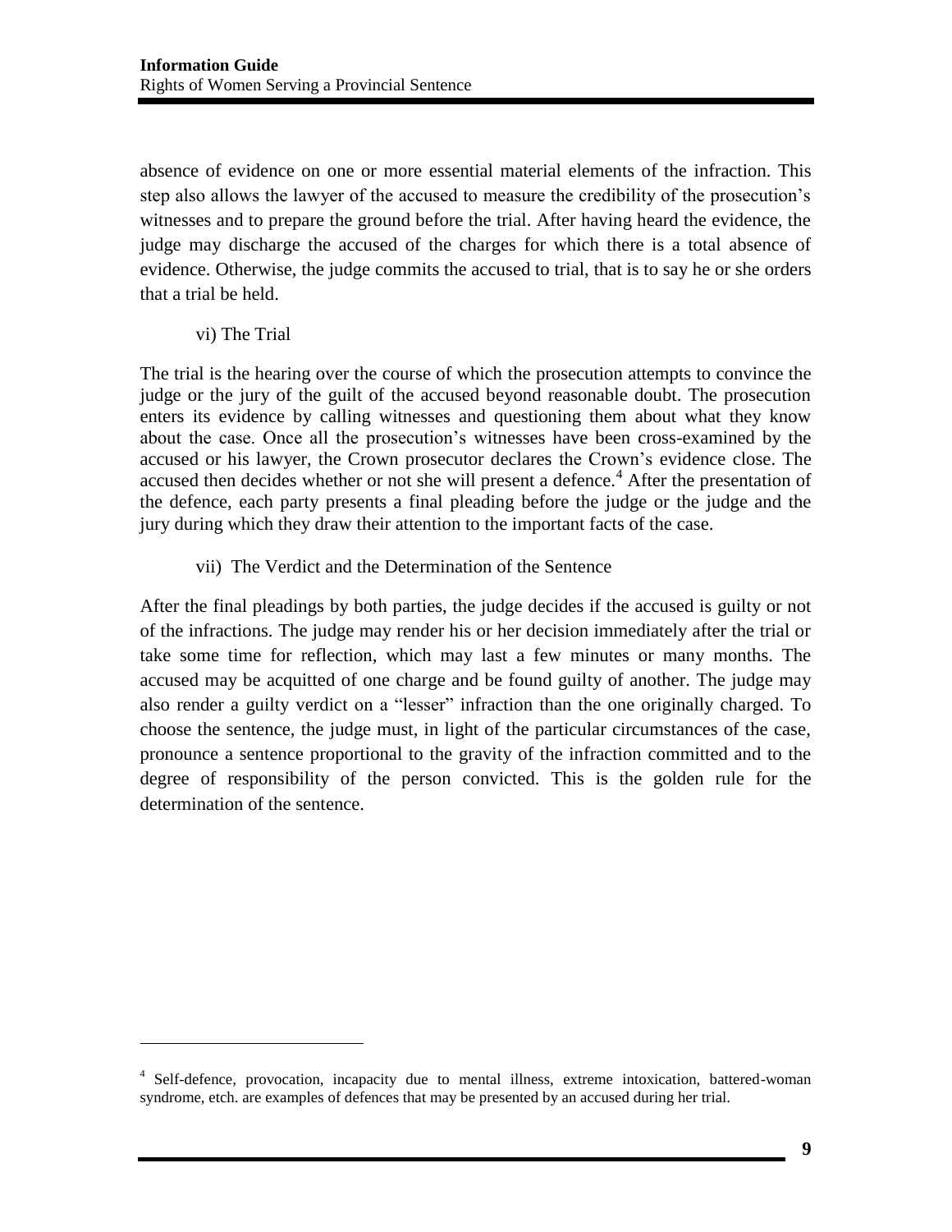absence of evidence on one or more essential material elements of the infraction. This step also allows the lawyer of the accused to measure the credibility of the prosecution's witnesses and to prepare the ground before the trial. After having heard the evidence, the judge may discharge the accused of the charges for which there is a total absence of evidence. Otherwise, the judge commits the accused to trial, that is to say he or she orders that a trial be held.

vi) The Trial

The trial is the hearing over the course of which the prosecution attempts to convince the judge or the jury of the guilt of the accused beyond reasonable doubt. The prosecution enters its evidence by calling witnesses and questioning them about what they know about the case. Once all the prosecution's witnesses have been cross-examined by the accused or his lawyer, the Crown prosecutor declares the Crown's evidence close. The accused then decides whether or not she will present a defence.[4] After the presentation of the defence, each party presents a final pleading before the judge or the judge and the jury during which they draw their attention to the important facts of the case.

vii) The Verdict and the Determination of the Sentence

After the final pleadings by both parties, the judge decides if the accused is guilty or not of the infractions. The judge may render his or her decision immediately after the trial or take some time for reflection, which may last a few minutes or many months. The accused may be acquitted of one charge and be found guilty of another. The judge may also render a guilty verdict on a "lesser" infraction than the one originally charged. To choose the sentence, the judge must, in light of the particular circumstances of the case, pronounce a sentence proportional to the gravity of the infraction committed and to the degree of responsibility of the person convicted. This is the golden rule for the determination of the sentence.

[4] Self-defence, provocation, incapacity due to mental illness, extreme intoxication, battered-woman syndrome, etch. are examples of defences that may be presented by an accused during her trial.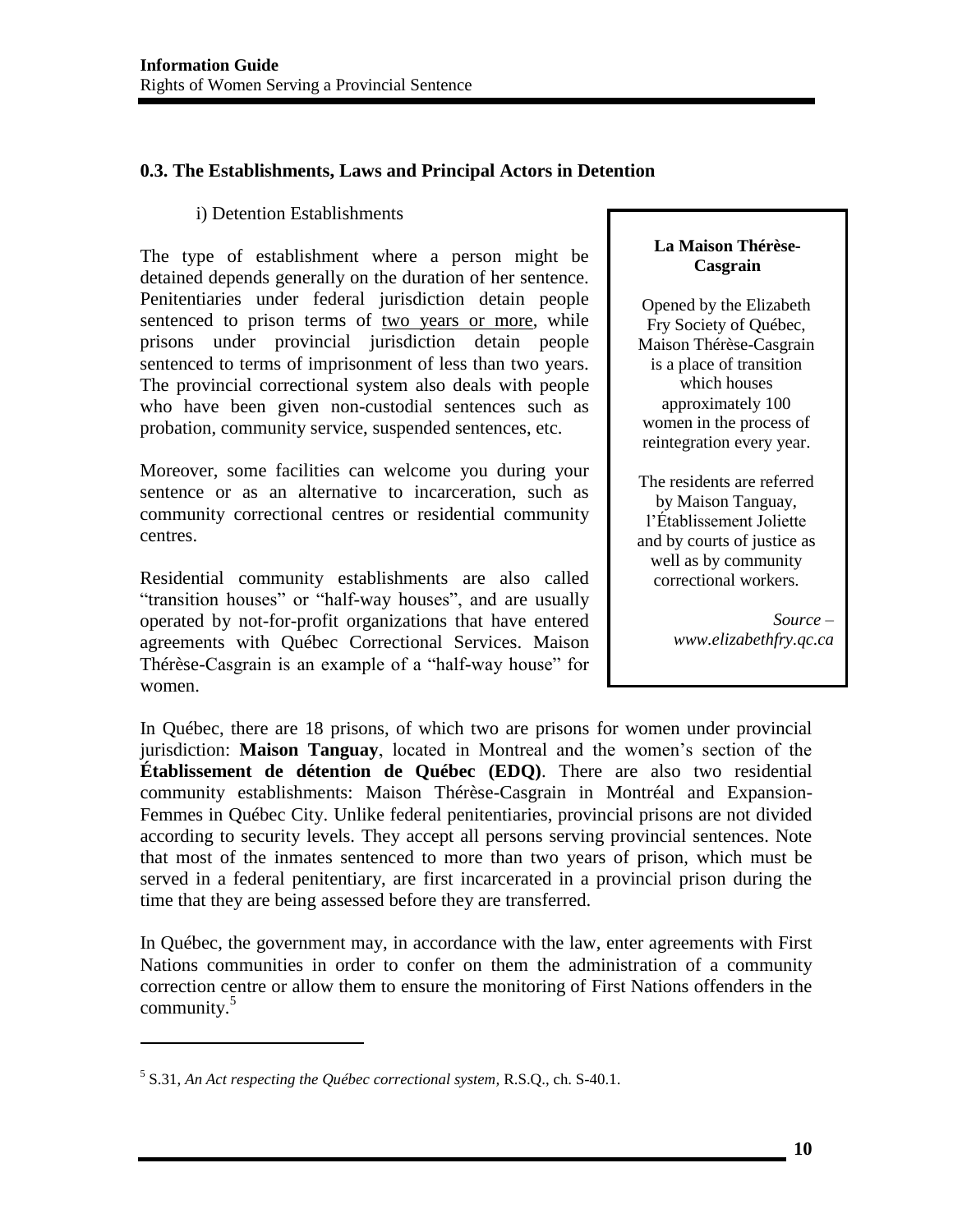## 0.3. The Establishments, Laws and Principal Actors in Detention

### i) Detention Establishments

The type of establishment where a person might be detained depends generally on the duration of her sentence. Penitentiaries under federal jurisdiction detain people sentenced to prison terms of two years or more, while prisons under provincial jurisdiction detain people sentenced to terms of imprisonment of less than two years. The provincial correctional system also deals with people who have been given non-custodial sentences such as probation, community service, suspended sentences, etc.

Moreover, some facilities can welcome you during your sentence or as an alternative to incarceration, such as community correctional centres or residential community centres.

Residential community establishments are also called "transition houses" or "half-way houses", and are usually operated by not-for-profit organizations that have entered agreements with Québec Correctional Services. Maison Thérèse-Casgrain is an example of a "half-way house" for women.

> **La Maison Thérèse-Casgrain**
>
> Opened by the Elizabeth Fry Society of Québec, Maison Thérèse-Casgrain is a place of transition which houses approximately 100 women in the process of reintegration every year.
>
> The residents are referred by Maison Tanguay, l'Établissement Joliette and by courts of justice as well as by community correctional workers.
>
> *Source – www.elizabethfry.qc.ca*

In Québec, there are 18 prisons, of which two are prisons for women under provincial jurisdiction: **Maison Tanguay**, located in Montreal and the women's section of the **Établissement de détention de Québec (EDQ)**. There are also two residential community establishments: Maison Thérèse-Casgrain in Montréal and Expansion-Femmes in Québec City. Unlike federal penitentiaries, provincial prisons are not divided according to security levels. They accept all persons serving provincial sentences. Note that most of the inmates sentenced to more than two years of prison, which must be served in a federal penitentiary, are first incarcerated in a provincial prison during the time that they are being assessed before they are transferred.

In Québec, the government may, in accordance with the law, enter agreements with First Nations communities in order to confer on them the administration of a community correction centre or allow them to ensure the monitoring of First Nations offenders in the community.[5]

---

[5] S.31, *An Act respecting the Québec correctional system,* R.S.Q., ch. S-40.1.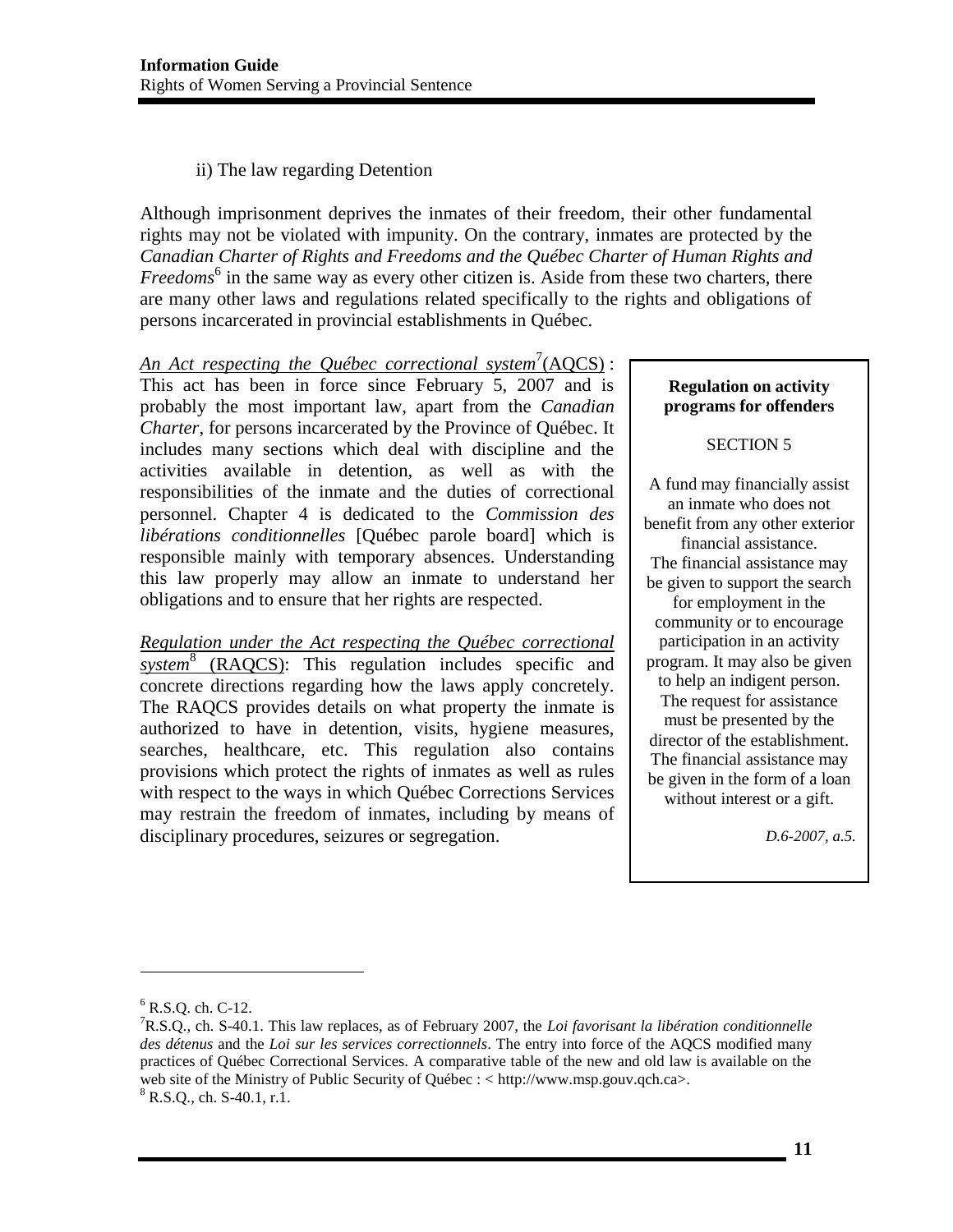ii) The law regarding Detention

Although imprisonment deprives the inmates of their freedom, their other fundamental rights may not be violated with impunity. On the contrary, inmates are protected by the *Canadian Charter of Rights and Freedoms and the Québec Charter of Human Rights and Freedoms*[6] in the same way as every other citizen is. Aside from these two charters, there are many other laws and regulations related specifically to the rights and obligations of persons incarcerated in provincial establishments in Québec.

*An Act respecting the Québec correctional system*[7](AQCS) : This act has been in force since February 5, 2007 and is probably the most important law, apart from the *Canadian Charter*, for persons incarcerated by the Province of Québec. It includes many sections which deal with discipline and the activities available in detention, as well as with the responsibilities of the inmate and the duties of correctional personnel. Chapter 4 is dedicated to the *Commission des libérations conditionnelles* [Québec parole board] which is responsible mainly with temporary absences. Understanding this law properly may allow an inmate to understand her obligations and to ensure that her rights are respected.

*Regulation under the Act respecting the Québec correctional system*[8] (RAQCS): This regulation includes specific and concrete directions regarding how the laws apply concretely. The RAQCS provides details on what property the inmate is authorized to have in detention, visits, hygiene measures, searches, healthcare, etc. This regulation also contains provisions which protect the rights of inmates as well as rules with respect to the ways in which Québec Corrections Services may restrain the freedom of inmates, including by means of disciplinary procedures, seizures or segregation.

> **Regulation on activity programs for offenders**
>
> SECTION 5
>
> A fund may financially assist an inmate who does not benefit from any other exterior financial assistance.
> The financial assistance may be given to support the search for employment in the community or to encourage participation in an activity program. It may also be given to help an indigent person.
> The request for assistance must be presented by the director of the establishment.
> The financial assistance may be given in the form of a loan without interest or a gift.
>
> *D.6-2007, a.5.*

---

[6] R.S.Q. ch. C-12.

[7] R.S.Q., ch. S-40.1. This law replaces, as of February 2007, the *Loi favorisant la libération conditionnelle des détenus* and the *Loi sur les services correctionnels*. The entry into force of the AQCS modified many practices of Québec Correctional Services. A comparative table of the new and old law is available on the web site of the Ministry of Public Security of Québec : < http://www.msp.gouv.qch.ca>.

[8] R.S.Q., ch. S-40.1, r.1.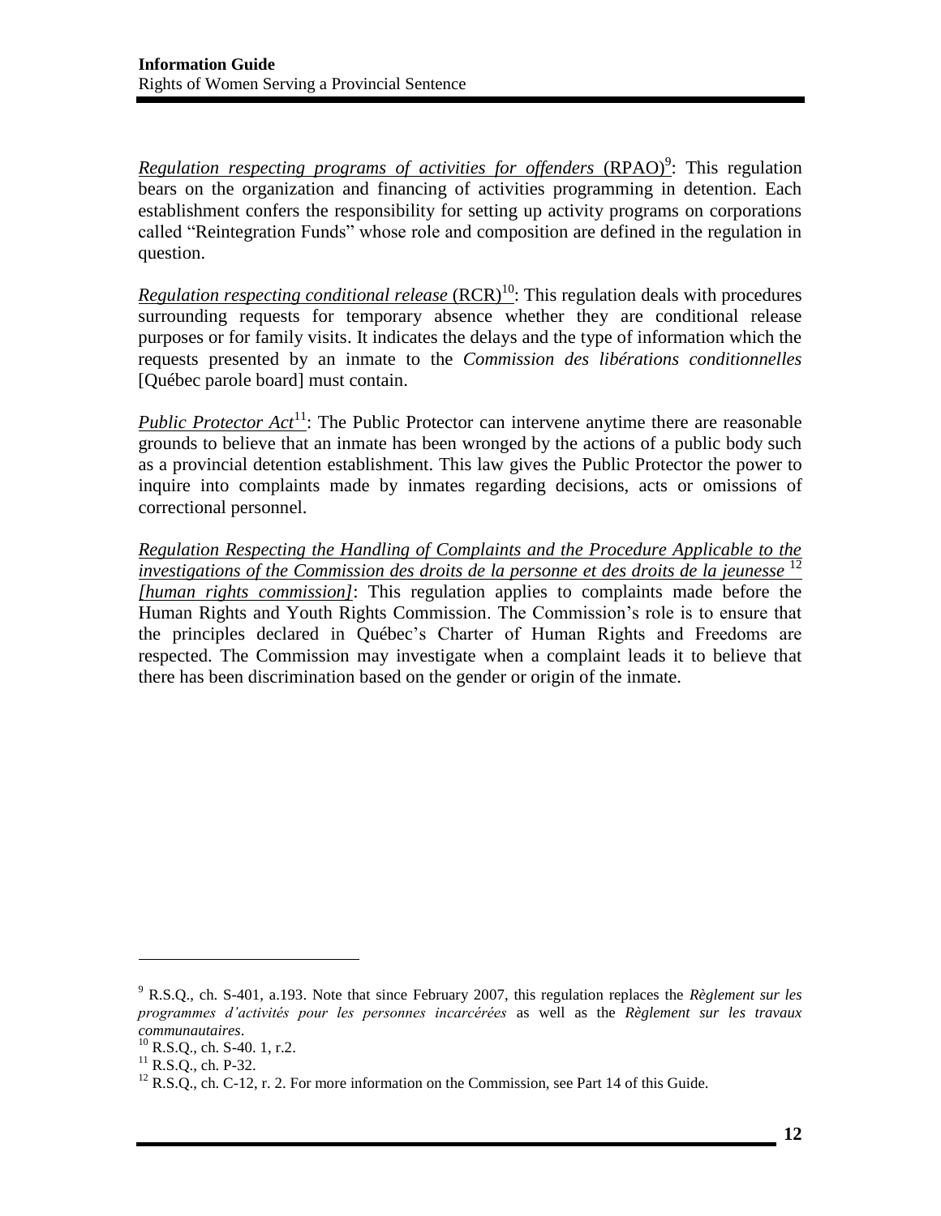*Regulation respecting programs of activities for offenders* (RPAO)[9]: This regulation bears on the organization and financing of activities programming in detention. Each establishment confers the responsibility for setting up activity programs on corporations called "Reintegration Funds" whose role and composition are defined in the regulation in question.

*Regulation respecting conditional release* (RCR)[10]: This regulation deals with procedures surrounding requests for temporary absence whether they are conditional release purposes or for family visits. It indicates the delays and the type of information which the requests presented by an inmate to the *Commission des libérations conditionnelles* [Québec parole board] must contain.

*Public Protector Act*[11]: The Public Protector can intervene anytime there are reasonable grounds to believe that an inmate has been wronged by the actions of a public body such as a provincial detention establishment. This law gives the Public Protector the power to inquire into complaints made by inmates regarding decisions, acts or omissions of correctional personnel.

*Regulation Respecting the Handling of Complaints and the Procedure Applicable to the investigations of the Commission des droits de la personne et des droits de la jeunesse*[12] *[human rights commission]*: This regulation applies to complaints made before the Human Rights and Youth Rights Commission. The Commission's role is to ensure that the principles declared in Québec's Charter of Human Rights and Freedoms are respected. The Commission may investigate when a complaint leads it to believe that there has been discrimination based on the gender or origin of the inmate.

---

[9] R.S.Q., ch. S-401, a.193. Note that since February 2007, this regulation replaces the *Règlement sur les programmes d'activités pour les personnes incarcérées* as well as the *Règlement sur les travaux communautaires*.

[10] R.S.Q., ch. S-40. 1, r.2.

[11] R.S.Q., ch. P-32.

[12] R.S.Q., ch. C-12, r. 2. For more information on the Commission, see Part 14 of this Guide.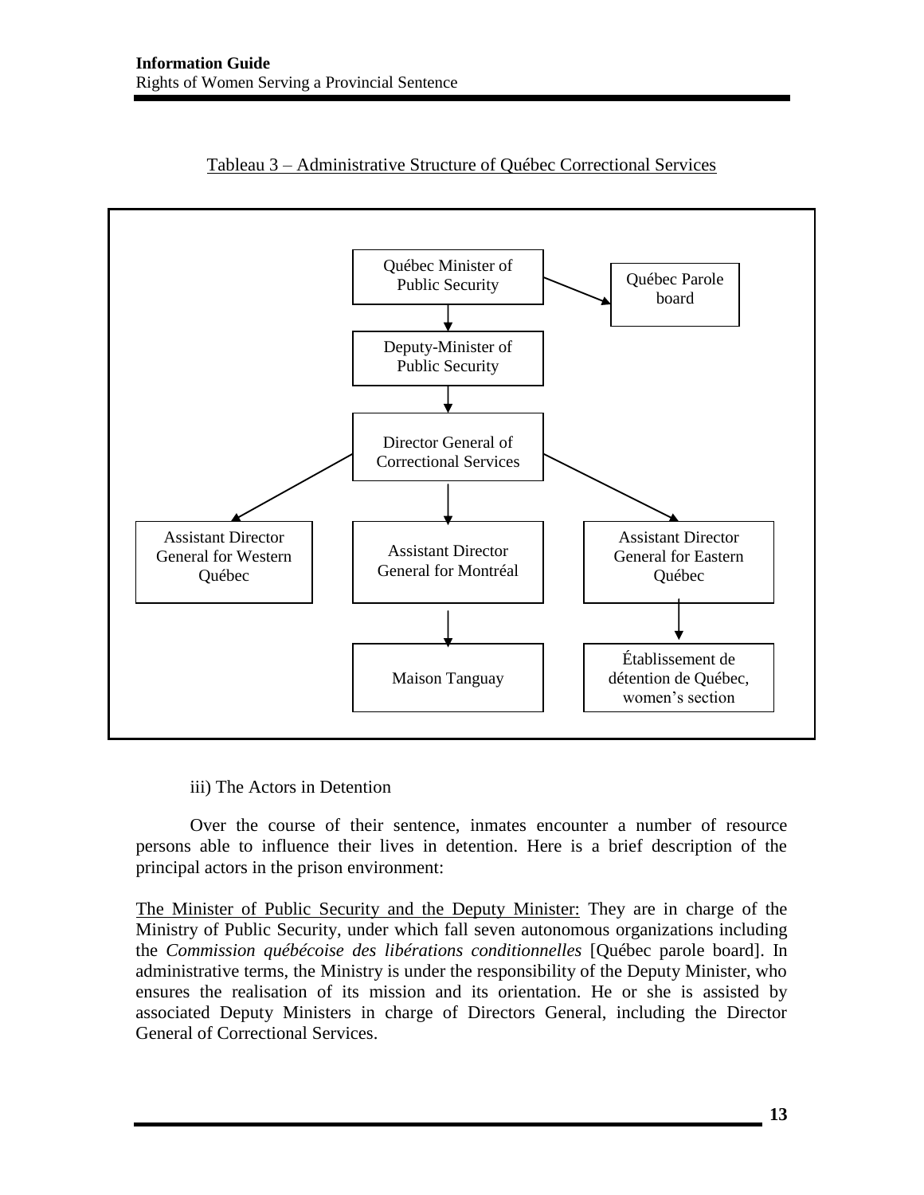Tableau 3 – Administrative Structure of Québec Correctional Services

- Québec Minister of Public Security
  - Québec Parole board
  - Deputy-Minister of Public Security
    - Director General of Correctional Services
      - Assistant Director General for Western Québec
      - Assistant Director General for Montréal
        - Maison Tanguay
      - Assistant Director General for Eastern Québec
        - Établissement de détention de Québec, women's section

iii) The Actors in Detention

Over the course of their sentence, inmates encounter a number of resource persons able to influence their lives in detention. Here is a brief description of the principal actors in the prison environment:

The Minister of Public Security and the Deputy Minister: They are in charge of the Ministry of Public Security, under which fall seven autonomous organizations including the *Commission québécoise des libérations conditionnelles* [Québec parole board]. In administrative terms, the Ministry is under the responsibility of the Deputy Minister, who ensures the realisation of its mission and its orientation. He or she is assisted by associated Deputy Ministers in charge of Directors General, including the Director General of Correctional Services.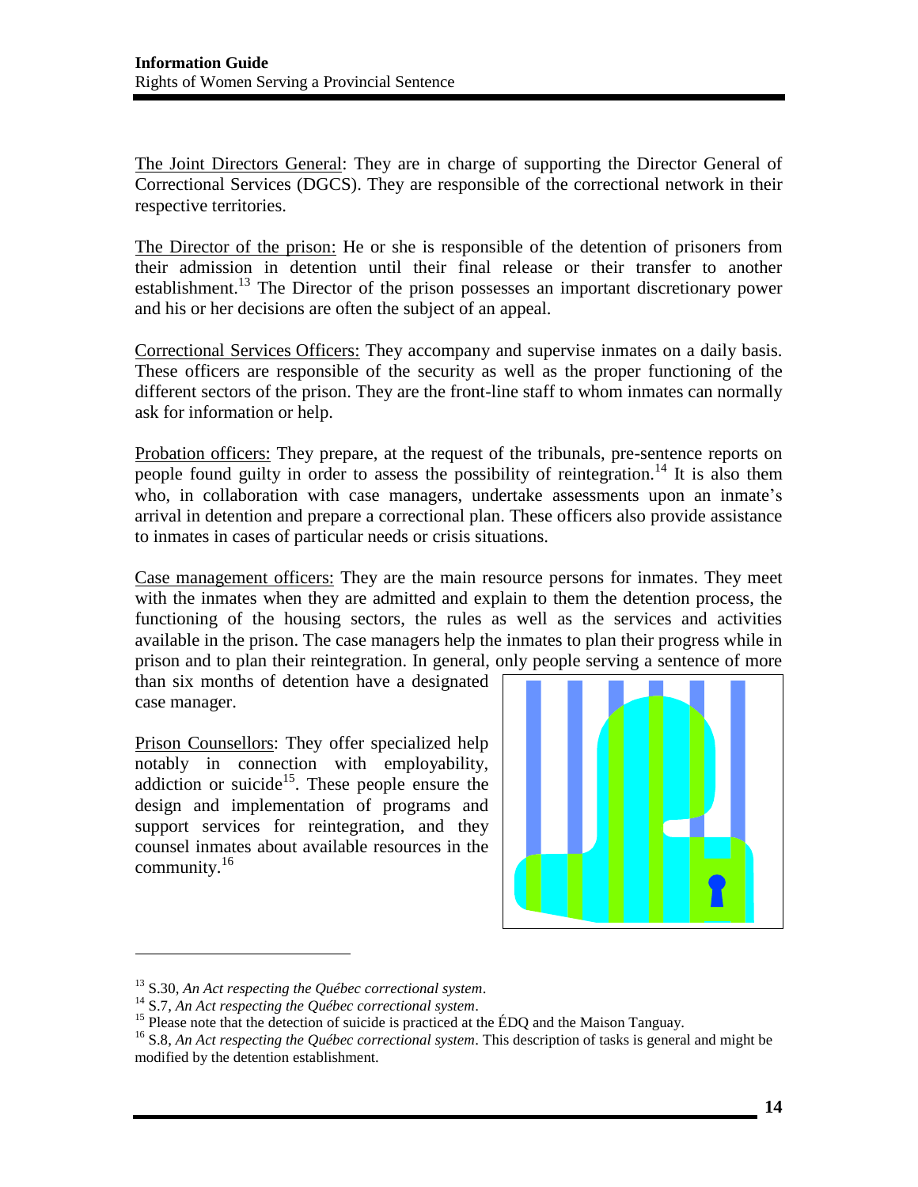The Joint Directors General: They are in charge of supporting the Director General of Correctional Services (DGCS). They are responsible of the correctional network in their respective territories.

The Director of the prison: He or she is responsible of the detention of prisoners from their admission in detention until their final release or their transfer to another establishment.[13] The Director of the prison possesses an important discretionary power and his or her decisions are often the subject of an appeal.

Correctional Services Officers: They accompany and supervise inmates on a daily basis. These officers are responsible of the security as well as the proper functioning of the different sectors of the prison. They are the front-line staff to whom inmates can normally ask for information or help.

Probation officers: They prepare, at the request of the tribunals, pre-sentence reports on people found guilty in order to assess the possibility of reintegration.[14] It is also them who, in collaboration with case managers, undertake assessments upon an inmate's arrival in detention and prepare a correctional plan. These officers also provide assistance to inmates in cases of particular needs or crisis situations.

Case management officers: They are the main resource persons for inmates. They meet with the inmates when they are admitted and explain to them the detention process, the functioning of the housing sectors, the rules as well as the services and activities available in the prison. The case managers help the inmates to plan their progress while in prison and to plan their reintegration. In general, only people serving a sentence of more than six months of detention have a designated case manager.

Prison Counsellors: They offer specialized help notably in connection with employability, addiction or suicide[15]. These people ensure the design and implementation of programs and support services for reintegration, and they counsel inmates about available resources in the community.[16]

---

[13] S.30, *An Act respecting the Québec correctional system*.

[14] S.7, *An Act respecting the Québec correctional system*.

[15] Please note that the detection of suicide is practiced at the ÉDQ and the Maison Tanguay.

[16] S.8, *An Act respecting the Québec correctional system*. This description of tasks is general and might be modified by the detention establishment.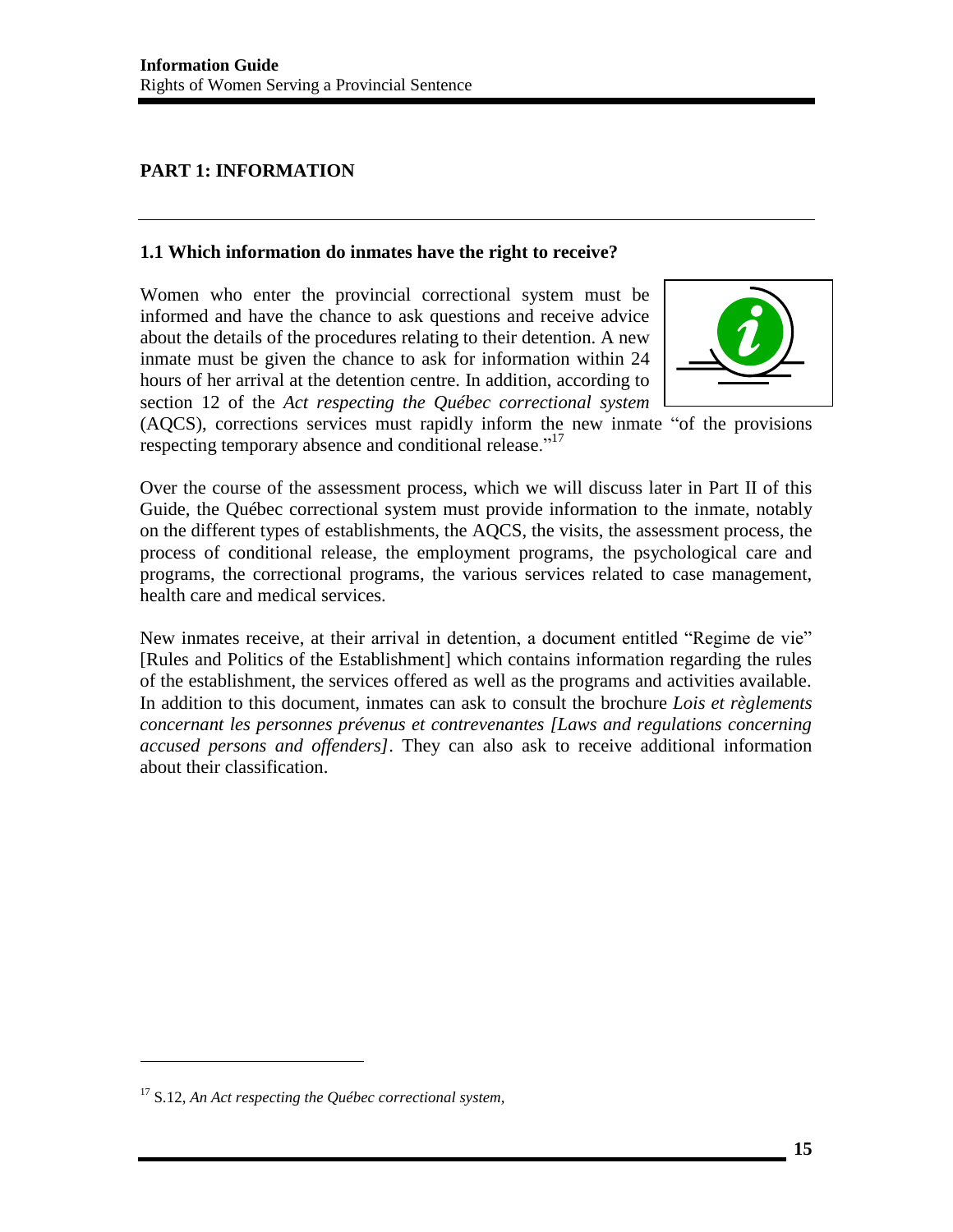## PART 1: INFORMATION

### 1.1 Which information do inmates have the right to receive?

Women who enter the provincial correctional system must be informed and have the chance to ask questions and receive advice about the details of the procedures relating to their detention. A new inmate must be given the chance to ask for information within 24 hours of her arrival at the detention centre. In addition, according to section 12 of the *Act respecting the Québec correctional system* (AQCS), corrections services must rapidly inform the new inmate "of the provisions respecting temporary absence and conditional release."[17]

Over the course of the assessment process, which we will discuss later in Part II of this Guide, the Québec correctional system must provide information to the inmate, notably on the different types of establishments, the AQCS, the visits, the assessment process, the process of conditional release, the employment programs, the psychological care and programs, the correctional programs, the various services related to case management, health care and medical services.

New inmates receive, at their arrival in detention, a document entitled "Regime de vie" [Rules and Politics of the Establishment] which contains information regarding the rules of the establishment, the services offered as well as the programs and activities available. In addition to this document, inmates can ask to consult the brochure *Lois et règlements concernant les personnes prévenus et contrevenantes [Laws and regulations concerning accused persons and offenders]*. They can also ask to receive additional information about their classification.

---

[17] S.12, *An Act respecting the Québec correctional system,*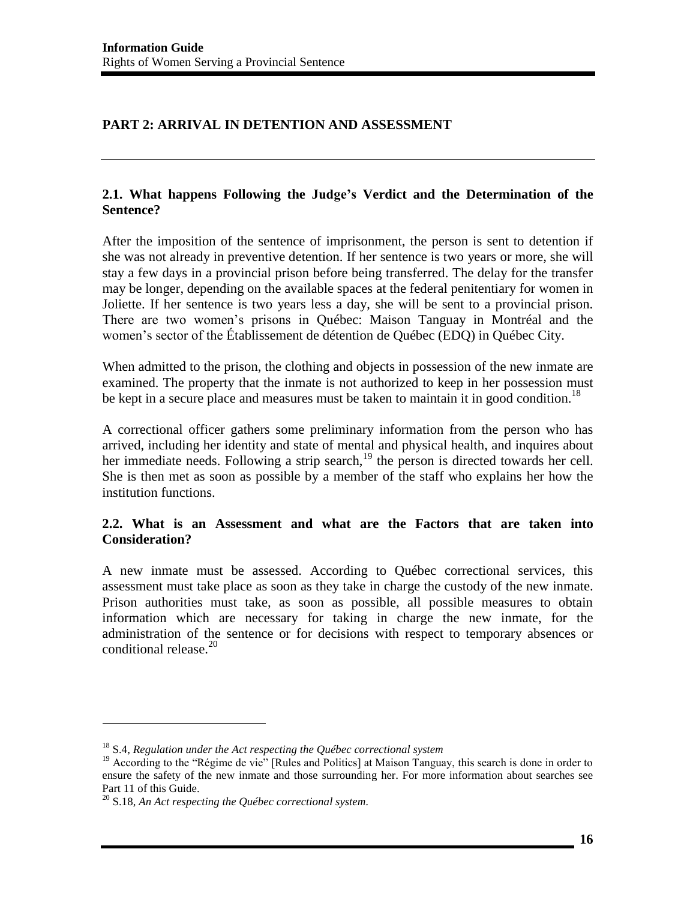## PART 2: ARRIVAL IN DETENTION AND ASSESSMENT

### 2.1. What happens Following the Judge's Verdict and the Determination of the Sentence?

After the imposition of the sentence of imprisonment, the person is sent to detention if she was not already in preventive detention. If her sentence is two years or more, she will stay a few days in a provincial prison before being transferred. The delay for the transfer may be longer, depending on the available spaces at the federal penitentiary for women in Joliette. If her sentence is two years less a day, she will be sent to a provincial prison. There are two women's prisons in Québec: Maison Tanguay in Montréal and the women's sector of the Établissement de détention de Québec (EDQ) in Québec City.

When admitted to the prison, the clothing and objects in possession of the new inmate are examined. The property that the inmate is not authorized to keep in her possession must be kept in a secure place and measures must be taken to maintain it in good condition.[18]

A correctional officer gathers some preliminary information from the person who has arrived, including her identity and state of mental and physical health, and inquires about her immediate needs. Following a strip search,[19] the person is directed towards her cell. She is then met as soon as possible by a member of the staff who explains her how the institution functions.

### 2.2. What is an Assessment and what are the Factors that are taken into Consideration?

A new inmate must be assessed. According to Québec correctional services, this assessment must take place as soon as they take in charge the custody of the new inmate. Prison authorities must take, as soon as possible, all possible measures to obtain information which are necessary for taking in charge the new inmate, for the administration of the sentence or for decisions with respect to temporary absences or conditional release.[20]

---

[18] S.4, *Regulation under the Act respecting the Québec correctional system*

[19] According to the "Régime de vie" [Rules and Politics] at Maison Tanguay, this search is done in order to ensure the safety of the new inmate and those surrounding her. For more information about searches see Part 11 of this Guide.

[20] S.18, *An Act respecting the Québec correctional system*.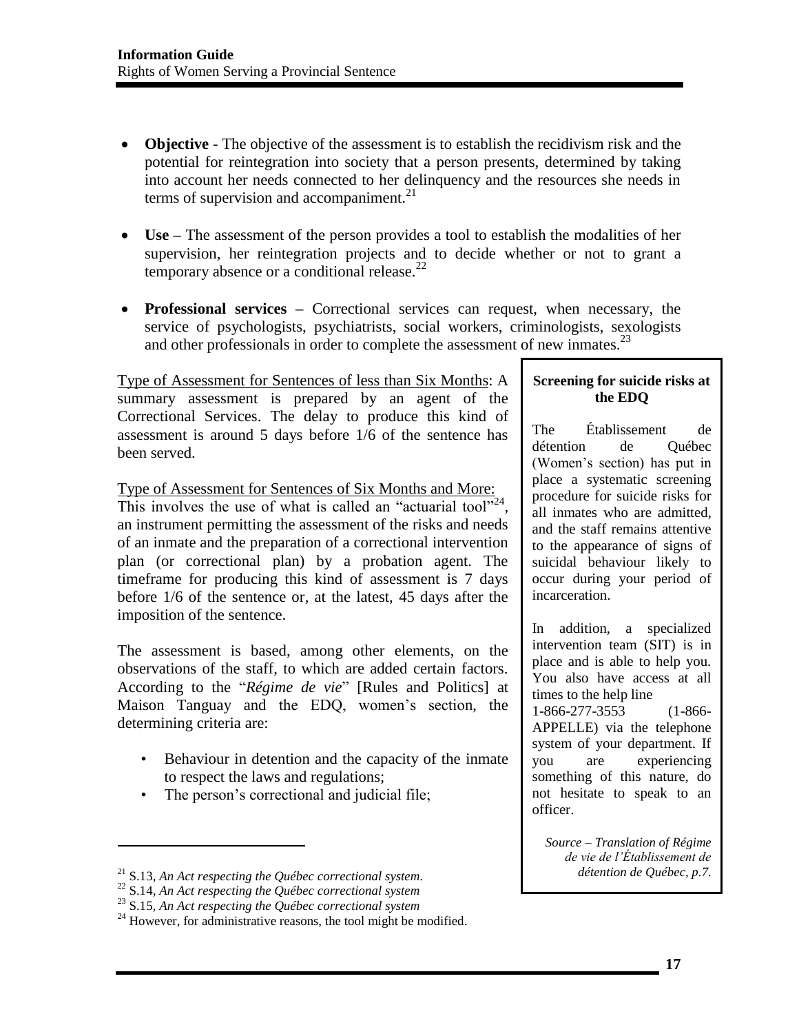- **Objective -** The objective of the assessment is to establish the recidivism risk and the potential for reintegration into society that a person presents, determined by taking into account her needs connected to her delinquency and the resources she needs in terms of supervision and accompaniment.[21]

- **Use –** The assessment of the person provides a tool to establish the modalities of her supervision, her reintegration projects and to decide whether or not to grant a temporary absence or a conditional release.[22]

- **Professional services –** Correctional services can request, when necessary, the service of psychologists, psychiatrists, social workers, criminologists, sexologists and other professionals in order to complete the assessment of new inmates.[23]

Type of Assessment for Sentences of less than Six Months: A summary assessment is prepared by an agent of the Correctional Services. The delay to produce this kind of assessment is around 5 days before 1/6 of the sentence has been served.

Type of Assessment for Sentences of Six Months and More: This involves the use of what is called an "actuarial tool"[24], an instrument permitting the assessment of the risks and needs of an inmate and the preparation of a correctional intervention plan (or correctional plan) by a probation agent. The timeframe for producing this kind of assessment is 7 days before 1/6 of the sentence or, at the latest, 45 days after the imposition of the sentence.

The assessment is based, among other elements, on the observations of the staff, to which are added certain factors. According to the "*Régime de vie*" [Rules and Politics] at Maison Tanguay and the EDQ, women's section, the determining criteria are:

- Behaviour in detention and the capacity of the inmate to respect the laws and regulations;
- The person's correctional and judicial file;

**Screening for suicide risks at the EDQ**

The Établissement de détention de Québec (Women's section) has put in place a systematic screening procedure for suicide risks for all inmates who are admitted, and the staff remains attentive to the appearance of signs of suicidal behaviour likely to occur during your period of incarceration.

In addition, a specialized intervention team (SIT) is in place and is able to help you. You also have access at all times to the help line 1-866-277-3553 (1-866-APPELLE) via the telephone system of your department. If you are experiencing something of this nature, do not hesitate to speak to an officer.

*Source – Translation of Régime de vie de l'Établissement de détention de Québec, p.7.*

[21] S.13, *An Act respecting the Québec correctional system*.
[22] S.14, *An Act respecting the Québec correctional system*
[23] S.15, *An Act respecting the Québec correctional system*
[24] However, for administrative reasons, the tool might be modified.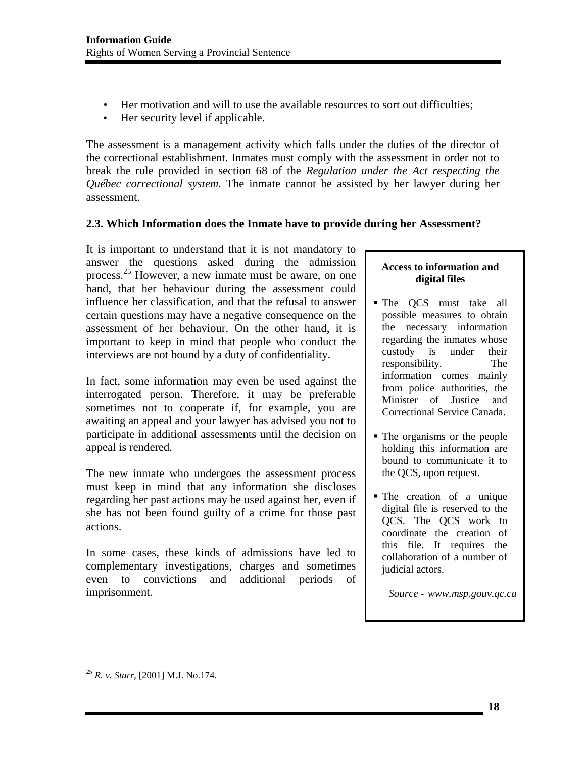- Her motivation and will to use the available resources to sort out difficulties;
- Her security level if applicable.

The assessment is a management activity which falls under the duties of the director of the correctional establishment. Inmates must comply with the assessment in order not to break the rule provided in section 68 of the *Regulation under the Act respecting the Québec correctional system.* The inmate cannot be assisted by her lawyer during her assessment.

### 2.3. Which Information does the Inmate have to provide during her Assessment?

It is important to understand that it is not mandatory to answer the questions asked during the admission process.[25] However, a new inmate must be aware, on one hand, that her behaviour during the assessment could influence her classification, and that the refusal to answer certain questions may have a negative consequence on the assessment of her behaviour. On the other hand, it is important to keep in mind that people who conduct the interviews are not bound by a duty of confidentiality.

In fact, some information may even be used against the interrogated person. Therefore, it may be preferable sometimes not to cooperate if, for example, you are awaiting an appeal and your lawyer has advised you not to participate in additional assessments until the decision on appeal is rendered.

The new inmate who undergoes the assessment process must keep in mind that any information she discloses regarding her past actions may be used against her, even if she has not been found guilty of a crime for those past actions.

In some cases, these kinds of admissions have led to complementary investigations, charges and sometimes even to convictions and additional periods of imprisonment.

**Access to information and digital files**

- The QCS must take all possible measures to obtain the necessary information regarding the inmates whose custody is under their responsibility. The information comes mainly from police authorities, the Minister of Justice and Correctional Service Canada.
- The organisms or the people holding this information are bound to communicate it to the QCS, upon request.
- The creation of a unique digital file is reserved to the QCS. The QCS work to coordinate the creation of this file. It requires the collaboration of a number of judicial actors.

*Source - www.msp.gouv.qc.ca*

---

[25] *R. v. Starr*, [2001] M.J. No.174.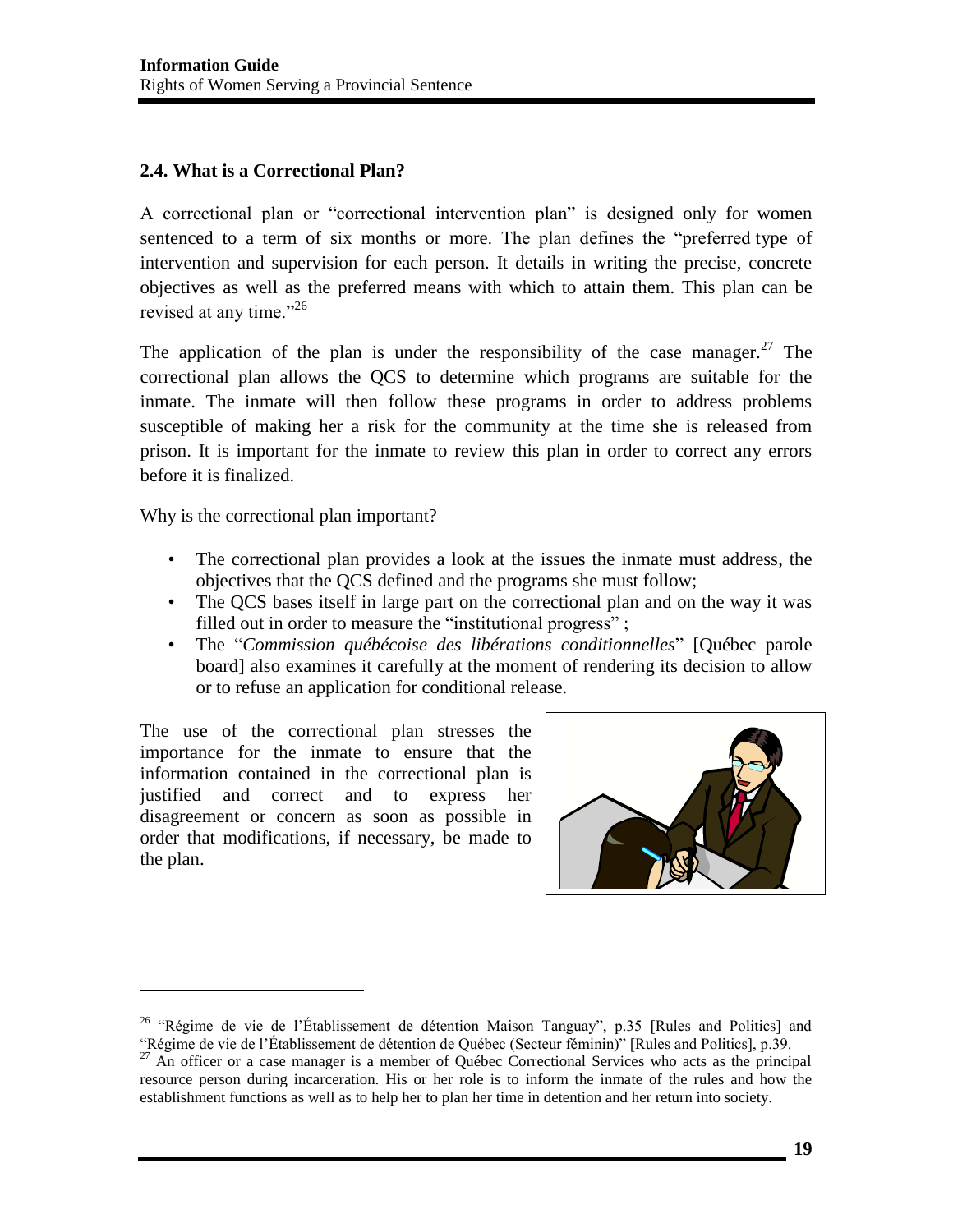## 2.4. What is a Correctional Plan?

A correctional plan or "correctional intervention plan" is designed only for women sentenced to a term of six months or more. The plan defines the "preferred type of intervention and supervision for each person. It details in writing the precise, concrete objectives as well as the preferred means with which to attain them. This plan can be revised at any time."[26]

The application of the plan is under the responsibility of the case manager.[27] The correctional plan allows the QCS to determine which programs are suitable for the inmate. The inmate will then follow these programs in order to address problems susceptible of making her a risk for the community at the time she is released from prison. It is important for the inmate to review this plan in order to correct any errors before it is finalized.

Why is the correctional plan important?

- The correctional plan provides a look at the issues the inmate must address, the objectives that the QCS defined and the programs she must follow;
- The QCS bases itself in large part on the correctional plan and on the way it was filled out in order to measure the "institutional progress" ;
- The "*Commission québécoise des libérations conditionnelles*" [Québec parole board] also examines it carefully at the moment of rendering its decision to allow or to refuse an application for conditional release.

The use of the correctional plan stresses the importance for the inmate to ensure that the information contained in the correctional plan is justified and correct and to express her disagreement or concern as soon as possible in order that modifications, if necessary, be made to the plan.

---

[26] "Régime de vie de l'Établissement de détention Maison Tanguay", p.35 [Rules and Politics] and "Régime de vie de l'Établissement de détention de Québec (Secteur féminin)" [Rules and Politics], p.39.

[27] An officer or a case manager is a member of Québec Correctional Services who acts as the principal resource person during incarceration. His or her role is to inform the inmate of the rules and how the establishment functions as well as to help her to plan her time in detention and her return into society.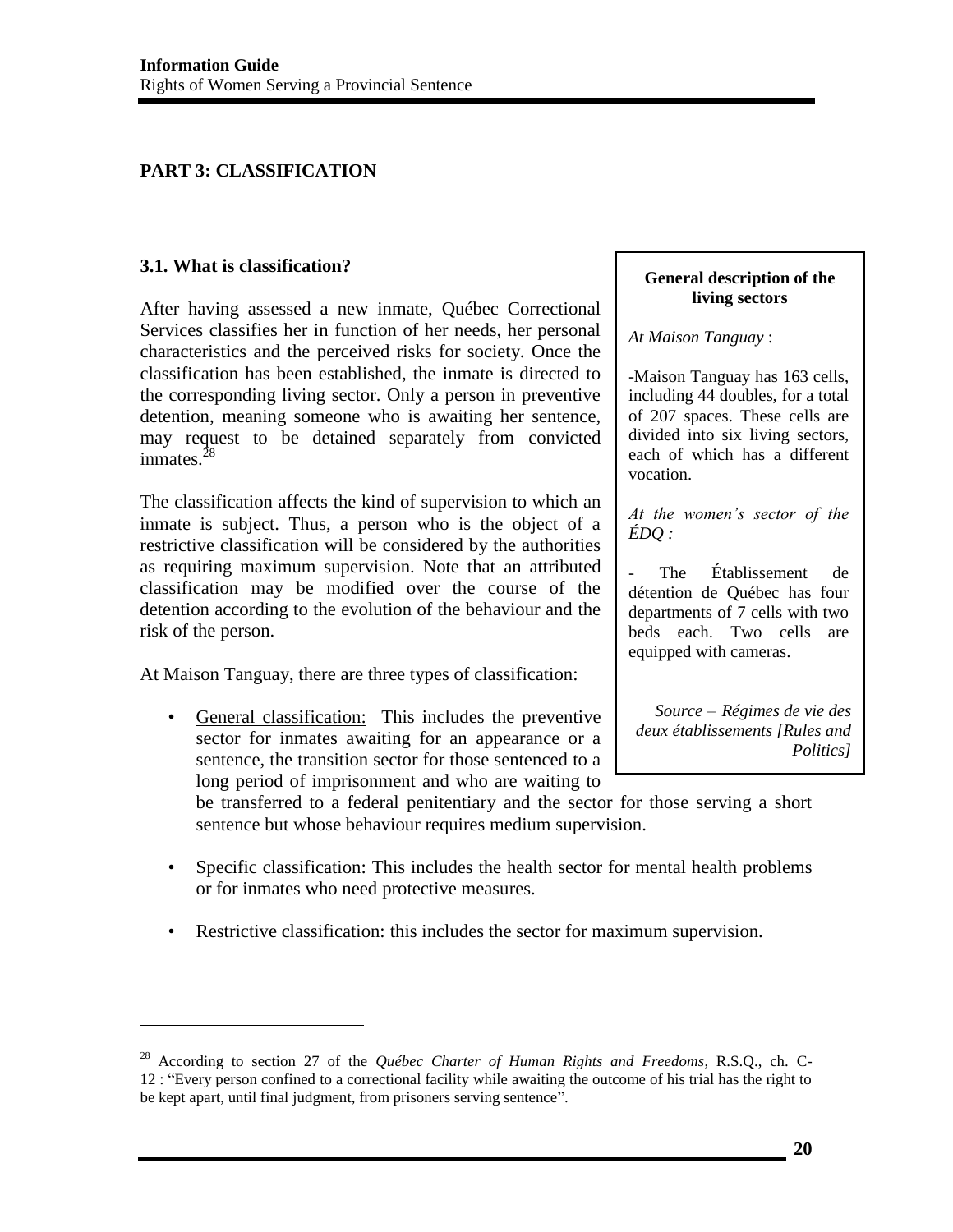## PART 3: CLASSIFICATION

### 3.1. What is classification?

After having assessed a new inmate, Québec Correctional Services classifies her in function of her needs, her personal characteristics and the perceived risks for society. Once the classification has been established, the inmate is directed to the corresponding living sector. Only a person in preventive detention, meaning someone who is awaiting her sentence, may request to be detained separately from convicted inmates.[28]

The classification affects the kind of supervision to which an inmate is subject. Thus, a person who is the object of a restrictive classification will be considered by the authorities as requiring maximum supervision. Note that an attributed classification may be modified over the course of the detention according to the evolution of the behaviour and the risk of the person.

At Maison Tanguay, there are three types of classification:

- General classification: This includes the preventive sector for inmates awaiting for an appearance or a sentence, the transition sector for those sentenced to a long period of imprisonment and who are waiting to be transferred to a federal penitentiary and the sector for those serving a short sentence but whose behaviour requires medium supervision.
- Specific classification: This includes the health sector for mental health problems or for inmates who need protective measures.
- Restrictive classification: this includes the sector for maximum supervision.

> **General description of the living sectors**
>
> *At Maison Tanguay* :
>
> -Maison Tanguay has 163 cells, including 44 doubles, for a total of 207 spaces. These cells are divided into six living sectors, each of which has a different vocation.
>
> *At the women's sector of the ÉDQ :*
>
> - The Établissement de détention de Québec has four departments of 7 cells with two beds each. Two cells are equipped with cameras.
>
> *Source – Régimes de vie des deux établissements [Rules and Politics]*

[28] According to section 27 of the *Québec Charter of Human Rights and Freedoms*, R.S.Q., ch. C-12 : "Every person confined to a correctional facility while awaiting the outcome of his trial has the right to be kept apart, until final judgment, from prisoners serving sentence".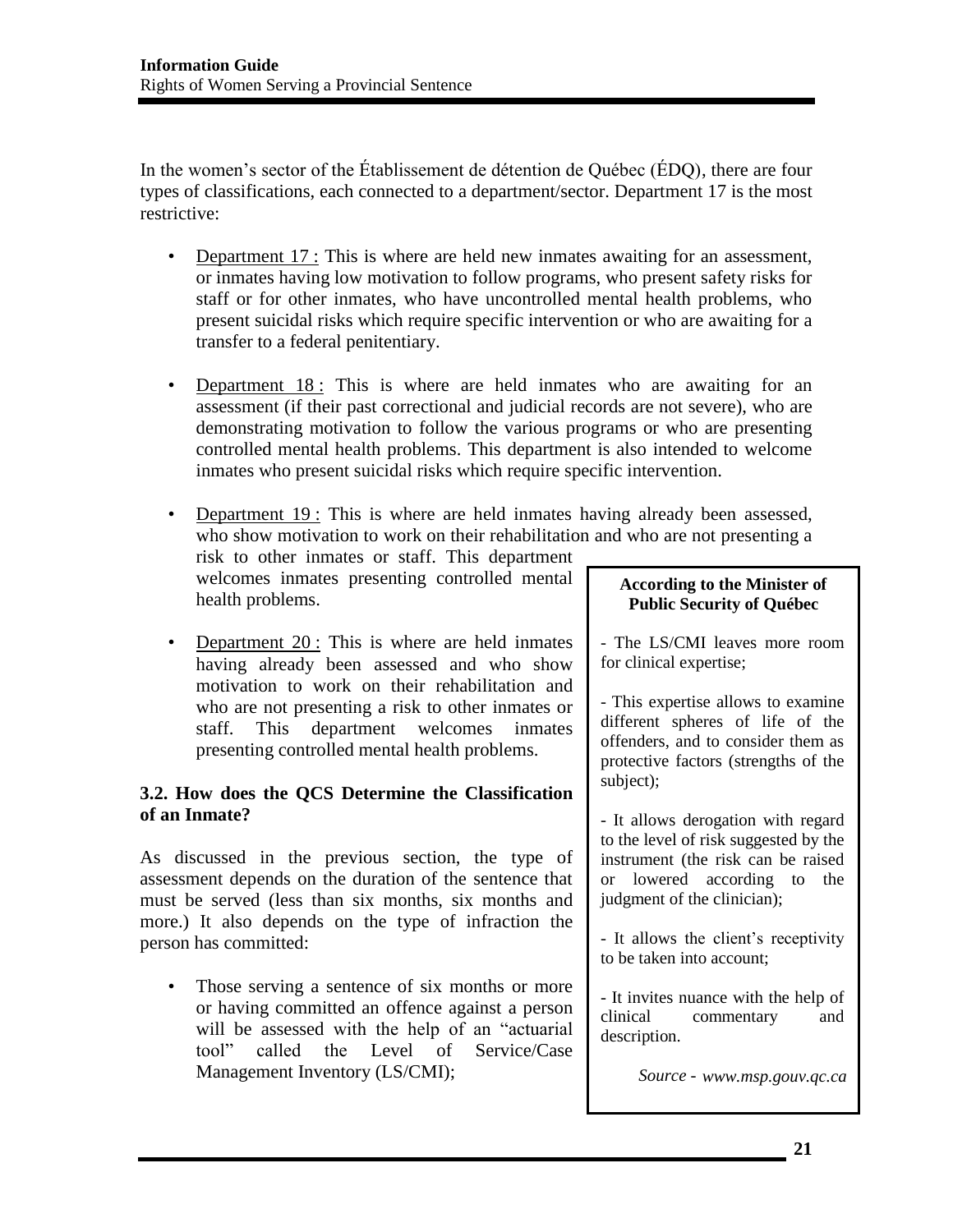In the women's sector of the Établissement de détention de Québec (ÉDQ), there are four types of classifications, each connected to a department/sector. Department 17 is the most restrictive:

- Department 17 : This is where are held new inmates awaiting for an assessment, or inmates having low motivation to follow programs, who present safety risks for staff or for other inmates, who have uncontrolled mental health problems, who present suicidal risks which require specific intervention or who are awaiting for a transfer to a federal penitentiary.

- Department 18 : This is where are held inmates who are awaiting for an assessment (if their past correctional and judicial records are not severe), who are demonstrating motivation to follow the various programs or who are presenting controlled mental health problems. This department is also intended to welcome inmates who present suicidal risks which require specific intervention.

- Department 19 : This is where are held inmates having already been assessed, who show motivation to work on their rehabilitation and who are not presenting a risk to other inmates or staff. This department welcomes inmates presenting controlled mental health problems.

- Department 20 : This is where are held inmates having already been assessed and who show motivation to work on their rehabilitation and who are not presenting a risk to other inmates or staff. This department welcomes inmates presenting controlled mental health problems.

### 3.2. How does the QCS Determine the Classification of an Inmate?

As discussed in the previous section, the type of assessment depends on the duration of the sentence that must be served (less than six months, six months and more.) It also depends on the type of infraction the person has committed:

- Those serving a sentence of six months or more or having committed an offence against a person will be assessed with the help of an "actuarial tool" called the Level of Service/Case Management Inventory (LS/CMI);

**According to the Minister of Public Security of Québec**

- The LS/CMI leaves more room for clinical expertise;

- This expertise allows to examine different spheres of life of the offenders, and to consider them as protective factors (strengths of the subject);

- It allows derogation with regard to the level of risk suggested by the instrument (the risk can be raised or lowered according to the judgment of the clinician);

- It allows the client's receptivity to be taken into account;

- It invites nuance with the help of clinical commentary and description.

*Source - www.msp.gouv.qc.ca*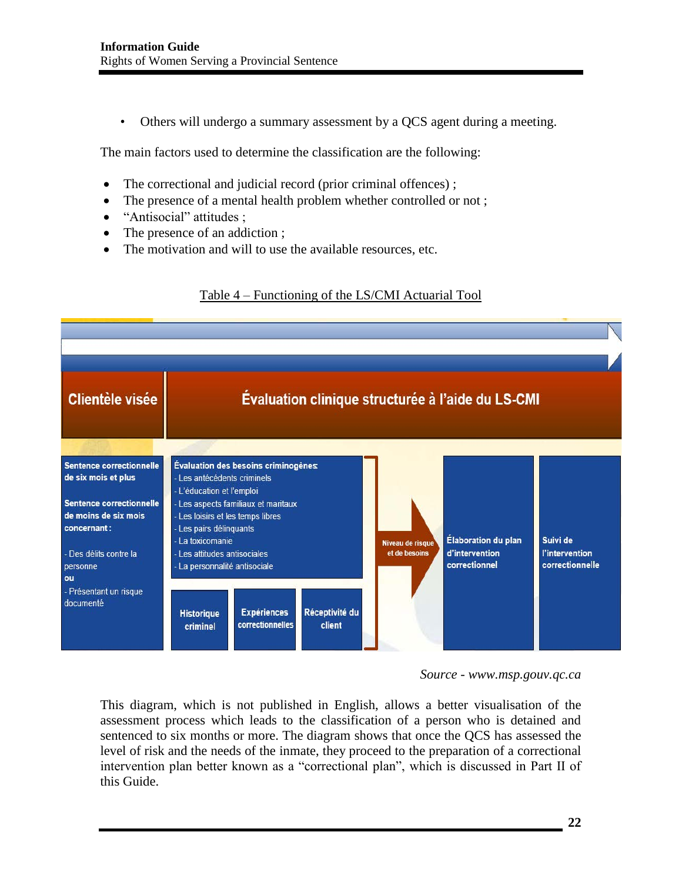- Others will undergo a summary assessment by a QCS agent during a meeting.

The main factors used to determine the classification are the following:

- The correctional and judicial record (prior criminal offences) ;
- The presence of a mental health problem whether controlled or not ;
- "Antisocial" attitudes ;
- The presence of an addiction ;
- The motivation and will to use the available resources, etc.

Table 4 – Functioning of the LS/CMI Actuarial Tool

**Clientèle visée**

**Sentence correctionnelle de six mois et plus**

**Sentence correctionnelle de moins de six mois concernant :**

- Des délits contre la personne
**ou**
- Présentant un risque documenté

**Évaluation clinique structurée à l'aide du LS-CMI**

**Évaluation des besoins criminogènes**
- Les antécédents criminels
- L'éducation et l'emploi
- Les aspects familiaux et maritaux
- Les loisirs et les temps libres
- Les pairs délinquants
- La toxicomanie
- Les attitudes antisociales
- La personnalité antisociale

**Historique criminel** | **Expériences correctionnelles** | **Réceptivité du client**

**Niveau de risque et de besoins** → **Élaboration du plan d'intervention correctionnel** → **Suivi de l'intervention correctionnelle**

*Source - www.msp.gouv.qc.ca*

This diagram, which is not published in English, allows a better visualisation of the assessment process which leads to the classification of a person who is detained and sentenced to six months or more. The diagram shows that once the QCS has assessed the level of risk and the needs of the inmate, they proceed to the preparation of a correctional intervention plan better known as a "correctional plan", which is discussed in Part II of this Guide.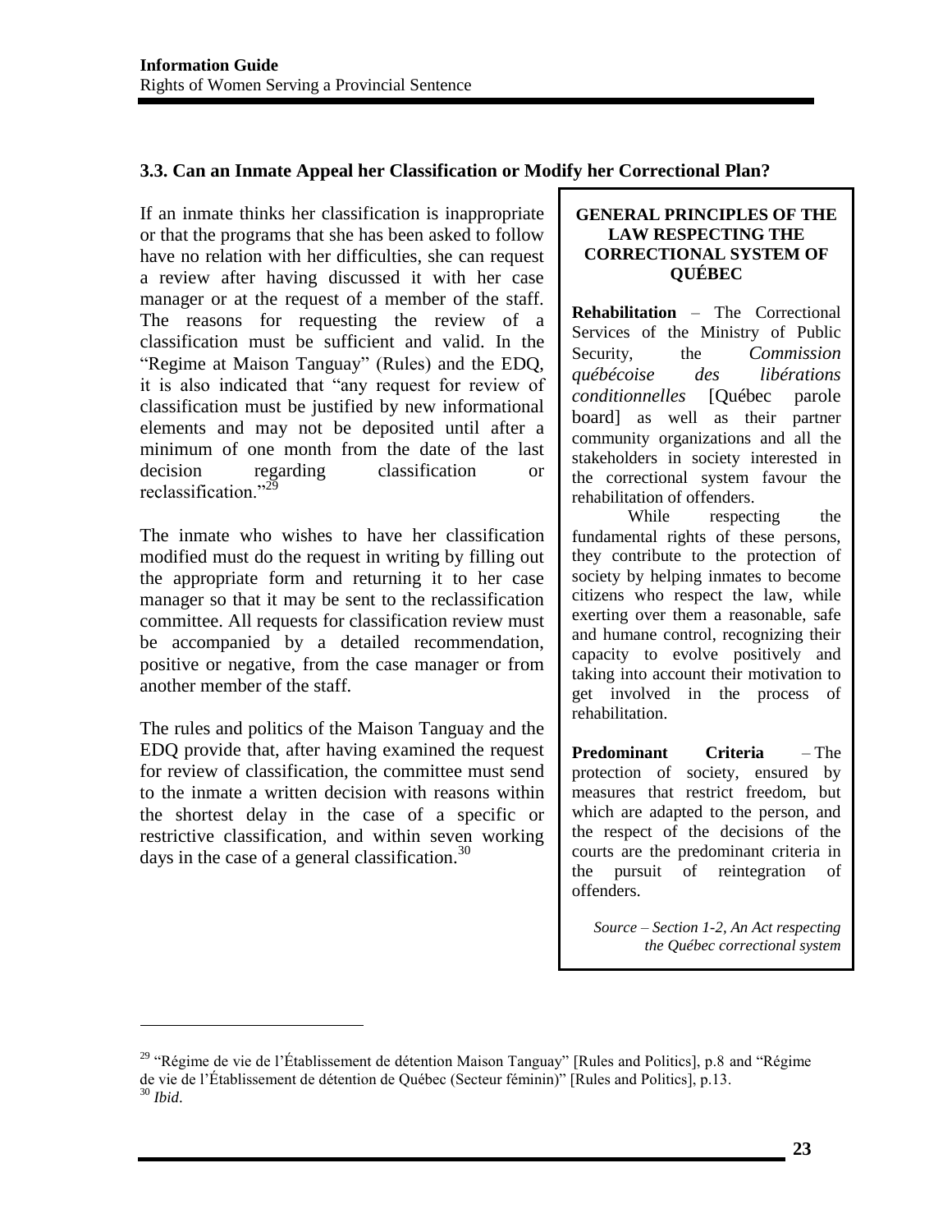### 3.3. Can an Inmate Appeal her Classification or Modify her Correctional Plan?

If an inmate thinks her classification is inappropriate or that the programs that she has been asked to follow have no relation with her difficulties, she can request a review after having discussed it with her case manager or at the request of a member of the staff. The reasons for requesting the review of a classification must be sufficient and valid. In the "Regime at Maison Tanguay" (Rules) and the EDQ, it is also indicated that "any request for review of classification must be justified by new informational elements and may not be deposited until after a minimum of one month from the date of the last decision regarding classification or reclassification."[29]

The inmate who wishes to have her classification modified must do the request in writing by filling out the appropriate form and returning it to her case manager so that it may be sent to the reclassification committee. All requests for classification review must be accompanied by a detailed recommendation, positive or negative, from the case manager or from another member of the staff.

The rules and politics of the Maison Tanguay and the EDQ provide that, after having examined the request for review of classification, the committee must send to the inmate a written decision with reasons within the shortest delay in the case of a specific or restrictive classification, and within seven working days in the case of a general classification.[30]

**GENERAL PRINCIPLES OF THE LAW RESPECTING THE CORRECTIONAL SYSTEM OF QUÉBEC**

**Rehabilitation** – The Correctional Services of the Ministry of Public Security, the *Commission québécoise des libérations conditionnelles* [Québec parole board] as well as their partner community organizations and all the stakeholders in society interested in the correctional system favour the rehabilitation of offenders.

While respecting the fundamental rights of these persons, they contribute to the protection of society by helping inmates to become citizens who respect the law, while exerting over them a reasonable, safe and humane control, recognizing their capacity to evolve positively and taking into account their motivation to get involved in the process of rehabilitation.

**Predominant Criteria** – The protection of society, ensured by measures that restrict freedom, but which are adapted to the person, and the respect of the decisions of the courts are the predominant criteria in the pursuit of reintegration of offenders.

*Source – Section 1-2, An Act respecting the Québec correctional system*

---

[29] "Régime de vie de l'Établissement de détention Maison Tanguay" [Rules and Politics], p.8 and "Régime de vie de l'Établissement de détention de Québec (Secteur féminin)" [Rules and Politics], p.13.

[30] *Ibid*.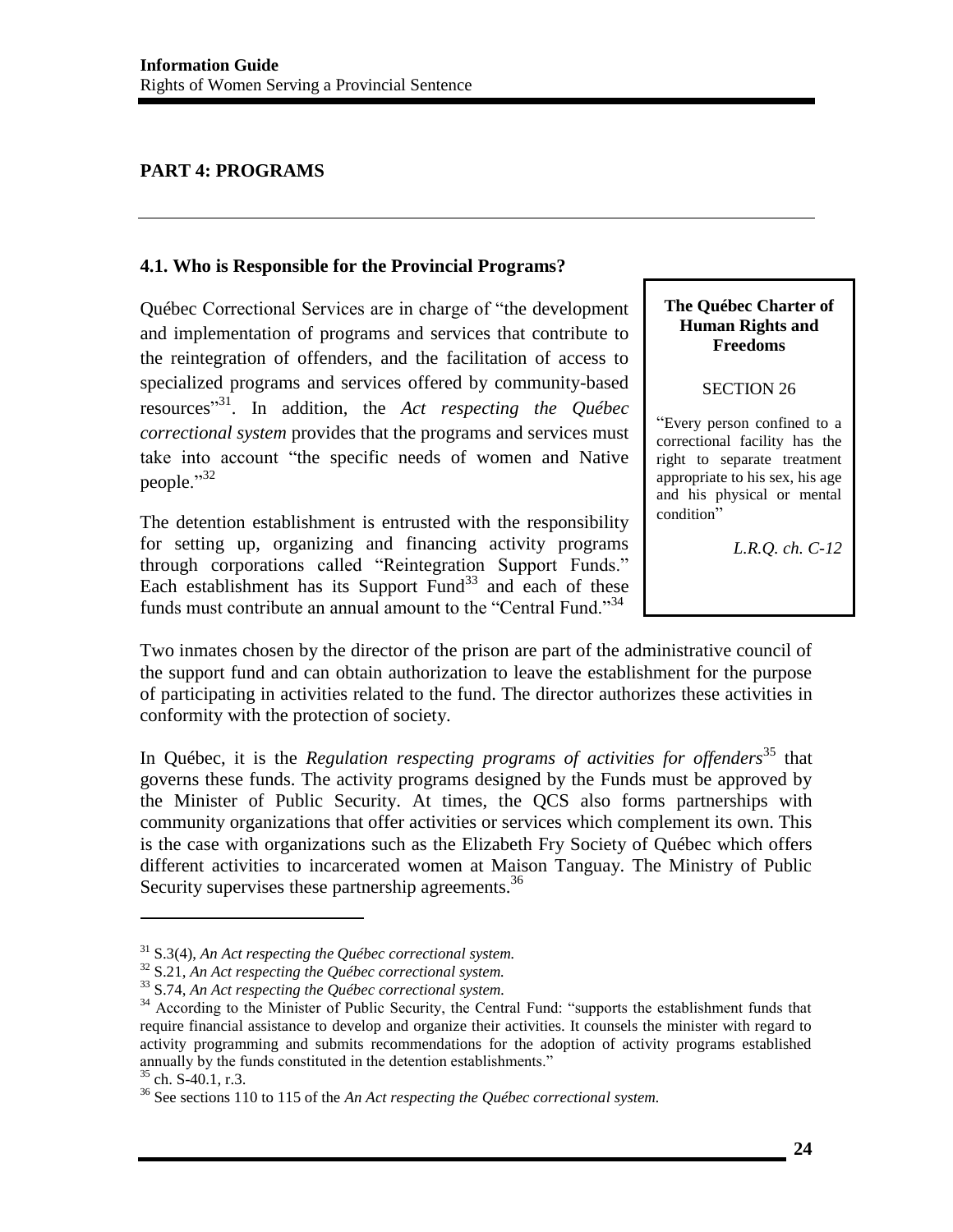## PART 4: PROGRAMS

---

### 4.1. Who is Responsible for the Provincial Programs?

Québec Correctional Services are in charge of "the development and implementation of programs and services that contribute to the reintegration of offenders, and the facilitation of access to specialized programs and services offered by community-based resources"[31]. In addition, the *Act respecting the Québec correctional system* provides that the programs and services must take into account "the specific needs of women and Native people."[32]

> **The Québec Charter of Human Rights and Freedoms**
>
> SECTION 26
>
> "Every person confined to a correctional facility has the right to separate treatment appropriate to his sex, his age and his physical or mental condition"
>
> *L.R.Q. ch. C-12*

The detention establishment is entrusted with the responsibility for setting up, organizing and financing activity programs through corporations called "Reintegration Support Funds." Each establishment has its Support Fund[33] and each of these funds must contribute an annual amount to the "Central Fund."[34]

Two inmates chosen by the director of the prison are part of the administrative council of the support fund and can obtain authorization to leave the establishment for the purpose of participating in activities related to the fund. The director authorizes these activities in conformity with the protection of society.

In Québec, it is the *Regulation respecting programs of activities for offenders*[35] that governs these funds. The activity programs designed by the Funds must be approved by the Minister of Public Security. At times, the QCS also forms partnerships with community organizations that offer activities or services which complement its own. This is the case with organizations such as the Elizabeth Fry Society of Québec which offers different activities to incarcerated women at Maison Tanguay. The Ministry of Public Security supervises these partnership agreements.[36]

---

[31] S.3(4), *An Act respecting the Québec correctional system.*

[32] S.21, *An Act respecting the Québec correctional system.*

[33] S.74, *An Act respecting the Québec correctional system.*

[34] According to the Minister of Public Security, the Central Fund: "supports the establishment funds that require financial assistance to develop and organize their activities. It counsels the minister with regard to activity programming and submits recommendations for the adoption of activity programs established annually by the funds constituted in the detention establishments."

[35] ch. S-40.1, r.3.

[36] See sections 110 to 115 of the *An Act respecting the Québec correctional system.*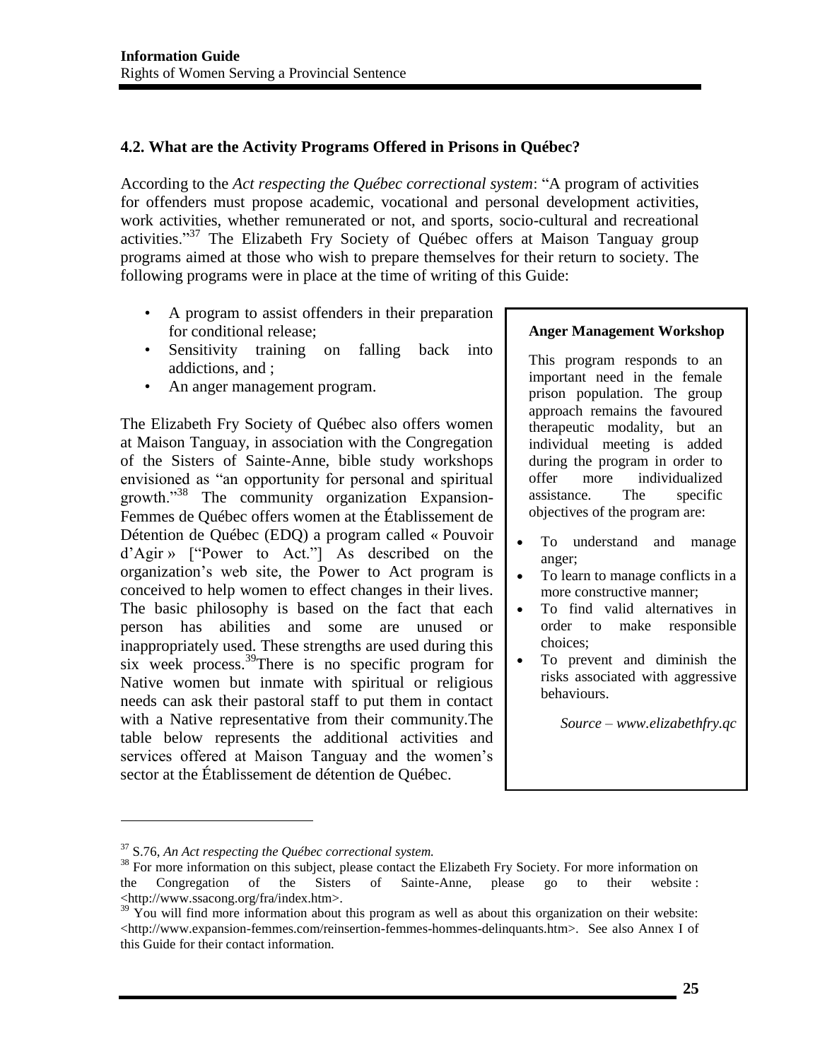### 4.2. What are the Activity Programs Offered in Prisons in Québec?

According to the *Act respecting the Québec correctional system*: "A program of activities for offenders must propose academic, vocational and personal development activities, work activities, whether remunerated or not, and sports, socio-cultural and recreational activities."[37] The Elizabeth Fry Society of Québec offers at Maison Tanguay group programs aimed at those who wish to prepare themselves for their return to society. The following programs were in place at the time of writing of this Guide:

- A program to assist offenders in their preparation for conditional release;
- Sensitivity training on falling back into addictions, and ;
- An anger management program.

The Elizabeth Fry Society of Québec also offers women at Maison Tanguay, in association with the Congregation of the Sisters of Sainte-Anne, bible study workshops envisioned as "an opportunity for personal and spiritual growth."[38] The community organization Expansion-Femmes de Québec offers women at the Établissement de Détention de Québec (EDQ) a program called « Pouvoir d'Agir » ["Power to Act."] As described on the organization's web site, the Power to Act program is conceived to help women to effect changes in their lives. The basic philosophy is based on the fact that each person has abilities and some are unused or inappropriately used. These strengths are used during this six week process.[39]There is no specific program for Native women but inmate with spiritual or religious needs can ask their pastoral staff to put them in contact with a Native representative from their community.The table below represents the additional activities and services offered at Maison Tanguay and the women's sector at the Établissement de détention de Québec.

**Anger Management Workshop**

This program responds to an important need in the female prison population. The group approach remains the favoured therapeutic modality, but an individual meeting is added during the program in order to offer more individualized assistance. The specific objectives of the program are:

- To understand and manage anger;
- To learn to manage conflicts in a more constructive manner;
- To find valid alternatives in order to make responsible choices;
- To prevent and diminish the risks associated with aggressive behaviours.

*Source – www.elizabethfry.qc*

---

[37] S.76, *An Act respecting the Québec correctional system.*

[38] For more information on this subject, please contact the Elizabeth Fry Society. For more information on the Congregation of the Sisters of Sainte-Anne, please go to their website : <http://www.ssacong.org/fra/index.htm>.

[39] You will find more information about this program as well as about this organization on their website: <http://www.expansion-femmes.com/reinsertion-femmes-hommes-delinquants.htm>. See also Annex I of this Guide for their contact information.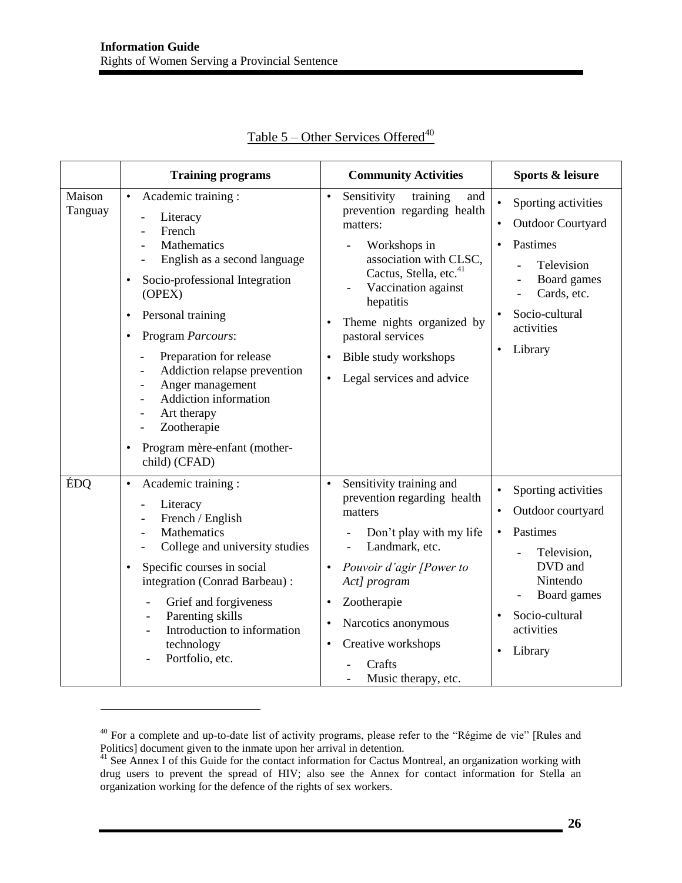Table 5 – Other Services Offered[40]

| | Training programs | Community Activities | Sports & leisure |
|---|---|---|---|
| Maison Tanguay | • Academic training :<br>- Literacy<br>- French<br>- Mathematics<br>- English as a second language<br>• Socio-professional Integration (OPEX)<br>• Personal training<br>• Program *Parcours*:<br>- Preparation for release<br>- Addiction relapse prevention<br>- Anger management<br>- Addiction information<br>- Art therapy<br>- Zootherapie<br>• Program mère-enfant (mother-child) (CFAD) | • Sensitivity training and prevention regarding health matters:<br>- Workshops in association with CLSC, Cactus, Stella, etc.[41]<br>- Vaccination against hepatitis<br>• Theme nights organized by pastoral services<br>• Bible study workshops<br>• Legal services and advice | • Sporting activities<br>• Outdoor Courtyard<br>• Pastimes<br>- Television<br>- Board games<br>- Cards, etc.<br>• Socio-cultural activities<br>• Library |
| ÉDQ | • Academic training :<br>- Literacy<br>- French / English<br>- Mathematics<br>- College and university studies<br>• Specific courses in social integration (Conrad Barbeau) :<br>- Grief and forgiveness<br>- Parenting skills<br>- Introduction to information technology<br>- Portfolio, etc. | • Sensitivity training and prevention regarding health matters<br>- Don't play with my life<br>- Landmark, etc.<br>• *Pouvoir d'agir [Power to Act] program*<br>• Zootherapie<br>• Narcotics anonymous<br>• Creative workshops<br>- Crafts<br>- Music therapy, etc. | • Sporting activities<br>• Outdoor courtyard<br>• Pastimes<br>- Television, DVD and Nintendo<br>- Board games<br>• Socio-cultural activities<br>• Library |

[40] For a complete and up-to-date list of activity programs, please refer to the "Régime de vie" [Rules and Politics] document given to the inmate upon her arrival in detention.

[41] See Annex I of this Guide for the contact information for Cactus Montreal, an organization working with drug users to prevent the spread of HIV; also see the Annex for contact information for Stella an organization working for the defence of the rights of sex workers.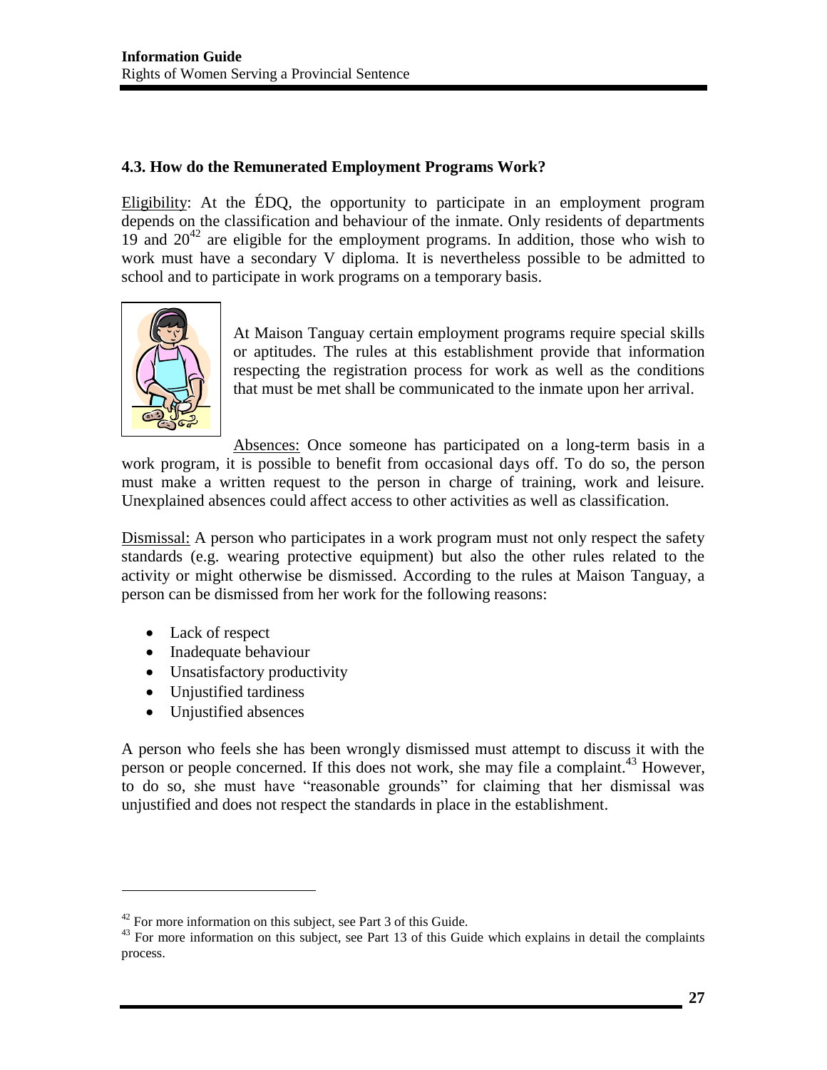### 4.3. How do the Remunerated Employment Programs Work?

Eligibility: At the ÉDQ, the opportunity to participate in an employment program depends on the classification and behaviour of the inmate. Only residents of departments 19 and 20[42] are eligible for the employment programs. In addition, those who wish to work must have a secondary V diploma. It is nevertheless possible to be admitted to school and to participate in work programs on a temporary basis.

At Maison Tanguay certain employment programs require special skills or aptitudes. The rules at this establishment provide that information respecting the registration process for work as well as the conditions that must be met shall be communicated to the inmate upon her arrival.

Absences: Once someone has participated on a long-term basis in a work program, it is possible to benefit from occasional days off. To do so, the person must make a written request to the person in charge of training, work and leisure. Unexplained absences could affect access to other activities as well as classification.

Dismissal: A person who participates in a work program must not only respect the safety standards (e.g. wearing protective equipment) but also the other rules related to the activity or might otherwise be dismissed. According to the rules at Maison Tanguay, a person can be dismissed from her work for the following reasons:

- Lack of respect
- Inadequate behaviour
- Unsatisfactory productivity
- Unjustified tardiness
- Unjustified absences

A person who feels she has been wrongly dismissed must attempt to discuss it with the person or people concerned. If this does not work, she may file a complaint.[43] However, to do so, she must have "reasonable grounds" for claiming that her dismissal was unjustified and does not respect the standards in place in the establishment.

---

[42] For more information on this subject, see Part 3 of this Guide.

[43] For more information on this subject, see Part 13 of this Guide which explains in detail the complaints process.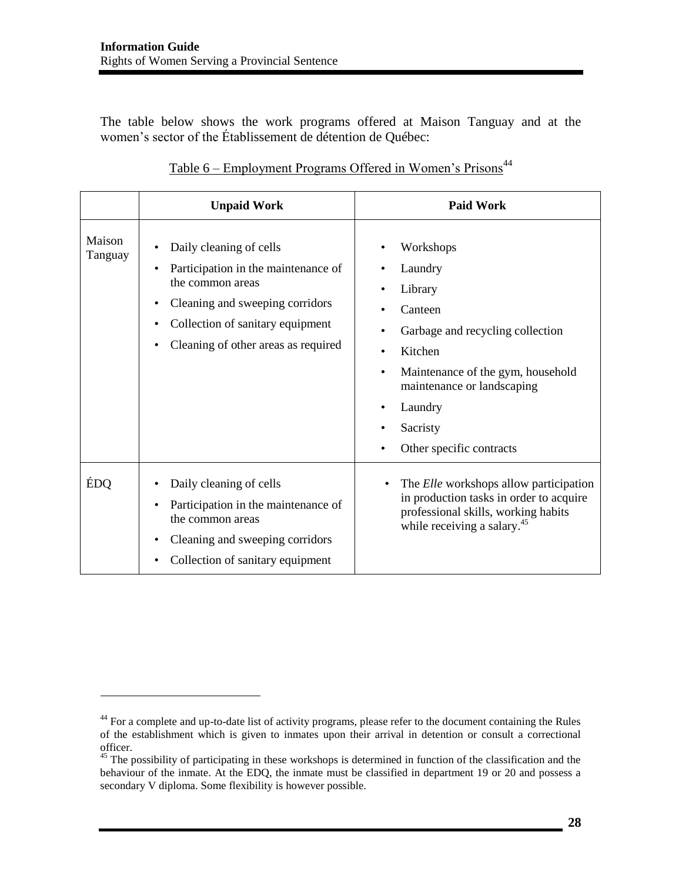The table below shows the work programs offered at Maison Tanguay and at the women's sector of the Établissement de détention de Québec:

Table 6 – Employment Programs Offered in Women's Prisons[44]

| | Unpaid Work | Paid Work |
|---|---|---|
| Maison Tanguay | • Daily cleaning of cells<br>• Participation in the maintenance of the common areas<br>• Cleaning and sweeping corridors<br>• Collection of sanitary equipment<br>• Cleaning of other areas as required | • Workshops<br>• Laundry<br>• Library<br>• Canteen<br>• Garbage and recycling collection<br>• Kitchen<br>• Maintenance of the gym, household maintenance or landscaping<br>• Laundry<br>• Sacristy<br>• Other specific contracts |
| ÉDQ | • Daily cleaning of cells<br>• Participation in the maintenance of the common areas<br>• Cleaning and sweeping corridors<br>• Collection of sanitary equipment | • The *Elle* workshops allow participation in production tasks in order to acquire professional skills, working habits while receiving a salary.[45] |

[44] For a complete and up-to-date list of activity programs, please refer to the document containing the Rules of the establishment which is given to inmates upon their arrival in detention or consult a correctional officer.

[45] The possibility of participating in these workshops is determined in function of the classification and the behaviour of the inmate. At the EDQ, the inmate must be classified in department 19 or 20 and possess a secondary V diploma. Some flexibility is however possible.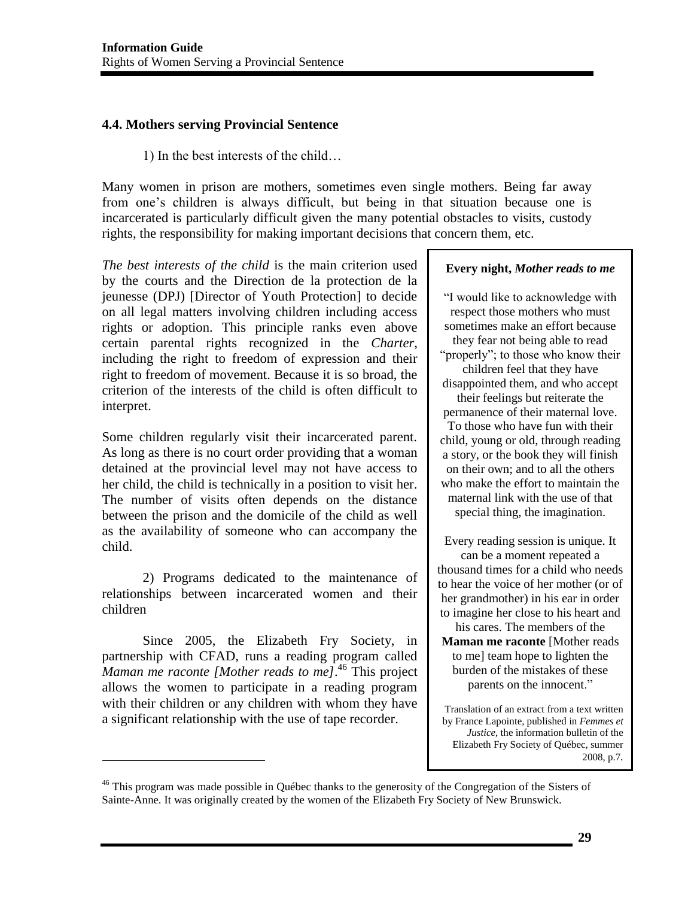## 4.4. Mothers serving Provincial Sentence

1) In the best interests of the child…

Many women in prison are mothers, sometimes even single mothers. Being far away from one's children is always difficult, but being in that situation because one is incarcerated is particularly difficult given the many potential obstacles to visits, custody rights, the responsibility for making important decisions that concern them, etc.

*The best interests of the child* is the main criterion used by the courts and the Direction de la protection de la jeunesse (DPJ) [Director of Youth Protection] to decide on all legal matters involving children including access rights or adoption. This principle ranks even above certain parental rights recognized in the *Charter*, including the right to freedom of expression and their right to freedom of movement. Because it is so broad, the criterion of the interests of the child is often difficult to interpret.

Some children regularly visit their incarcerated parent. As long as there is no court order providing that a woman detained at the provincial level may not have access to her child, the child is technically in a position to visit her. The number of visits often depends on the distance between the prison and the domicile of the child as well as the availability of someone who can accompany the child.

2) Programs dedicated to the maintenance of relationships between incarcerated women and their children

Since 2005, the Elizabeth Fry Society, in partnership with CFAD, runs a reading program called *Maman me raconte [Mother reads to me]*.[46] This project allows the women to participate in a reading program with their children or any children with whom they have a significant relationship with the use of tape recorder.

> **Every night, *Mother reads to me***
>
> "I would like to acknowledge with respect those mothers who must sometimes make an effort because they fear not being able to read "properly"; to those who know their children feel that they have disappointed them, and who accept their feelings but reiterate the permanence of their maternal love. To those who have fun with their child, young or old, through reading a story, or the book they will finish on their own; and to all the others who make the effort to maintain the maternal link with the use of that special thing, the imagination.
>
> Every reading session is unique. It can be a moment repeated a thousand times for a child who needs to hear the voice of her mother (or of her grandmother) in his ear in order to imagine her close to his heart and his cares. The members of the **Maman me raconte** [Mother reads to me] team hope to lighten the burden of the mistakes of these parents on the innocent."
>
> Translation of an extract from a text written by France Lapointe, published in *Femmes et Justice*, the information bulletin of the Elizabeth Fry Society of Québec, summer 2008, p.7.

[46] This program was made possible in Québec thanks to the generosity of the Congregation of the Sisters of Sainte-Anne. It was originally created by the women of the Elizabeth Fry Society of New Brunswick.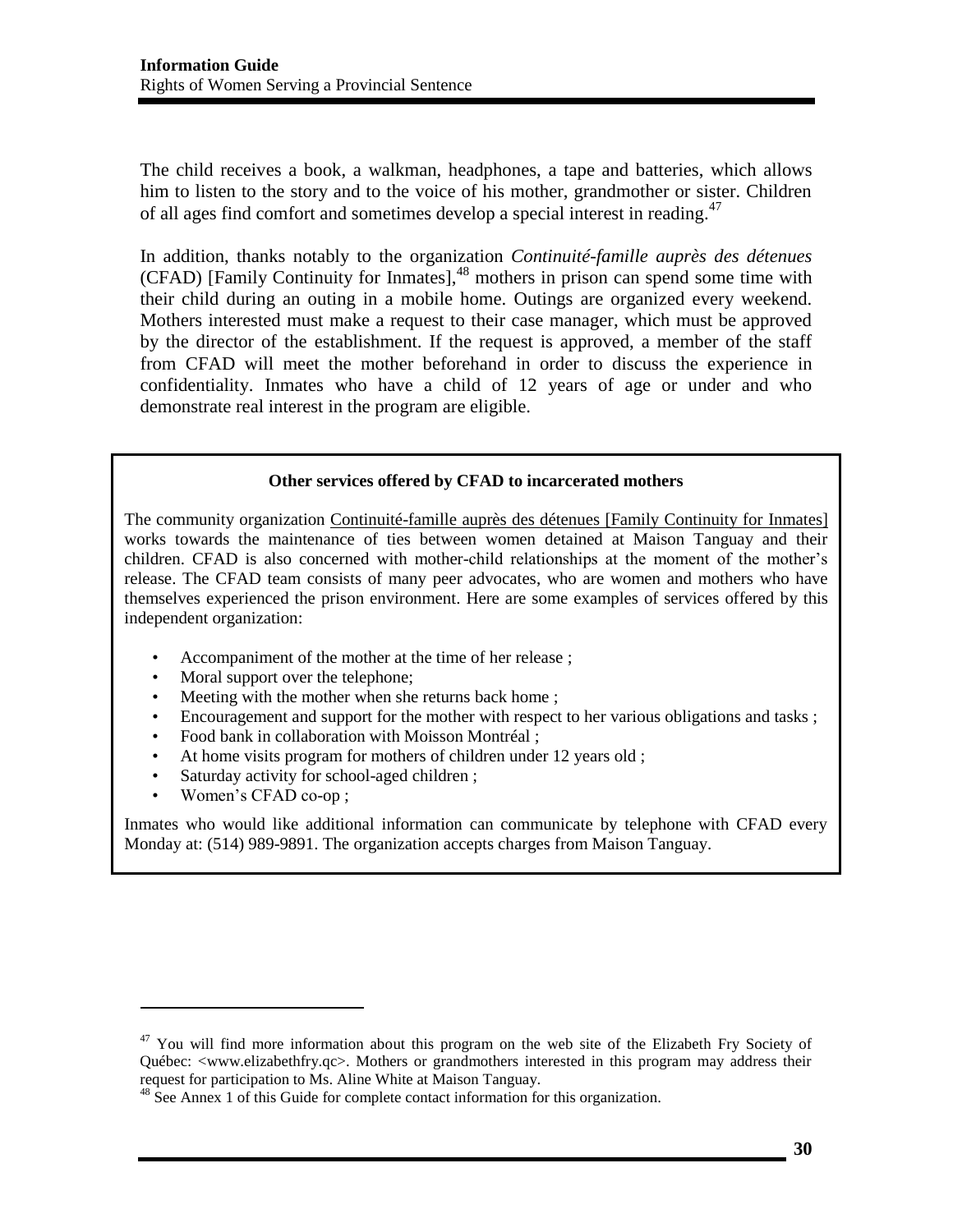The child receives a book, a walkman, headphones, a tape and batteries, which allows him to listen to the story and to the voice of his mother, grandmother or sister. Children of all ages find comfort and sometimes develop a special interest in reading.[47]

In addition, thanks notably to the organization *Continuité-famille auprès des détenues* (CFAD) [Family Continuity for Inmates],[48] mothers in prison can spend some time with their child during an outing in a mobile home. Outings are organized every weekend. Mothers interested must make a request to their case manager, which must be approved by the director of the establishment. If the request is approved, a member of the staff from CFAD will meet the mother beforehand in order to discuss the experience in confidentiality. Inmates who have a child of 12 years of age or under and who demonstrate real interest in the program are eligible.

**Other services offered by CFAD to incarcerated mothers**

The community organization Continuité-famille auprès des détenues [Family Continuity for Inmates] works towards the maintenance of ties between women detained at Maison Tanguay and their children. CFAD is also concerned with mother-child relationships at the moment of the mother's release. The CFAD team consists of many peer advocates, who are women and mothers who have themselves experienced the prison environment. Here are some examples of services offered by this independent organization:

- Accompaniment of the mother at the time of her release ;
- Moral support over the telephone;
- Meeting with the mother when she returns back home ;
- Encouragement and support for the mother with respect to her various obligations and tasks ;
- Food bank in collaboration with Moisson Montréal ;
- At home visits program for mothers of children under 12 years old ;
- Saturday activity for school-aged children ;
- Women's CFAD co-op ;

Inmates who would like additional information can communicate by telephone with CFAD every Monday at: (514) 989-9891. The organization accepts charges from Maison Tanguay.

---

[47] You will find more information about this program on the web site of the Elizabeth Fry Society of Québec: <www.elizabethfry.qc>. Mothers or grandmothers interested in this program may address their request for participation to Ms. Aline White at Maison Tanguay.

[48] See Annex 1 of this Guide for complete contact information for this organization.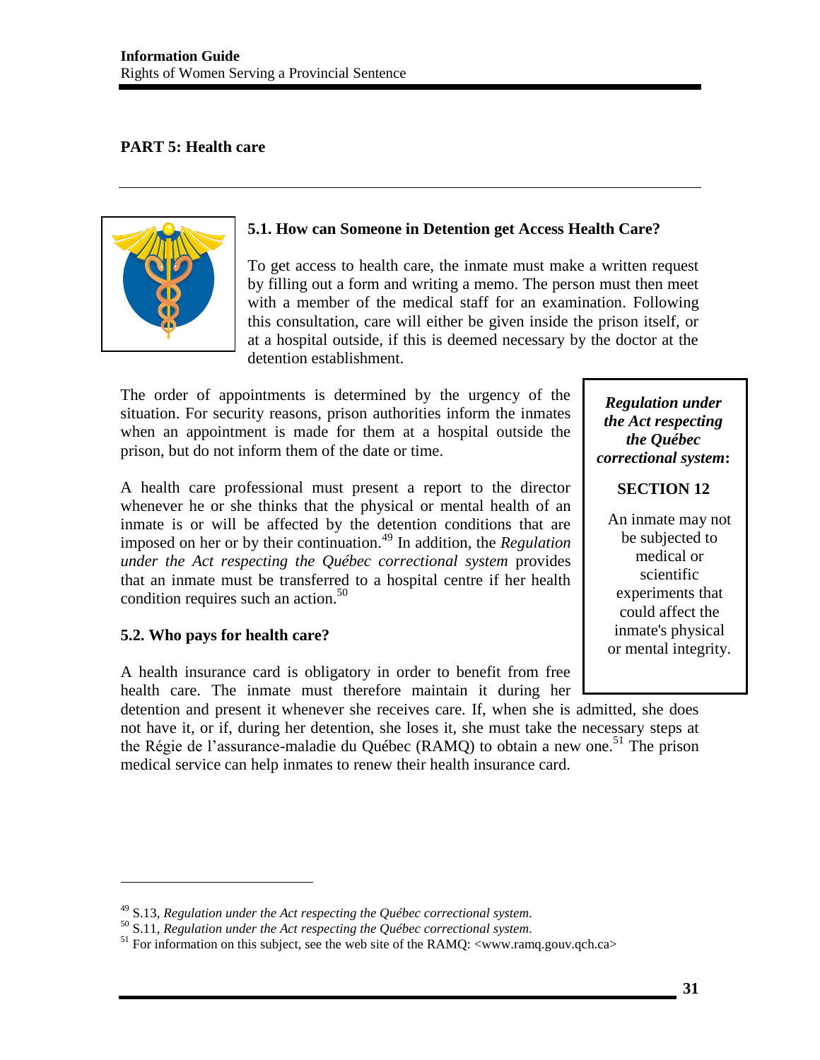## PART 5: Health care

### 5.1. How can Someone in Detention get Access Health Care?

To get access to health care, the inmate must make a written request by filling out a form and writing a memo. The person must then meet with a member of the medical staff for an examination. Following this consultation, care will either be given inside the prison itself, or at a hospital outside, if this is deemed necessary by the doctor at the detention establishment.

The order of appointments is determined by the urgency of the situation. For security reasons, prison authorities inform the inmates when an appointment is made for them at a hospital outside the prison, but do not inform them of the date or time.

A health care professional must present a report to the director whenever he or she thinks that the physical or mental health of an inmate is or will be affected by the detention conditions that are imposed on her or by their continuation.[49] In addition, the *Regulation under the Act respecting the Québec correctional system* provides that an inmate must be transferred to a hospital centre if her health condition requires such an action.[50]

> ***Regulation under the Act respecting the Québec correctional system*:**
>
> **SECTION 12**
>
> An inmate may not be subjected to medical or scientific experiments that could affect the inmate's physical or mental integrity.

### 5.2. Who pays for health care?

A health insurance card is obligatory in order to benefit from free health care. The inmate must therefore maintain it during her detention and present it whenever she receives care. If, when she is admitted, she does not have it, or if, during her detention, she loses it, she must take the necessary steps at the Régie de l'assurance-maladie du Québec (RAMQ) to obtain a new one.[51] The prison medical service can help inmates to renew their health insurance card.

---

[49] S.13, *Regulation under the Act respecting the Québec correctional system*.

[50] S.11, *Regulation under the Act respecting the Québec correctional system*.

[51] For information on this subject, see the web site of the RAMQ: <www.ramq.gouv.qch.ca>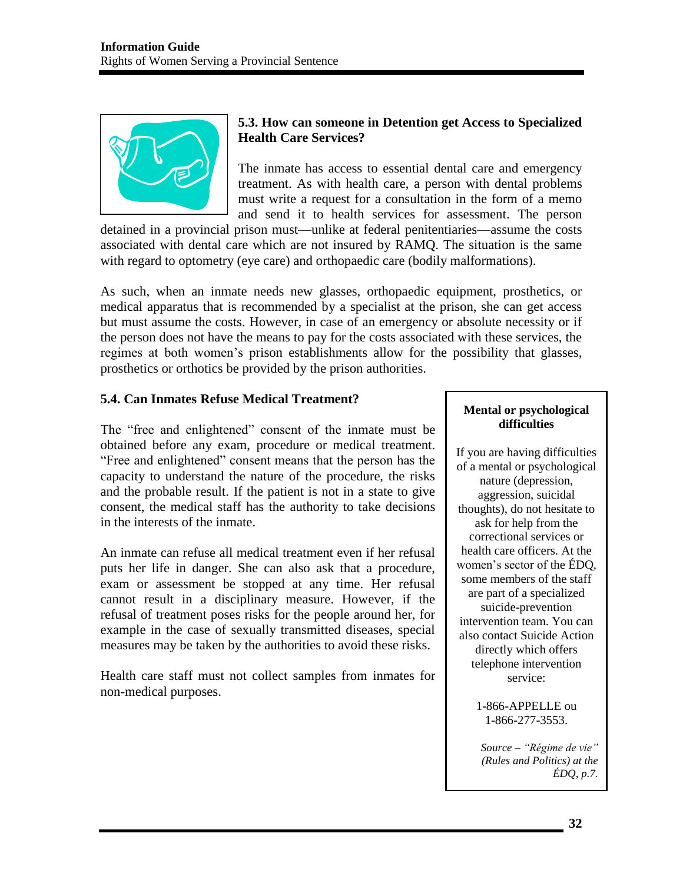### 5.3. How can someone in Detention get Access to Specialized Health Care Services?

The inmate has access to essential dental care and emergency treatment. As with health care, a person with dental problems must write a request for a consultation in the form of a memo and send it to health services for assessment. The person detained in a provincial prison must—unlike at federal penitentiaries—assume the costs associated with dental care which are not insured by RAMQ. The situation is the same with regard to optometry (eye care) and orthopaedic care (bodily malformations).

As such, when an inmate needs new glasses, orthopaedic equipment, prosthetics, or medical apparatus that is recommended by a specialist at the prison, she can get access but must assume the costs. However, in case of an emergency or absolute necessity or if the person does not have the means to pay for the costs associated with these services, the regimes at both women's prison establishments allow for the possibility that glasses, prosthetics or orthotics be provided by the prison authorities.

### 5.4. Can Inmates Refuse Medical Treatment?

The "free and enlightened" consent of the inmate must be obtained before any exam, procedure or medical treatment. "Free and enlightened" consent means that the person has the capacity to understand the nature of the procedure, the risks and the probable result. If the patient is not in a state to give consent, the medical staff has the authority to take decisions in the interests of the inmate.

An inmate can refuse all medical treatment even if her refusal puts her life in danger. She can also ask that a procedure, exam or assessment be stopped at any time. Her refusal cannot result in a disciplinary measure. However, if the refusal of treatment poses risks for the people around her, for example in the case of sexually transmitted diseases, special measures may be taken by the authorities to avoid these risks.

Health care staff must not collect samples from inmates for non-medical purposes.

**Mental or psychological difficulties**

If you are having difficulties of a mental or psychological nature (depression, aggression, suicidal thoughts), do not hesitate to ask for help from the correctional services or health care officers. At the women's sector of the ÉDQ, some members of the staff are part of a specialized suicide-prevention intervention team. You can also contact Suicide Action directly which offers telephone intervention service:

1-866-APPELLE ou
1-866-277-3553.

*Source – "Régime de vie" (Rules and Politics) at the ÉDQ, p.7.*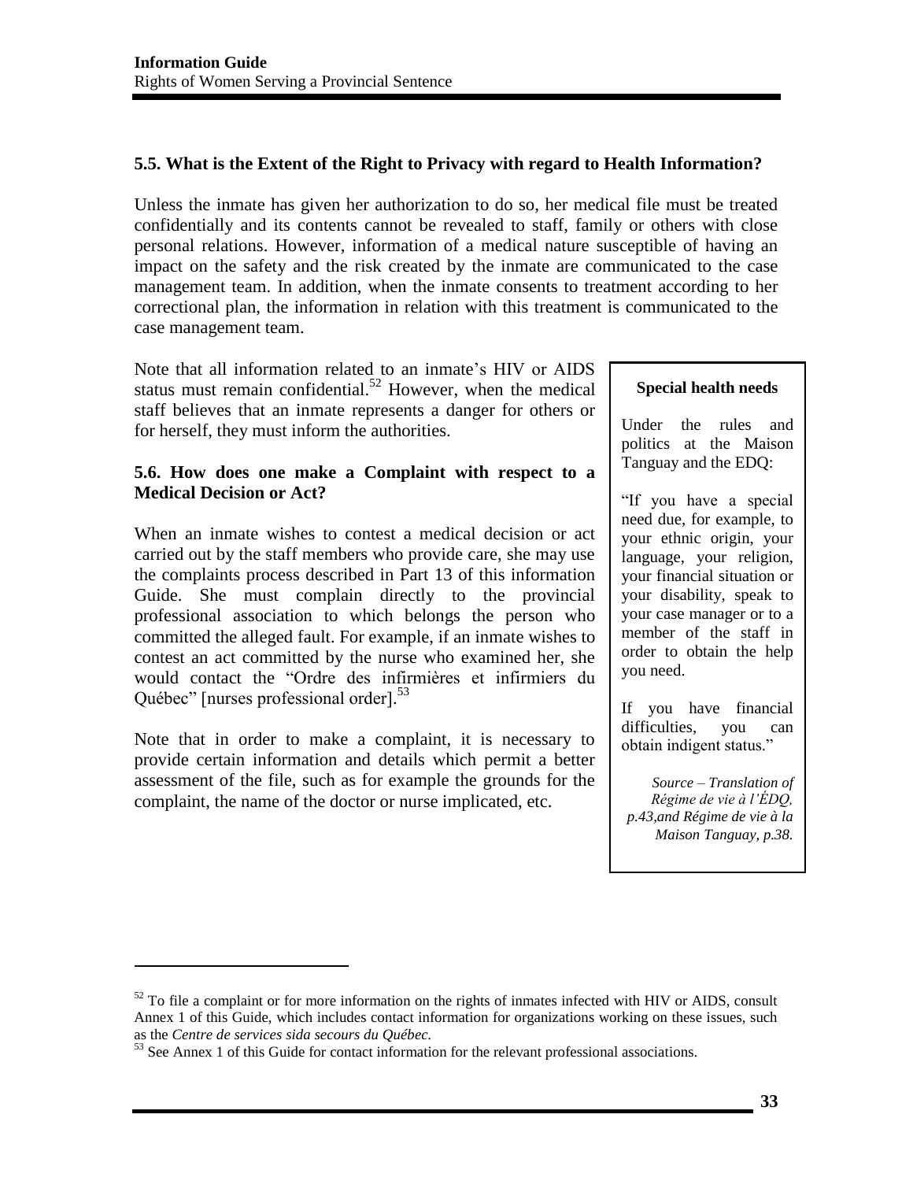### 5.5. What is the Extent of the Right to Privacy with regard to Health Information?

Unless the inmate has given her authorization to do so, her medical file must be treated confidentially and its contents cannot be revealed to staff, family or others with close personal relations. However, information of a medical nature susceptible of having an impact on the safety and the risk created by the inmate are communicated to the case management team. In addition, when the inmate consents to treatment according to her correctional plan, the information in relation with this treatment is communicated to the case management team.

Note that all information related to an inmate's HIV or AIDS status must remain confidential.[52] However, when the medical staff believes that an inmate represents a danger for others or for herself, they must inform the authorities.

### 5.6. How does one make a Complaint with respect to a Medical Decision or Act?

When an inmate wishes to contest a medical decision or act carried out by the staff members who provide care, she may use the complaints process described in Part 13 of this information Guide. She must complain directly to the provincial professional association to which belongs the person who committed the alleged fault. For example, if an inmate wishes to contest an act committed by the nurse who examined her, she would contact the "Ordre des infirmières et infirmiers du Québec" [nurses professional order].[53]

Note that in order to make a complaint, it is necessary to provide certain information and details which permit a better assessment of the file, such as for example the grounds for the complaint, the name of the doctor or nurse implicated, etc.

> **Special health needs**
>
> Under the rules and politics at the Maison Tanguay and the EDQ:
>
> "If you have a special need due, for example, to your ethnic origin, your language, your religion, your financial situation or your disability, speak to your case manager or to a member of the staff in order to obtain the help you need.
>
> If you have financial difficulties, you can obtain indigent status."
>
> *Source – Translation of Régime de vie à l'ÉDQ, p.43,and Régime de vie à la Maison Tanguay, p.38.*

---

[52] To file a complaint or for more information on the rights of inmates infected with HIV or AIDS, consult Annex 1 of this Guide, which includes contact information for organizations working on these issues, such as the *Centre de services sida secours du Québec*.

[53] See Annex 1 of this Guide for contact information for the relevant professional associations.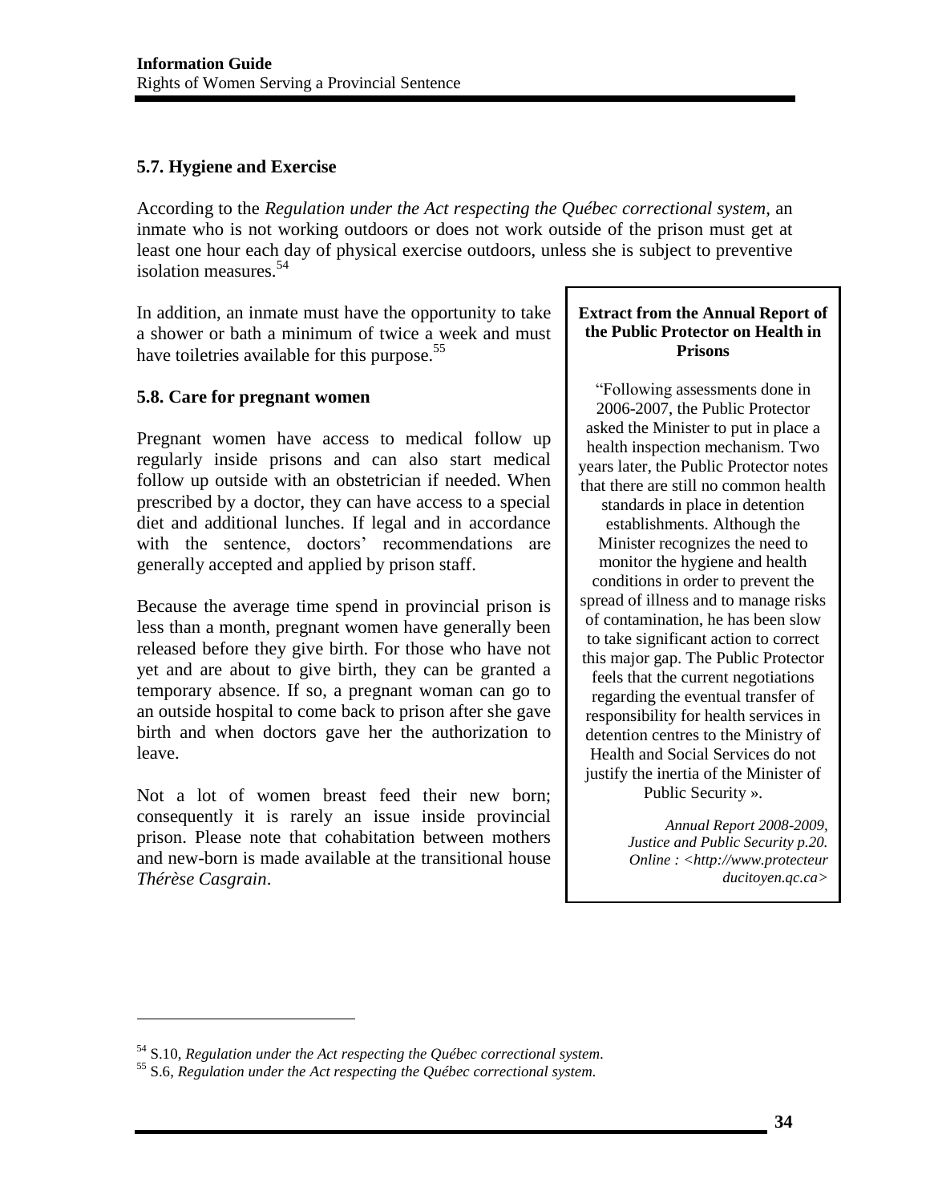## 5.7. Hygiene and Exercise

According to the *Regulation under the Act respecting the Québec correctional system*, an inmate who is not working outdoors or does not work outside of the prison must get at least one hour each day of physical exercise outdoors, unless she is subject to preventive isolation measures.[54]

In addition, an inmate must have the opportunity to take a shower or bath a minimum of twice a week and must have toiletries available for this purpose.[55]

## 5.8. Care for pregnant women

Pregnant women have access to medical follow up regularly inside prisons and can also start medical follow up outside with an obstetrician if needed. When prescribed by a doctor, they can have access to a special diet and additional lunches. If legal and in accordance with the sentence, doctors' recommendations are generally accepted and applied by prison staff.

Because the average time spend in provincial prison is less than a month, pregnant women have generally been released before they give birth. For those who have not yet and are about to give birth, they can be granted a temporary absence. If so, a pregnant woman can go to an outside hospital to come back to prison after she gave birth and when doctors gave her the authorization to leave.

Not a lot of women breast feed their new born; consequently it is rarely an issue inside provincial prison. Please note that cohabitation between mothers and new-born is made available at the transitional house *Thérèse Casgrain*.

**Extract from the Annual Report of the Public Protector on Health in Prisons**

"Following assessments done in 2006-2007, the Public Protector asked the Minister to put in place a health inspection mechanism. Two years later, the Public Protector notes that there are still no common health standards in place in detention establishments. Although the Minister recognizes the need to monitor the hygiene and health conditions in order to prevent the spread of illness and to manage risks of contamination, he has been slow to take significant action to correct this major gap. The Public Protector feels that the current negotiations regarding the eventual transfer of responsibility for health services in detention centres to the Ministry of Health and Social Services do not justify the inertia of the Minister of Public Security ».

*Annual Report 2008-2009, Justice and Public Security p.20. Online : <http://www.protecteurducitoyen.qc.ca>*

---

[54] S.10, *Regulation under the Act respecting the Québec correctional system*.

[55] S.6, *Regulation under the Act respecting the Québec correctional system.*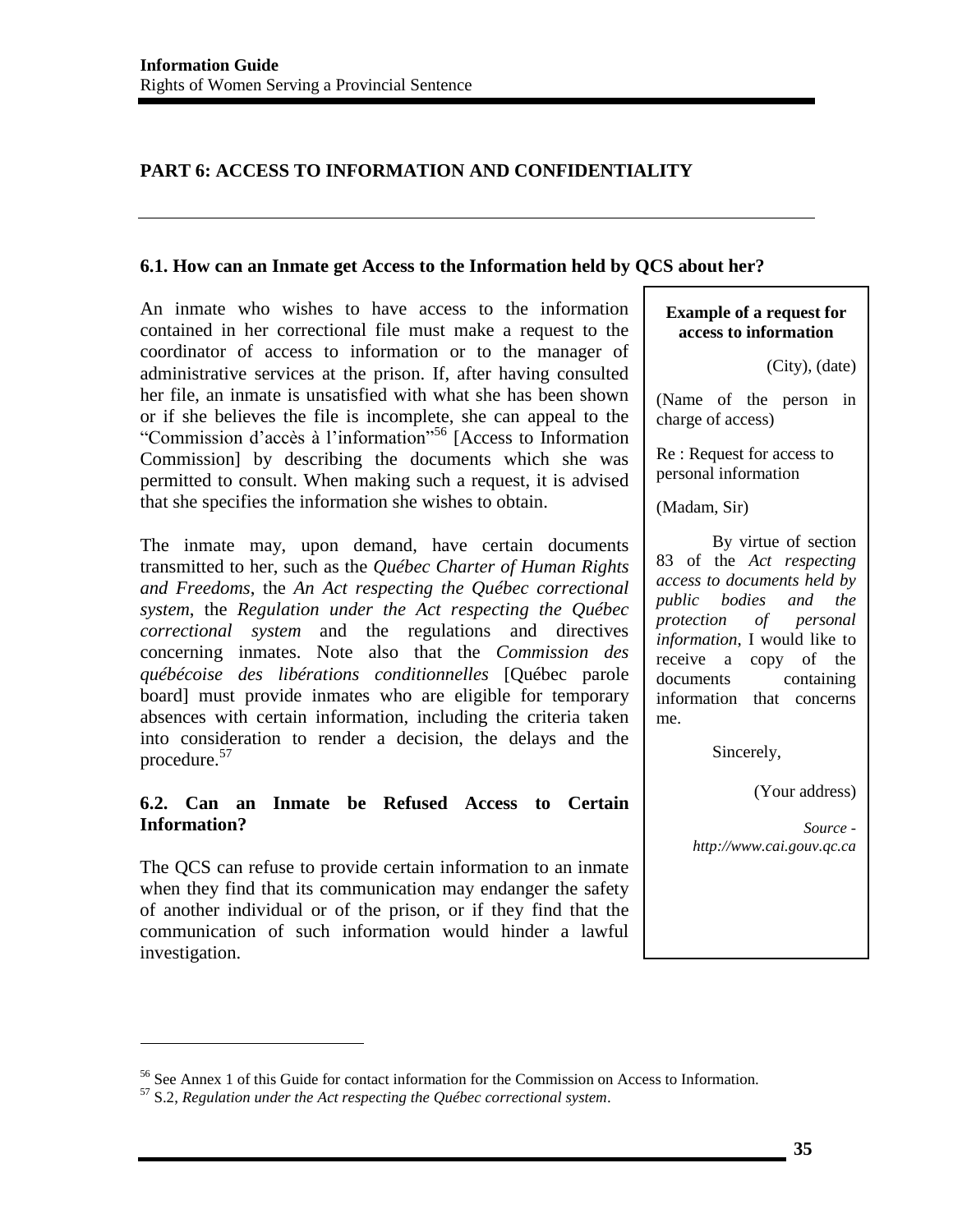## PART 6: ACCESS TO INFORMATION AND CONFIDENTIALITY

### 6.1. How can an Inmate get Access to the Information held by QCS about her?

An inmate who wishes to have access to the information contained in her correctional file must make a request to the coordinator of access to information or to the manager of administrative services at the prison. If, after having consulted her file, an inmate is unsatisfied with what she has been shown or if she believes the file is incomplete, she can appeal to the "Commission d'accès à l'information"[56] [Access to Information Commission] by describing the documents which she was permitted to consult. When making such a request, it is advised that she specifies the information she wishes to obtain.

The inmate may, upon demand, have certain documents transmitted to her, such as the *Québec Charter of Human Rights and Freedoms*, the *An Act respecting the Québec correctional system*, the *Regulation under the Act respecting the Québec correctional system* and the regulations and directives concerning inmates. Note also that the *Commission des québécoise des libérations conditionnelles* [Québec parole board] must provide inmates who are eligible for temporary absences with certain information, including the criteria taken into consideration to render a decision, the delays and the procedure.[57]

### 6.2. Can an Inmate be Refused Access to Certain Information?

The QCS can refuse to provide certain information to an inmate when they find that its communication may endanger the safety of another individual or of the prison, or if they find that the communication of such information would hinder a lawful investigation.

---

**Example of a request for access to information**

(City), (date)

(Name of the person in charge of access)

Re : Request for access to personal information

(Madam, Sir)

By virtue of section 83 of the *Act respecting access to documents held by public bodies and the protection of personal information*, I would like to receive a copy of the documents containing information that concerns me.

Sincerely,

(Your address)

*Source - http://www.cai.gouv.qc.ca*

---

[56] See Annex 1 of this Guide for contact information for the Commission on Access to Information.

[57] S.2, *Regulation under the Act respecting the Québec correctional system*.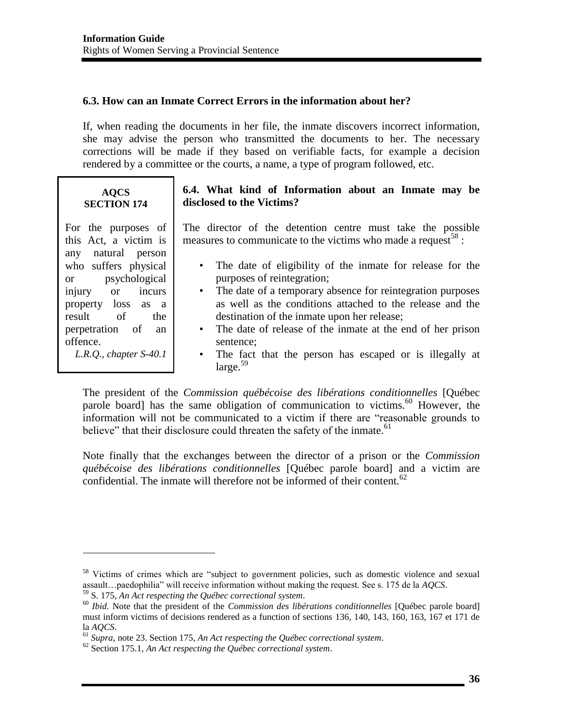### 6.3. How can an Inmate Correct Errors in the information about her?

If, when reading the documents in her file, the inmate discovers incorrect information, she may advise the person who transmitted the documents to her. The necessary corrections will be made if they based on verifiable facts, for example a decision rendered by a committee or the courts, a name, a type of program followed, etc.

> **AQCS SECTION 174**
>
> For the purposes of this Act, a victim is any natural person who suffers physical or psychological injury or incurs property loss as a result of the perpetration of an offence.
>
> *L.R.Q., chapter S-40.1*

### 6.4. What kind of Information about an Inmate may be disclosed to the Victims?

The director of the detention centre must take the possible measures to communicate to the victims who made a request[58] :

- The date of eligibility of the inmate for release for the purposes of reintegration;
- The date of a temporary absence for reintegration purposes as well as the conditions attached to the release and the destination of the inmate upon her release;
- The date of release of the inmate at the end of her prison sentence;
- The fact that the person has escaped or is illegally at large.[59]

The president of the *Commission québécoise des libérations conditionnelles* [Québec parole board] has the same obligation of communication to victims.[60] However, the information will not be communicated to a victim if there are "reasonable grounds to believe" that their disclosure could threaten the safety of the inmate.[61]

Note finally that the exchanges between the director of a prison or the *Commission québécoise des libérations conditionnelles* [Québec parole board] and a victim are confidential. The inmate will therefore not be informed of their content.[62]

---

[58] Victims of crimes which are "subject to government policies, such as domestic violence and sexual assault…paedophilia" will receive information without making the request. See s. 175 de la *AQCS*.

[59] S. 175, *An Act respecting the Québec correctional system*.

[60] *Ibid.* Note that the president of the *Commission des libérations conditionnelles* [Québec parole board] must inform victims of decisions rendered as a function of sections 136, 140, 143, 160, 163, 167 et 171 de la *AQCS*.

[61] *Supra,* note 23. Section 175, *An Act respecting the Québec correctional system*.

[62] Section 175.1, *An Act respecting the Québec correctional system*.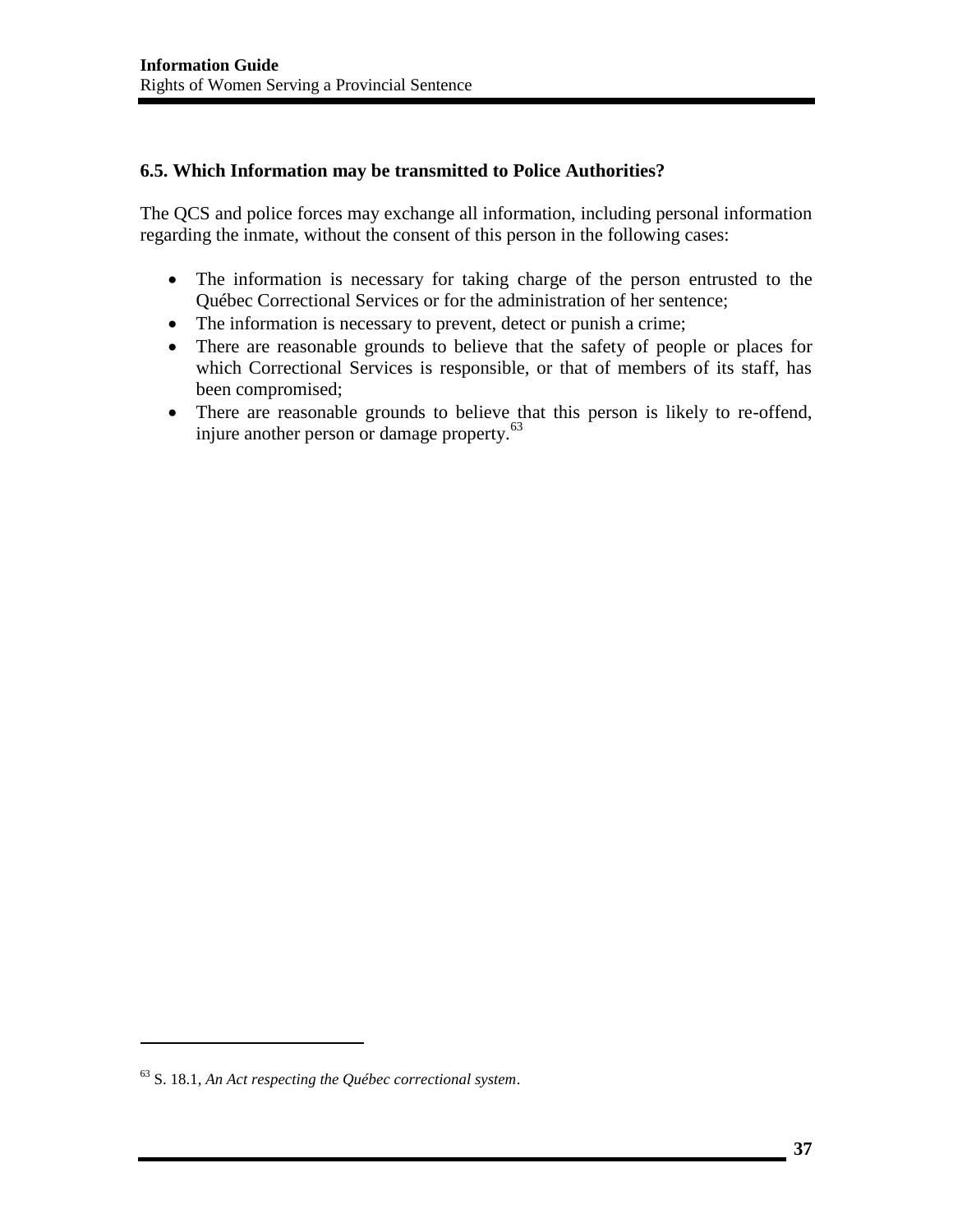### 6.5. Which Information may be transmitted to Police Authorities?

The QCS and police forces may exchange all information, including personal information regarding the inmate, without the consent of this person in the following cases:

- The information is necessary for taking charge of the person entrusted to the Québec Correctional Services or for the administration of her sentence;
- The information is necessary to prevent, detect or punish a crime;
- There are reasonable grounds to believe that the safety of people or places for which Correctional Services is responsible, or that of members of its staff, has been compromised;
- There are reasonable grounds to believe that this person is likely to re-offend, injure another person or damage property.[63]

---

[63] S. 18.1, *An Act respecting the Québec correctional system*.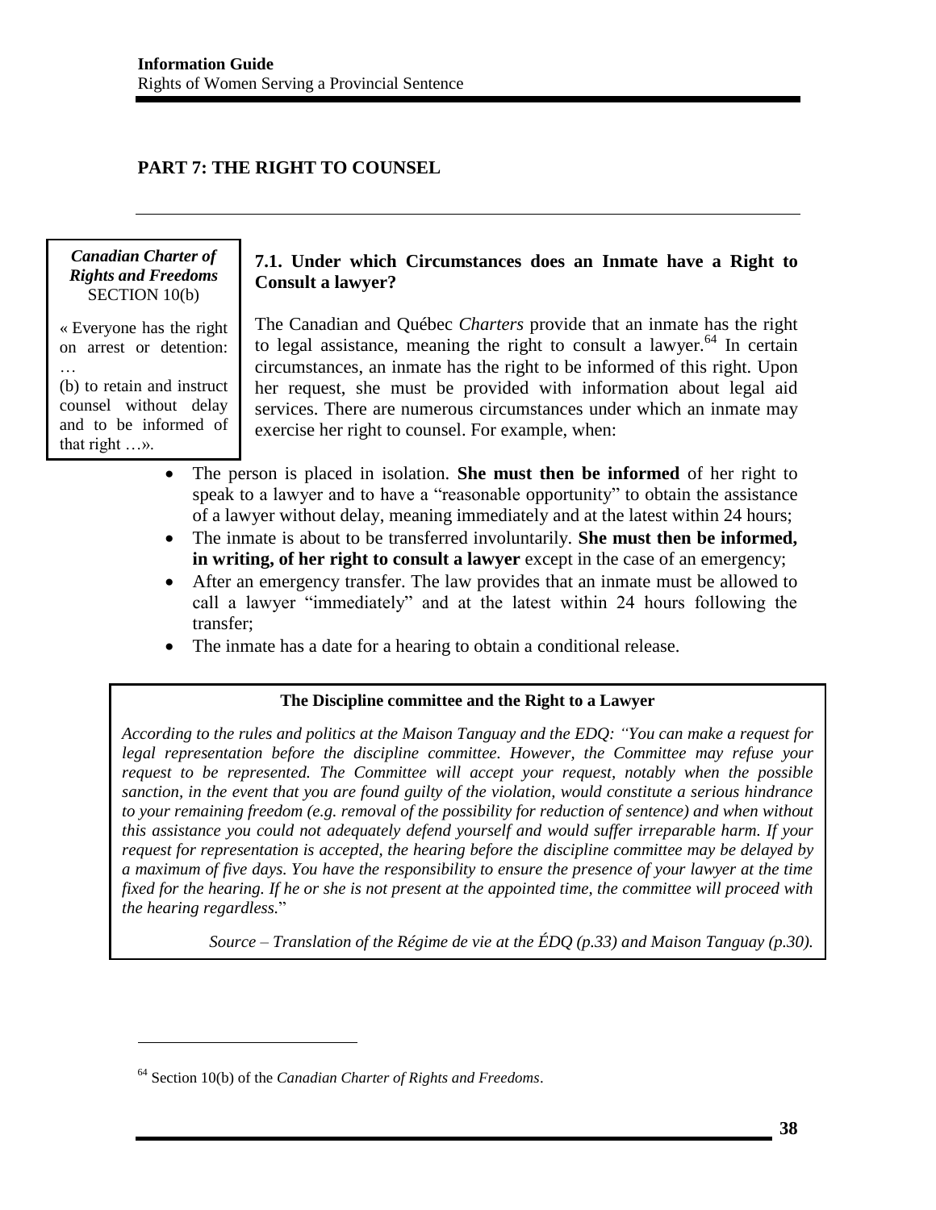## PART 7: THE RIGHT TO COUNSEL

> ***Canadian Charter of Rights and Freedoms***
> SECTION 10(b)
>
> « Everyone has the right on arrest or detention:
> …
> (b) to retain and instruct counsel without delay and to be informed of that right …».

### 7.1. Under which Circumstances does an Inmate have a Right to Consult a lawyer?

The Canadian and Québec *Charters* provide that an inmate has the right to legal assistance, meaning the right to consult a lawyer.[64] In certain circumstances, an inmate has the right to be informed of this right. Upon her request, she must be provided with information about legal aid services. There are numerous circumstances under which an inmate may exercise her right to counsel. For example, when:

- The person is placed in isolation. **She must then be informed** of her right to speak to a lawyer and to have a "reasonable opportunity" to obtain the assistance of a lawyer without delay, meaning immediately and at the latest within 24 hours;
- The inmate is about to be transferred involuntarily. **She must then be informed, in writing, of her right to consult a lawyer** except in the case of an emergency;
- After an emergency transfer. The law provides that an inmate must be allowed to call a lawyer "immediately" and at the latest within 24 hours following the transfer;
- The inmate has a date for a hearing to obtain a conditional release.

> **The Discipline committee and the Right to a Lawyer**
>
> *According to the rules and politics at the Maison Tanguay and the EDQ: "You can make a request for legal representation before the discipline committee. However, the Committee may refuse your request to be represented. The Committee will accept your request, notably when the possible sanction, in the event that you are found guilty of the violation, would constitute a serious hindrance to your remaining freedom (e.g. removal of the possibility for reduction of sentence) and when without this assistance you could not adequately defend yourself and would suffer irreparable harm. If your request for representation is accepted, the hearing before the discipline committee may be delayed by a maximum of five days. You have the responsibility to ensure the presence of your lawyer at the time fixed for the hearing. If he or she is not present at the appointed time, the committee will proceed with the hearing regardless.*"
>
> *Source – Translation of the Régime de vie at the ÉDQ (p.33) and Maison Tanguay (p.30).*

[64] Section 10(b) of the *Canadian Charter of Rights and Freedoms*.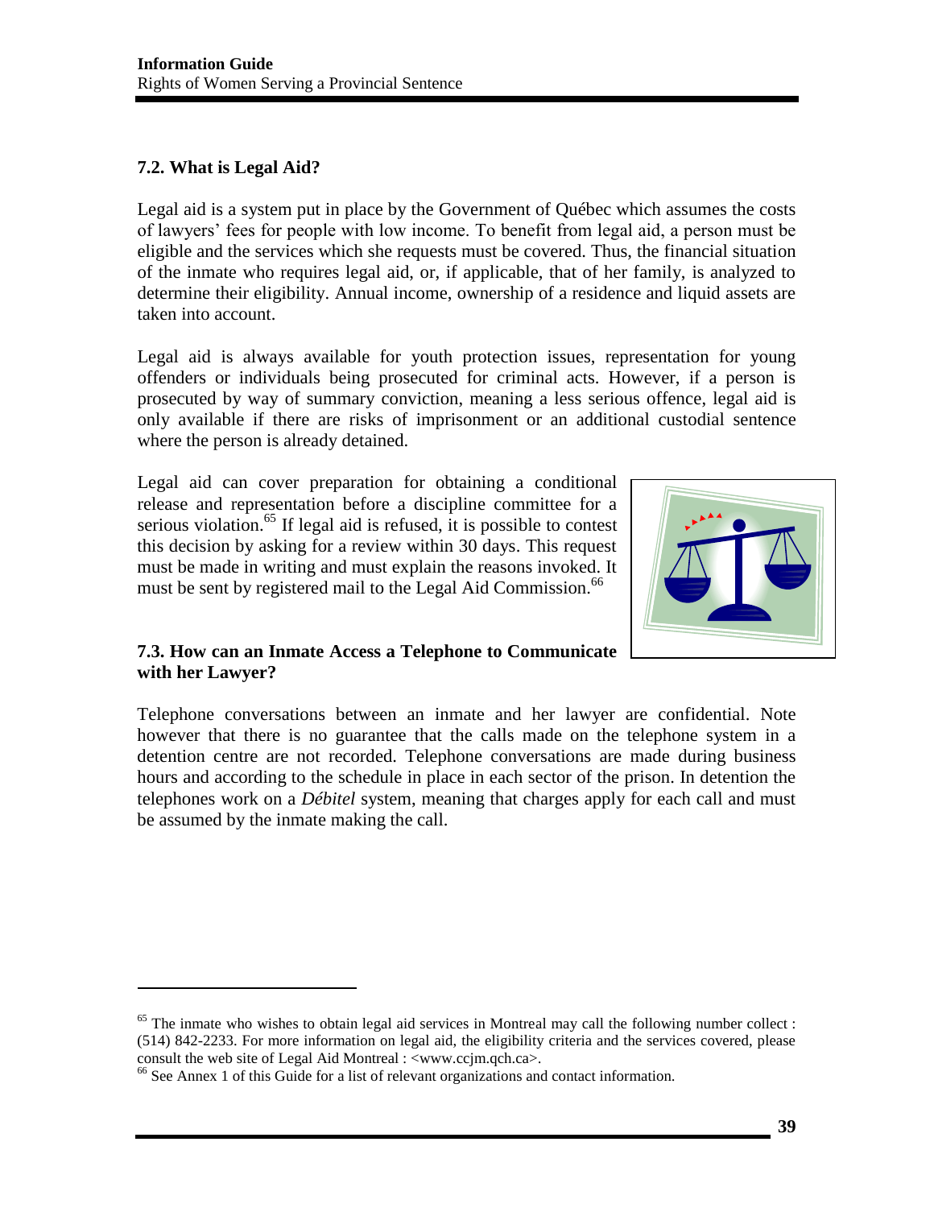## 7.2. What is Legal Aid?

Legal aid is a system put in place by the Government of Québec which assumes the costs of lawyers' fees for people with low income. To benefit from legal aid, a person must be eligible and the services which she requests must be covered. Thus, the financial situation of the inmate who requires legal aid, or, if applicable, that of her family, is analyzed to determine their eligibility. Annual income, ownership of a residence and liquid assets are taken into account.

Legal aid is always available for youth protection issues, representation for young offenders or individuals being prosecuted for criminal acts. However, if a person is prosecuted by way of summary conviction, meaning a less serious offence, legal aid is only available if there are risks of imprisonment or an additional custodial sentence where the person is already detained.

Legal aid can cover preparation for obtaining a conditional release and representation before a discipline committee for a serious violation.[65] If legal aid is refused, it is possible to contest this decision by asking for a review within 30 days. This request must be made in writing and must explain the reasons invoked. It must be sent by registered mail to the Legal Aid Commission.[66]

## 7.3. How can an Inmate Access a Telephone to Communicate with her Lawyer?

Telephone conversations between an inmate and her lawyer are confidential. Note however that there is no guarantee that the calls made on the telephone system in a detention centre are not recorded. Telephone conversations are made during business hours and according to the schedule in place in each sector of the prison. In detention the telephones work on a *Débitel* system, meaning that charges apply for each call and must be assumed by the inmate making the call.

---

[65] The inmate who wishes to obtain legal aid services in Montreal may call the following number collect : (514) 842-2233. For more information on legal aid, the eligibility criteria and the services covered, please consult the web site of Legal Aid Montreal : <www.ccjm.qch.ca>.

[66] See Annex 1 of this Guide for a list of relevant organizations and contact information.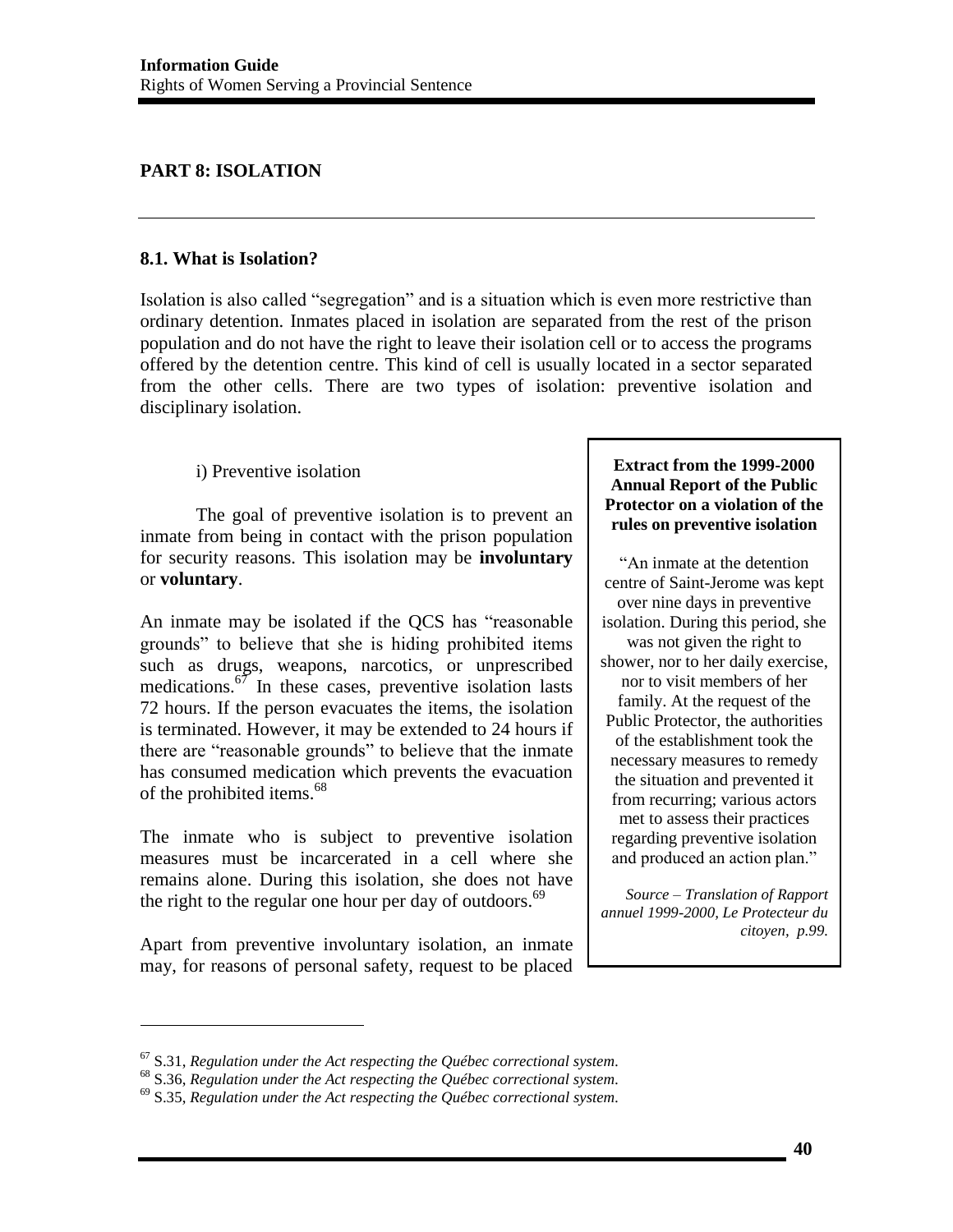## PART 8: ISOLATION

### 8.1. What is Isolation?

Isolation is also called "segregation" and is a situation which is even more restrictive than ordinary detention. Inmates placed in isolation are separated from the rest of the prison population and do not have the right to leave their isolation cell or to access the programs offered by the detention centre. This kind of cell is usually located in a sector separated from the other cells. There are two types of isolation: preventive isolation and disciplinary isolation.

i) Preventive isolation

The goal of preventive isolation is to prevent an inmate from being in contact with the prison population for security reasons. This isolation may be **involuntary** or **voluntary**.

An inmate may be isolated if the QCS has "reasonable grounds" to believe that she is hiding prohibited items such as drugs, weapons, narcotics, or unprescribed medications.[67] In these cases, preventive isolation lasts 72 hours. If the person evacuates the items, the isolation is terminated. However, it may be extended to 24 hours if there are "reasonable grounds" to believe that the inmate has consumed medication which prevents the evacuation of the prohibited items.[68]

The inmate who is subject to preventive isolation measures must be incarcerated in a cell where she remains alone. During this isolation, she does not have the right to the regular one hour per day of outdoors.[69]

Apart from preventive involuntary isolation, an inmate may, for reasons of personal safety, request to be placed

**Extract from the 1999-2000 Annual Report of the Public Protector on a violation of the rules on preventive isolation**

"An inmate at the detention centre of Saint-Jerome was kept over nine days in preventive isolation. During this period, she was not given the right to shower, nor to her daily exercise, nor to visit members of her family. At the request of the Public Protector, the authorities of the establishment took the necessary measures to remedy the situation and prevented it from recurring; various actors met to assess their practices regarding preventive isolation and produced an action plan."

*Source – Translation of Rapport annuel 1999-2000, Le Protecteur du citoyen, p.99.*

---

[67] S.31, *Regulation under the Act respecting the Québec correctional system*.

[68] S.36, *Regulation under the Act respecting the Québec correctional system*.

[69] S.35, *Regulation under the Act respecting the Québec correctional system*.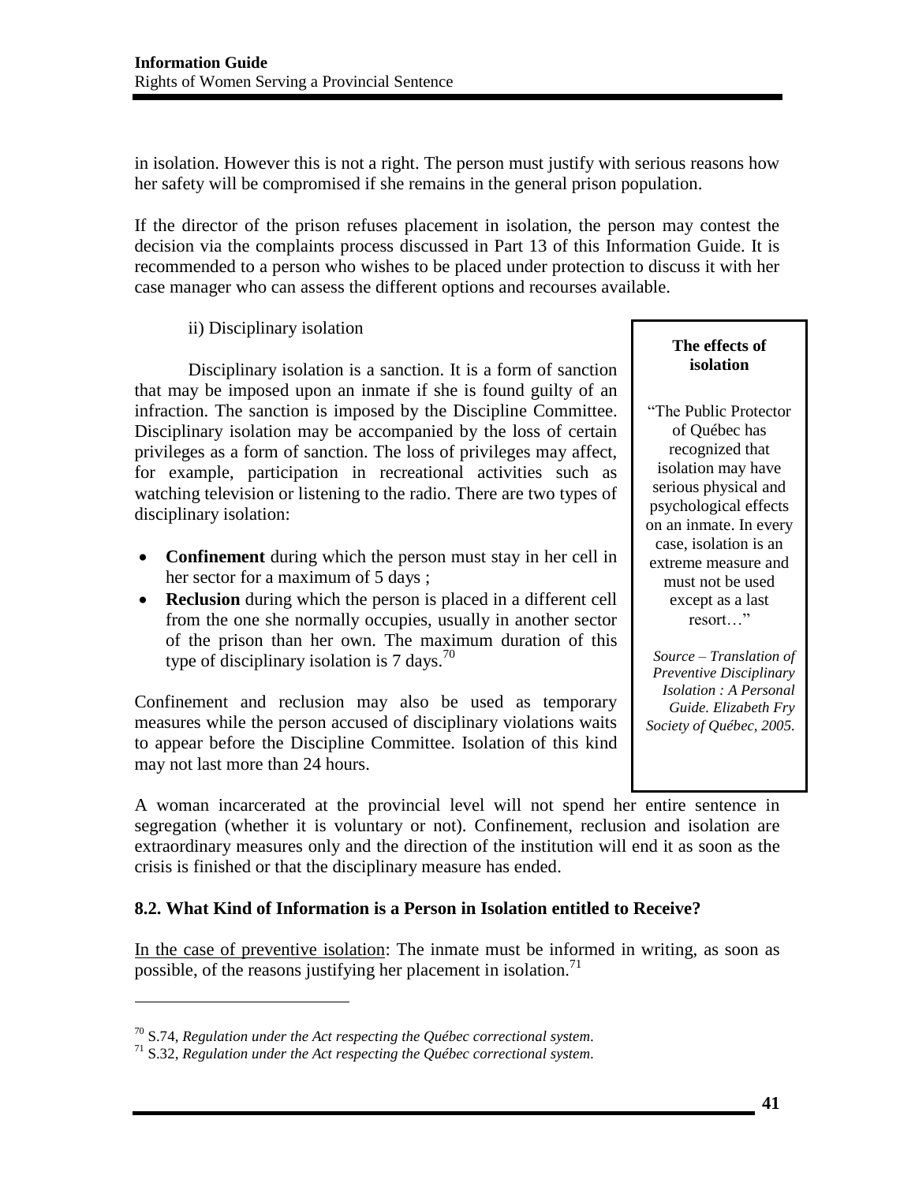in isolation. However this is not a right. The person must justify with serious reasons how her safety will be compromised if she remains in the general prison population.

If the director of the prison refuses placement in isolation, the person may contest the decision via the complaints process discussed in Part 13 of this Information Guide. It is recommended to a person who wishes to be placed under protection to discuss it with her case manager who can assess the different options and recourses available.

ii) Disciplinary isolation

Disciplinary isolation is a sanction. It is a form of sanction that may be imposed upon an inmate if she is found guilty of an infraction. The sanction is imposed by the Discipline Committee. Disciplinary isolation may be accompanied by the loss of certain privileges as a form of sanction. The loss of privileges may affect, for example, participation in recreational activities such as watching television or listening to the radio. There are two types of disciplinary isolation:

- **Confinement** during which the person must stay in her cell in her sector for a maximum of 5 days ;
- **Reclusion** during which the person is placed in a different cell from the one she normally occupies, usually in another sector of the prison than her own. The maximum duration of this type of disciplinary isolation is 7 days.[70]

Confinement and reclusion may also be used as temporary measures while the person accused of disciplinary violations waits to appear before the Discipline Committee. Isolation of this kind may not last more than 24 hours.

> **The effects of isolation**
>
> "The Public Protector of Québec has recognized that isolation may have serious physical and psychological effects on an inmate. In every case, isolation is an extreme measure and must not be used except as a last resort…"
>
> *Source – Translation of Preventive Disciplinary Isolation : A Personal Guide. Elizabeth Fry Society of Québec, 2005.*

A woman incarcerated at the provincial level will not spend her entire sentence in segregation (whether it is voluntary or not). Confinement, reclusion and isolation are extraordinary measures only and the direction of the institution will end it as soon as the crisis is finished or that the disciplinary measure has ended.

### 8.2. What Kind of Information is a Person in Isolation entitled to Receive?

In the case of preventive isolation: The inmate must be informed in writing, as soon as possible, of the reasons justifying her placement in isolation.[71]

---

[70] S.74, *Regulation under the Act respecting the Québec correctional system.*

[71] S.32, *Regulation under the Act respecting the Québec correctional system.*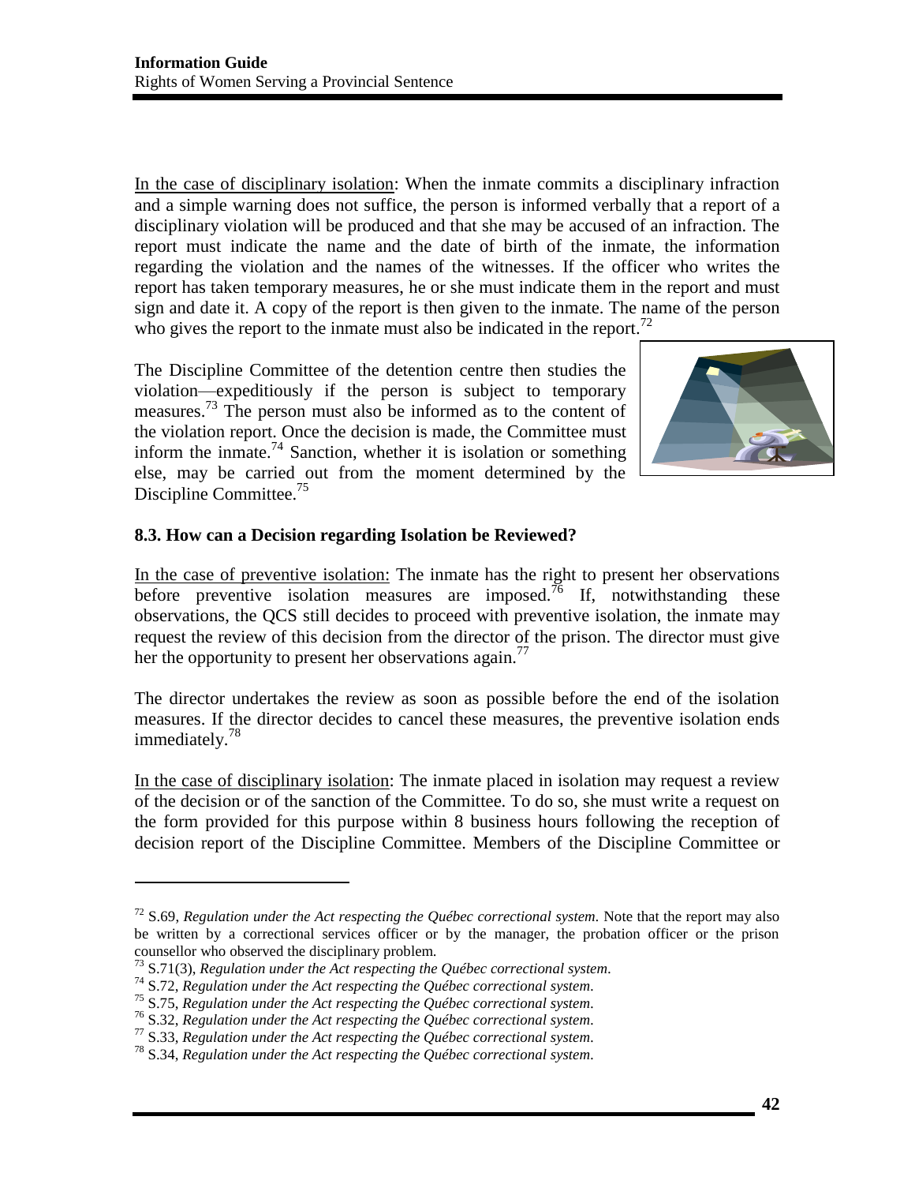In the case of disciplinary isolation: When the inmate commits a disciplinary infraction and a simple warning does not suffice, the person is informed verbally that a report of a disciplinary violation will be produced and that she may be accused of an infraction. The report must indicate the name and the date of birth of the inmate, the information regarding the violation and the names of the witnesses. If the officer who writes the report has taken temporary measures, he or she must indicate them in the report and must sign and date it. A copy of the report is then given to the inmate. The name of the person who gives the report to the inmate must also be indicated in the report.[72]

The Discipline Committee of the detention centre then studies the violation—expeditiously if the person is subject to temporary measures.[73] The person must also be informed as to the content of the violation report. Once the decision is made, the Committee must inform the inmate.[74] Sanction, whether it is isolation or something else, may be carried out from the moment determined by the Discipline Committee.[75]

### 8.3. How can a Decision regarding Isolation be Reviewed?

In the case of preventive isolation: The inmate has the right to present her observations before preventive isolation measures are imposed.[76] If, notwithstanding these observations, the QCS still decides to proceed with preventive isolation, the inmate may request the review of this decision from the director of the prison. The director must give her the opportunity to present her observations again.[77]

The director undertakes the review as soon as possible before the end of the isolation measures. If the director decides to cancel these measures, the preventive isolation ends immediately.[78]

In the case of disciplinary isolation: The inmate placed in isolation may request a review of the decision or of the sanction of the Committee. To do so, she must write a request on the form provided for this purpose within 8 business hours following the reception of decision report of the Discipline Committee. Members of the Discipline Committee or

---

[72] S.69, *Regulation under the Act respecting the Québec correctional system*. Note that the report may also be written by a correctional services officer or by the manager, the probation officer or the prison counsellor who observed the disciplinary problem.

[73] S.71(3), *Regulation under the Act respecting the Québec correctional system*.

[74] S.72, *Regulation under the Act respecting the Québec correctional system*.

[75] S.75, *Regulation under the Act respecting the Québec correctional system*.

[76] S.32, *Regulation under the Act respecting the Québec correctional system*.

[77] S.33, *Regulation under the Act respecting the Québec correctional system*.

[78] S.34, *Regulation under the Act respecting the Québec correctional system*.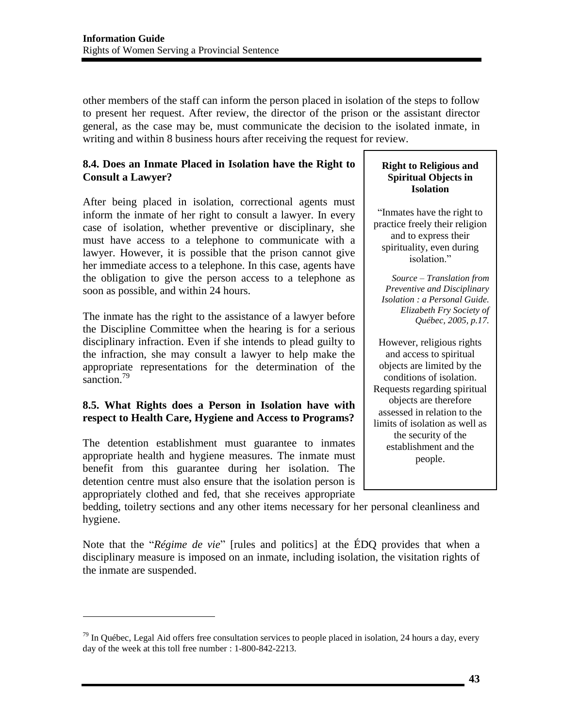other members of the staff can inform the person placed in isolation of the steps to follow to present her request. After review, the director of the prison or the assistant director general, as the case may be, must communicate the decision to the isolated inmate, in writing and within 8 business hours after receiving the request for review.

### 8.4. Does an Inmate Placed in Isolation have the Right to Consult a Lawyer?

After being placed in isolation, correctional agents must inform the inmate of her right to consult a lawyer. In every case of isolation, whether preventive or disciplinary, she must have access to a telephone to communicate with a lawyer. However, it is possible that the prison cannot give her immediate access to a telephone. In this case, agents have the obligation to give the person access to a telephone as soon as possible, and within 24 hours.

The inmate has the right to the assistance of a lawyer before the Discipline Committee when the hearing is for a serious disciplinary infraction. Even if she intends to plead guilty to the infraction, she may consult a lawyer to help make the appropriate representations for the determination of the sanction.[79]

> **Right to Religious and Spiritual Objects in Isolation**
>
> "Inmates have the right to practice freely their religion and to express their spirituality, even during isolation."
>
> *Source – Translation from Preventive and Disciplinary Isolation : a Personal Guide. Elizabeth Fry Society of Québec, 2005, p.17.*
>
> However, religious rights and access to spiritual objects are limited by the conditions of isolation. Requests regarding spiritual objects are therefore assessed in relation to the limits of isolation as well as the security of the establishment and the people.

### 8.5. What Rights does a Person in Isolation have with respect to Health Care, Hygiene and Access to Programs?

The detention establishment must guarantee to inmates appropriate health and hygiene measures. The inmate must benefit from this guarantee during her isolation. The detention centre must also ensure that the isolation person is appropriately clothed and fed, that she receives appropriate bedding, toiletry sections and any other items necessary for her personal cleanliness and hygiene.

Note that the "*Régime de vie*" [rules and politics] at the ÉDQ provides that when a disciplinary measure is imposed on an inmate, including isolation, the visitation rights of the inmate are suspended.

---

[79] In Québec, Legal Aid offers free consultation services to people placed in isolation, 24 hours a day, every day of the week at this toll free number : 1-800-842-2213.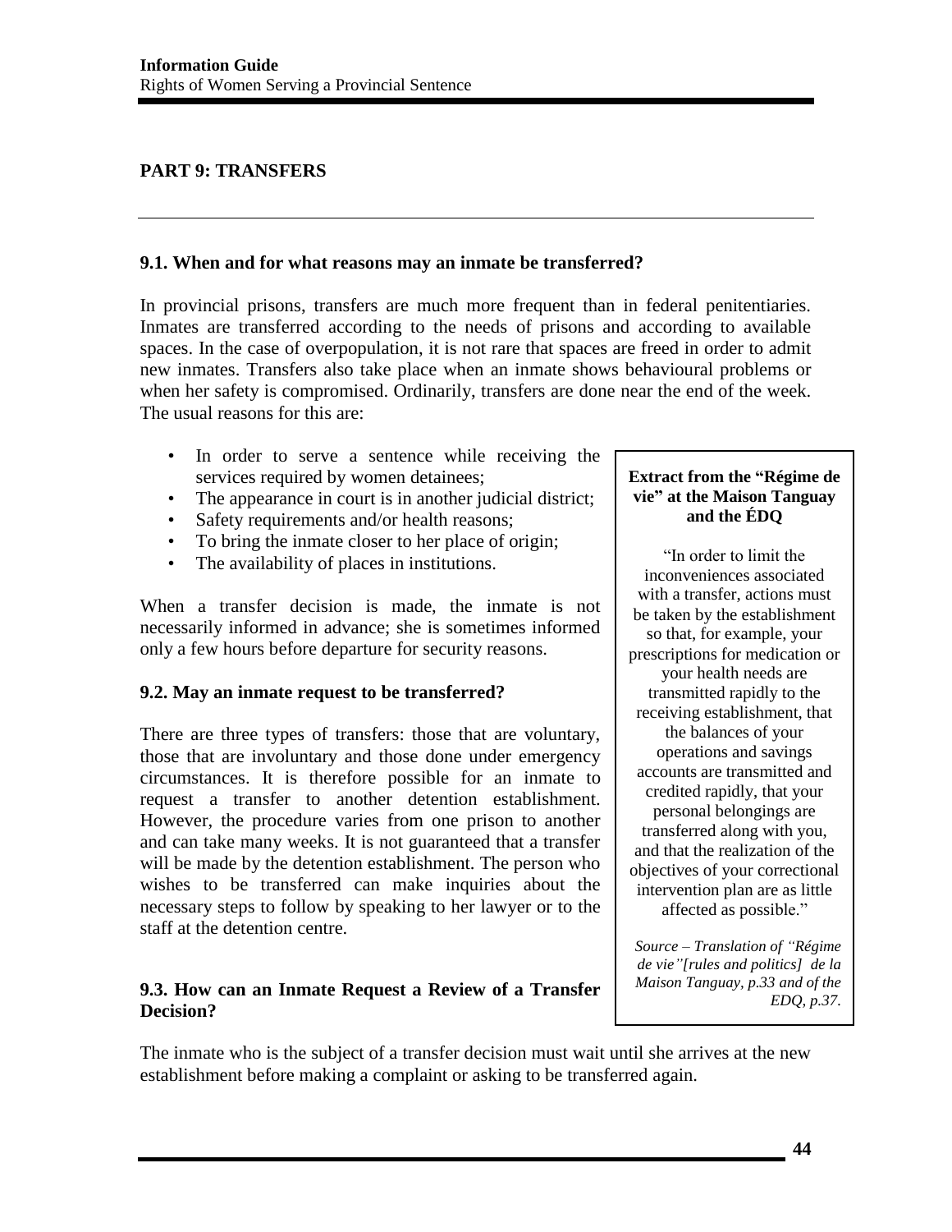## PART 9: TRANSFERS

### 9.1. When and for what reasons may an inmate be transferred?

In provincial prisons, transfers are much more frequent than in federal penitentiaries. Inmates are transferred according to the needs of prisons and according to available spaces. In the case of overpopulation, it is not rare that spaces are freed in order to admit new inmates. Transfers also take place when an inmate shows behavioural problems or when her safety is compromised. Ordinarily, transfers are done near the end of the week. The usual reasons for this are:

- In order to serve a sentence while receiving the services required by women detainees;
- The appearance in court is in another judicial district;
- Safety requirements and/or health reasons;
- To bring the inmate closer to her place of origin;
- The availability of places in institutions.

When a transfer decision is made, the inmate is not necessarily informed in advance; she is sometimes informed only a few hours before departure for security reasons.

### 9.2. May an inmate request to be transferred?

There are three types of transfers: those that are voluntary, those that are involuntary and those done under emergency circumstances. It is therefore possible for an inmate to request a transfer to another detention establishment. However, the procedure varies from one prison to another and can take many weeks. It is not guaranteed that a transfer will be made by the detention establishment. The person who wishes to be transferred can make inquiries about the necessary steps to follow by speaking to her lawyer or to the staff at the detention centre.

> **Extract from the "Régime de vie" at the Maison Tanguay and the ÉDQ**
>
> "In order to limit the inconveniences associated with a transfer, actions must be taken by the establishment so that, for example, your prescriptions for medication or your health needs are transmitted rapidly to the receiving establishment, that the balances of your operations and savings accounts are transmitted and credited rapidly, that your personal belongings are transferred along with you, and that the realization of the objectives of your correctional intervention plan are as little affected as possible."
>
> *Source – Translation of "Régime de vie"[rules and politics] de la Maison Tanguay, p.33 and of the EDQ, p.37.*

### 9.3. How can an Inmate Request a Review of a Transfer Decision?

The inmate who is the subject of a transfer decision must wait until she arrives at the new establishment before making a complaint or asking to be transferred again.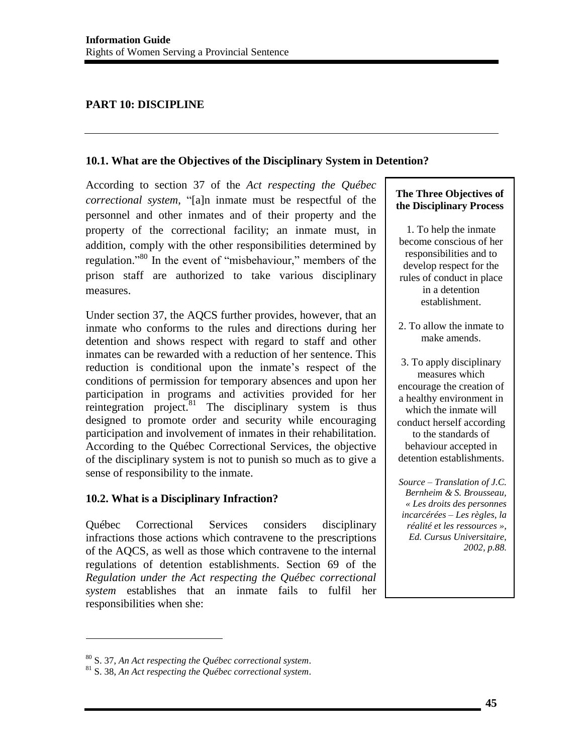## PART 10: DISCIPLINE

### 10.1. What are the Objectives of the Disciplinary System in Detention?

According to section 37 of the *Act respecting the Québec correctional system*, "[a]n inmate must be respectful of the personnel and other inmates and of their property and the property of the correctional facility; an inmate must, in addition, comply with the other responsibilities determined by regulation."[80] In the event of "misbehaviour," members of the prison staff are authorized to take various disciplinary measures.

Under section 37, the AQCS further provides, however, that an inmate who conforms to the rules and directions during her detention and shows respect with regard to staff and other inmates can be rewarded with a reduction of her sentence. This reduction is conditional upon the inmate's respect of the conditions of permission for temporary absences and upon her participation in programs and activities provided for her reintegration project.[81] The disciplinary system is thus designed to promote order and security while encouraging participation and involvement of inmates in their rehabilitation. According to the Québec Correctional Services, the objective of the disciplinary system is not to punish so much as to give a sense of responsibility to the inmate.

**The Three Objectives of the Disciplinary Process**

1. To help the inmate become conscious of her responsibilities and to develop respect for the rules of conduct in place in a detention establishment.

2. To allow the inmate to make amends.

3. To apply disciplinary measures which encourage the creation of a healthy environment in which the inmate will conduct herself according to the standards of behaviour accepted in detention establishments.

*Source – Translation of J.C. Bernheim & S. Brousseau, « Les droits des personnes incarcérées – Les règles, la réalité et les ressources », Ed. Cursus Universitaire, 2002, p.88.*

### 10.2. What is a Disciplinary Infraction?

Québec Correctional Services considers disciplinary infractions those actions which contravene to the prescriptions of the AQCS, as well as those which contravene to the internal regulations of detention establishments. Section 69 of the *Regulation under the Act respecting the Québec correctional system* establishes that an inmate fails to fulfil her responsibilities when she:

---

[80] S. 37, *An Act respecting the Québec correctional system*.

[81] S. 38, *An Act respecting the Québec correctional system*.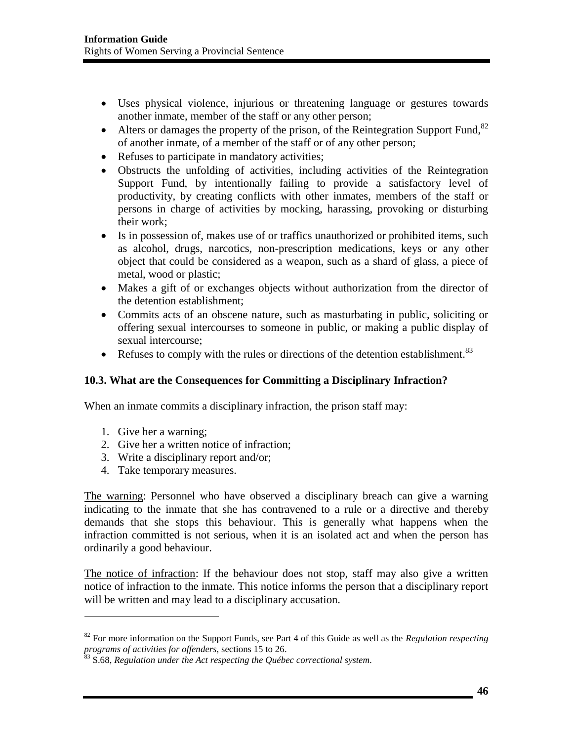- Uses physical violence, injurious or threatening language or gestures towards another inmate, member of the staff or any other person;
- Alters or damages the property of the prison, of the Reintegration Support Fund,[82] of another inmate, of a member of the staff or of any other person;
- Refuses to participate in mandatory activities;
- Obstructs the unfolding of activities, including activities of the Reintegration Support Fund, by intentionally failing to provide a satisfactory level of productivity, by creating conflicts with other inmates, members of the staff or persons in charge of activities by mocking, harassing, provoking or disturbing their work;
- Is in possession of, makes use of or traffics unauthorized or prohibited items, such as alcohol, drugs, narcotics, non-prescription medications, keys or any other object that could be considered as a weapon, such as a shard of glass, a piece of metal, wood or plastic;
- Makes a gift of or exchanges objects without authorization from the director of the detention establishment;
- Commits acts of an obscene nature, such as masturbating in public, soliciting or offering sexual intercourses to someone in public, or making a public display of sexual intercourse;
- Refuses to comply with the rules or directions of the detention establishment.[83]

### 10.3. What are the Consequences for Committing a Disciplinary Infraction?

When an inmate commits a disciplinary infraction, the prison staff may:

1. Give her a warning;
2. Give her a written notice of infraction;
3. Write a disciplinary report and/or;
4. Take temporary measures.

<u>The warning</u>: Personnel who have observed a disciplinary breach can give a warning indicating to the inmate that she has contravened to a rule or a directive and thereby demands that she stops this behaviour. This is generally what happens when the infraction committed is not serious, when it is an isolated act and when the person has ordinarily a good behaviour.

<u>The notice of infraction</u>: If the behaviour does not stop, staff may also give a written notice of infraction to the inmate. This notice informs the person that a disciplinary report will be written and may lead to a disciplinary accusation.

---

[82] For more information on the Support Funds, see Part 4 of this Guide as well as the *Regulation respecting programs of activities for offenders,* sections 15 to 26.

[83] S.68, *Regulation under the Act respecting the Québec correctional system*.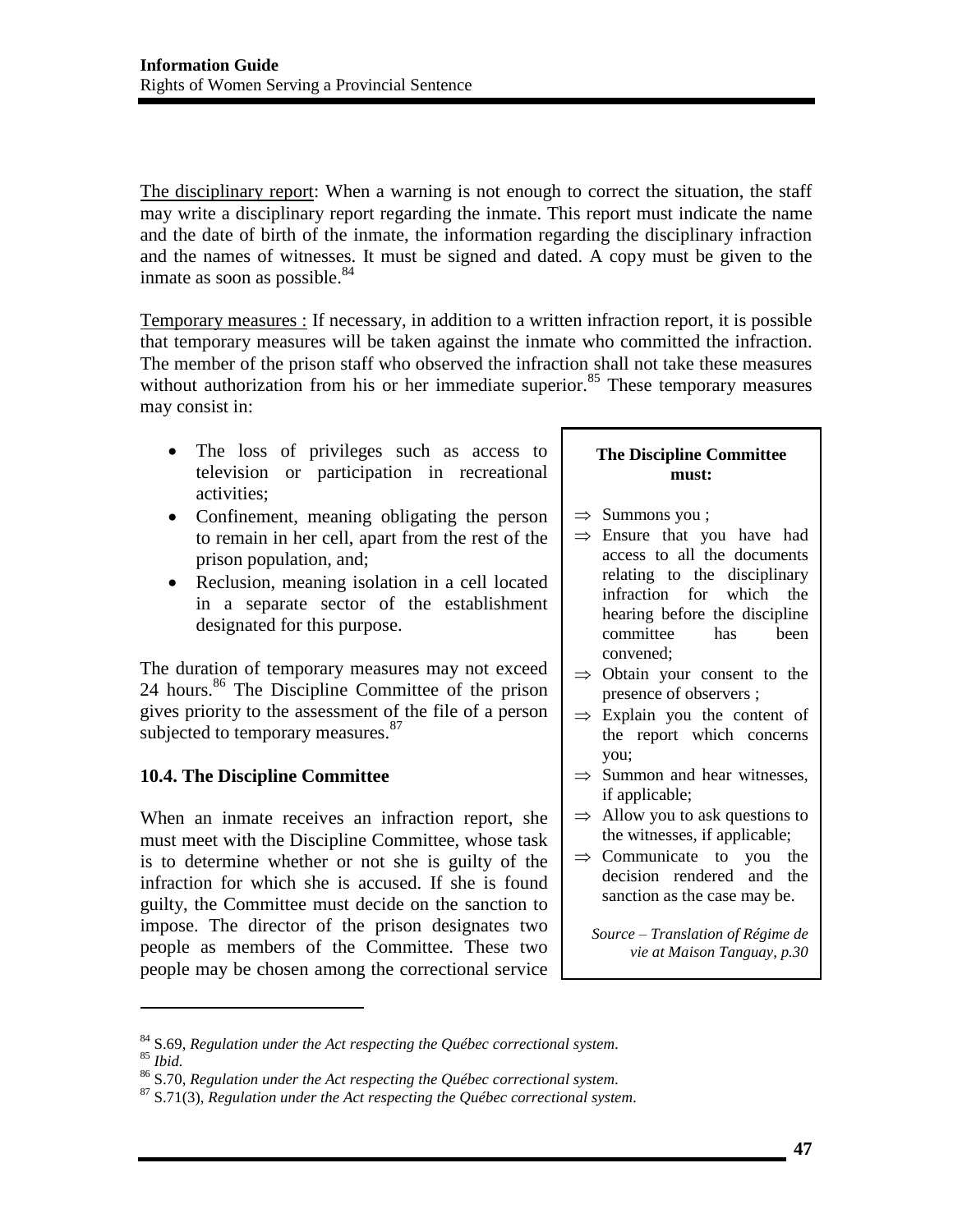The disciplinary report: When a warning is not enough to correct the situation, the staff may write a disciplinary report regarding the inmate. This report must indicate the name and the date of birth of the inmate, the information regarding the disciplinary infraction and the names of witnesses. It must be signed and dated. A copy must be given to the inmate as soon as possible.[84]

Temporary measures : If necessary, in addition to a written infraction report, it is possible that temporary measures will be taken against the inmate who committed the infraction. The member of the prison staff who observed the infraction shall not take these measures without authorization from his or her immediate superior.[85] These temporary measures may consist in:

- The loss of privileges such as access to television or participation in recreational activities;
- Confinement, meaning obligating the person to remain in her cell, apart from the rest of the prison population, and;
- Reclusion, meaning isolation in a cell located in a separate sector of the establishment designated for this purpose.

The duration of temporary measures may not exceed 24 hours.[86] The Discipline Committee of the prison gives priority to the assessment of the file of a person subjected to temporary measures.[87]

### 10.4. The Discipline Committee

When an inmate receives an infraction report, she must meet with the Discipline Committee, whose task is to determine whether or not she is guilty of the infraction for which she is accused. If she is found guilty, the Committee must decide on the sanction to impose. The director of the prison designates two people as members of the Committee. These two people may be chosen among the correctional service

> **The Discipline Committee must:**
>
> ⇒ Summons you ;
>
> ⇒ Ensure that you have had access to all the documents relating to the disciplinary infraction for which the hearing before the discipline committee has been convened;
>
> ⇒ Obtain your consent to the presence of observers ;
>
> ⇒ Explain you the content of the report which concerns you;
>
> ⇒ Summon and hear witnesses, if applicable;
>
> ⇒ Allow you to ask questions to the witnesses, if applicable;
>
> ⇒ Communicate to you the decision rendered and the sanction as the case may be.
>
> *Source – Translation of Régime de vie at Maison Tanguay, p.30*

---

[84] S.69, *Regulation under the Act respecting the Québec correctional system.*
[85] *Ibid.*
[86] S.70, *Regulation under the Act respecting the Québec correctional system.*
[87] S.71(3), *Regulation under the Act respecting the Québec correctional system.*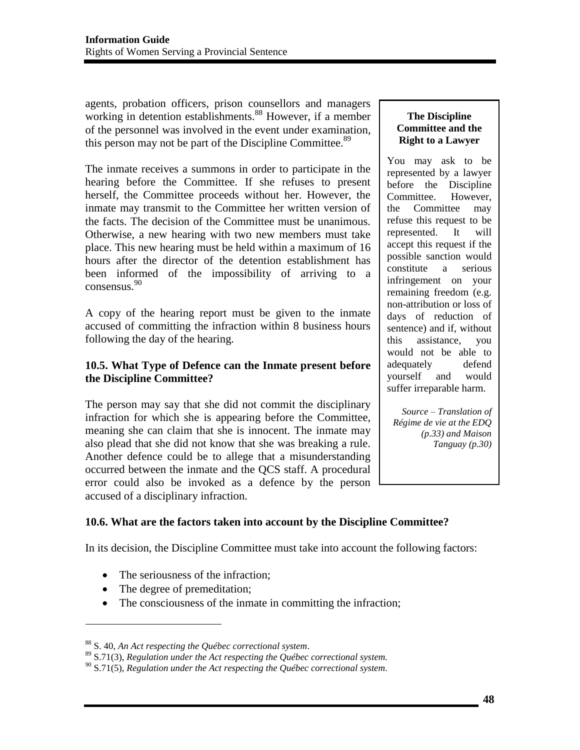agents, probation officers, prison counsellors and managers working in detention establishments.[88] However, if a member of the personnel was involved in the event under examination, this person may not be part of the Discipline Committee.[89]

The inmate receives a summons in order to participate in the hearing before the Committee. If she refuses to present herself, the Committee proceeds without her. However, the inmate may transmit to the Committee her written version of the facts. The decision of the Committee must be unanimous. Otherwise, a new hearing with two new members must take place. This new hearing must be held within a maximum of 16 hours after the director of the detention establishment has been informed of the impossibility of arriving to a consensus.[90]

A copy of the hearing report must be given to the inmate accused of committing the infraction within 8 business hours following the day of the hearing.

> **The Discipline Committee and the Right to a Lawyer**
>
> You may ask to be represented by a lawyer before the Discipline Committee. However, the Committee may refuse this request to be represented. It will accept this request if the possible sanction would constitute a serious infringement on your remaining freedom (e.g. non-attribution or loss of days of reduction of sentence) and if, without this assistance, you would not be able to adequately defend yourself and would suffer irreparable harm.
>
> *Source – Translation of Régime de vie at the EDQ (p.33) and Maison Tanguay (p.30)*

### 10.5. What Type of Defence can the Inmate present before the Discipline Committee?

The person may say that she did not commit the disciplinary infraction for which she is appearing before the Committee, meaning she can claim that she is innocent. The inmate may also plead that she did not know that she was breaking a rule. Another defence could be to allege that a misunderstanding occurred between the inmate and the QCS staff. A procedural error could also be invoked as a defence by the person accused of a disciplinary infraction.

### 10.6. What are the factors taken into account by the Discipline Committee?

In its decision, the Discipline Committee must take into account the following factors:

- The seriousness of the infraction;
- The degree of premeditation;
- The consciousness of the inmate in committing the infraction;

---

[88] S. 40, *An Act respecting the Québec correctional system*.
[89] S.71(3), *Regulation under the Act respecting the Québec correctional system.*
[90] S.71(5), *Regulation under the Act respecting the Québec correctional system.*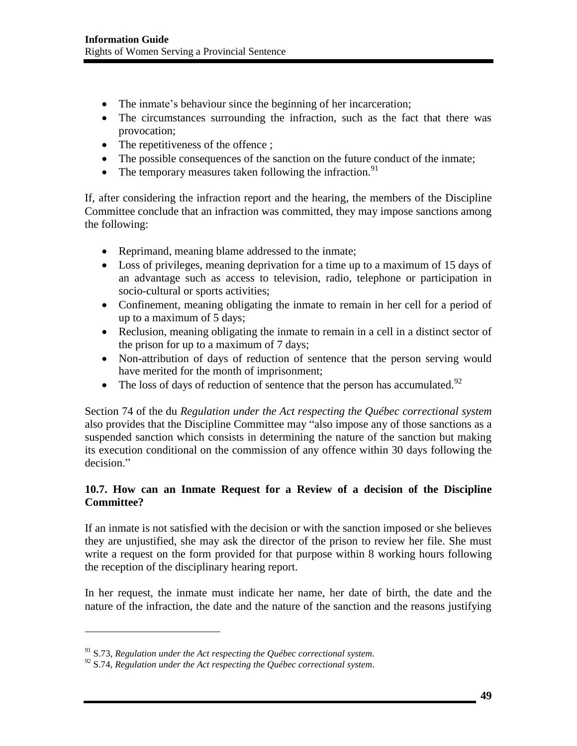- The inmate's behaviour since the beginning of her incarceration;
- The circumstances surrounding the infraction, such as the fact that there was provocation;
- The repetitiveness of the offence ;
- The possible consequences of the sanction on the future conduct of the inmate;
- The temporary measures taken following the infraction.[91]

If, after considering the infraction report and the hearing, the members of the Discipline Committee conclude that an infraction was committed, they may impose sanctions among the following:

- Reprimand, meaning blame addressed to the inmate;
- Loss of privileges, meaning deprivation for a time up to a maximum of 15 days of an advantage such as access to television, radio, telephone or participation in socio-cultural or sports activities;
- Confinement, meaning obligating the inmate to remain in her cell for a period of up to a maximum of 5 days;
- Reclusion, meaning obligating the inmate to remain in a cell in a distinct sector of the prison for up to a maximum of 7 days;
- Non-attribution of days of reduction of sentence that the person serving would have merited for the month of imprisonment;
- The loss of days of reduction of sentence that the person has accumulated.[92]

Section 74 of the du *Regulation under the Act respecting the Québec correctional system* also provides that the Discipline Committee may "also impose any of those sanctions as a suspended sanction which consists in determining the nature of the sanction but making its execution conditional on the commission of any offence within 30 days following the decision."

### 10.7. How can an Inmate Request for a Review of a decision of the Discipline Committee?

If an inmate is not satisfied with the decision or with the sanction imposed or she believes they are unjustified, she may ask the director of the prison to review her file. She must write a request on the form provided for that purpose within 8 working hours following the reception of the disciplinary hearing report.

In her request, the inmate must indicate her name, her date of birth, the date and the nature of the infraction, the date and the nature of the sanction and the reasons justifying

[91] S.73, *Regulation under the Act respecting the Québec correctional system*.

[92] S.74, *Regulation under the Act respecting the Québec correctional system*.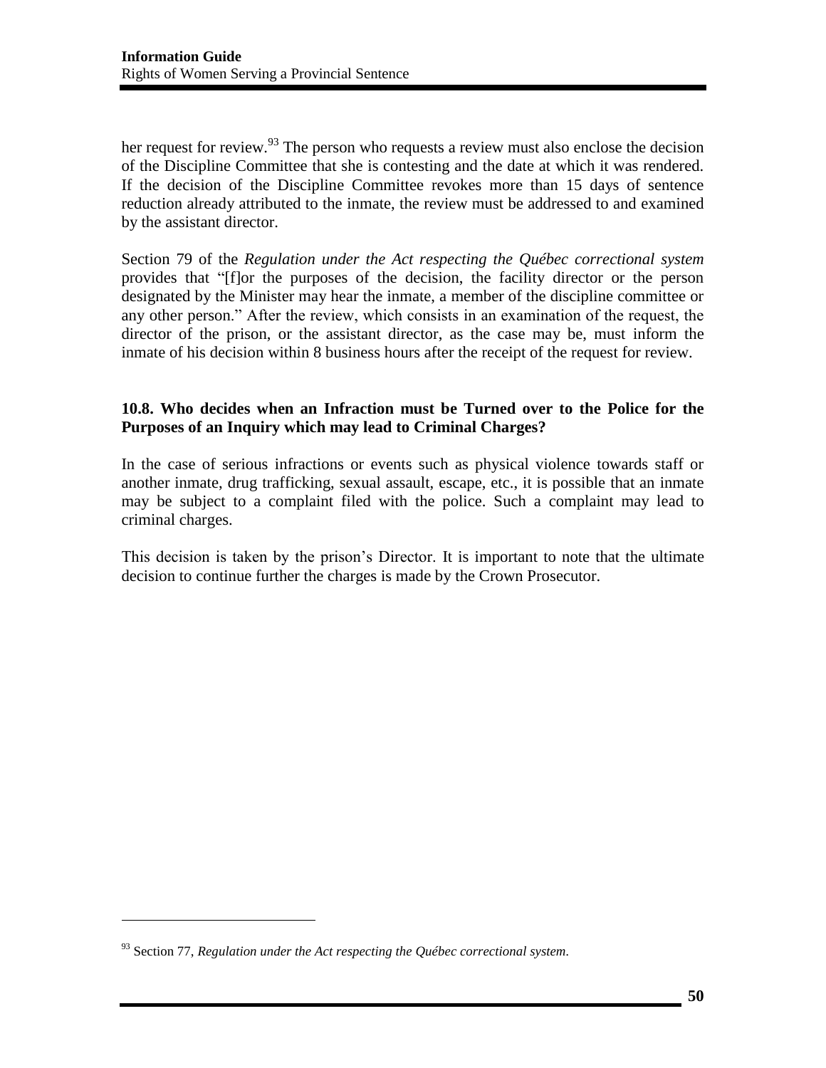her request for review.[93] The person who requests a review must also enclose the decision of the Discipline Committee that she is contesting and the date at which it was rendered. If the decision of the Discipline Committee revokes more than 15 days of sentence reduction already attributed to the inmate, the review must be addressed to and examined by the assistant director.

Section 79 of the *Regulation under the Act respecting the Québec correctional system* provides that "[f]or the purposes of the decision, the facility director or the person designated by the Minister may hear the inmate, a member of the discipline committee or any other person." After the review, which consists in an examination of the request, the director of the prison, or the assistant director, as the case may be, must inform the inmate of his decision within 8 business hours after the receipt of the request for review.

### 10.8. Who decides when an Infraction must be Turned over to the Police for the Purposes of an Inquiry which may lead to Criminal Charges?

In the case of serious infractions or events such as physical violence towards staff or another inmate, drug trafficking, sexual assault, escape, etc., it is possible that an inmate may be subject to a complaint filed with the police. Such a complaint may lead to criminal charges.

This decision is taken by the prison's Director. It is important to note that the ultimate decision to continue further the charges is made by the Crown Prosecutor.

---

[93] Section 77, *Regulation under the Act respecting the Québec correctional system*.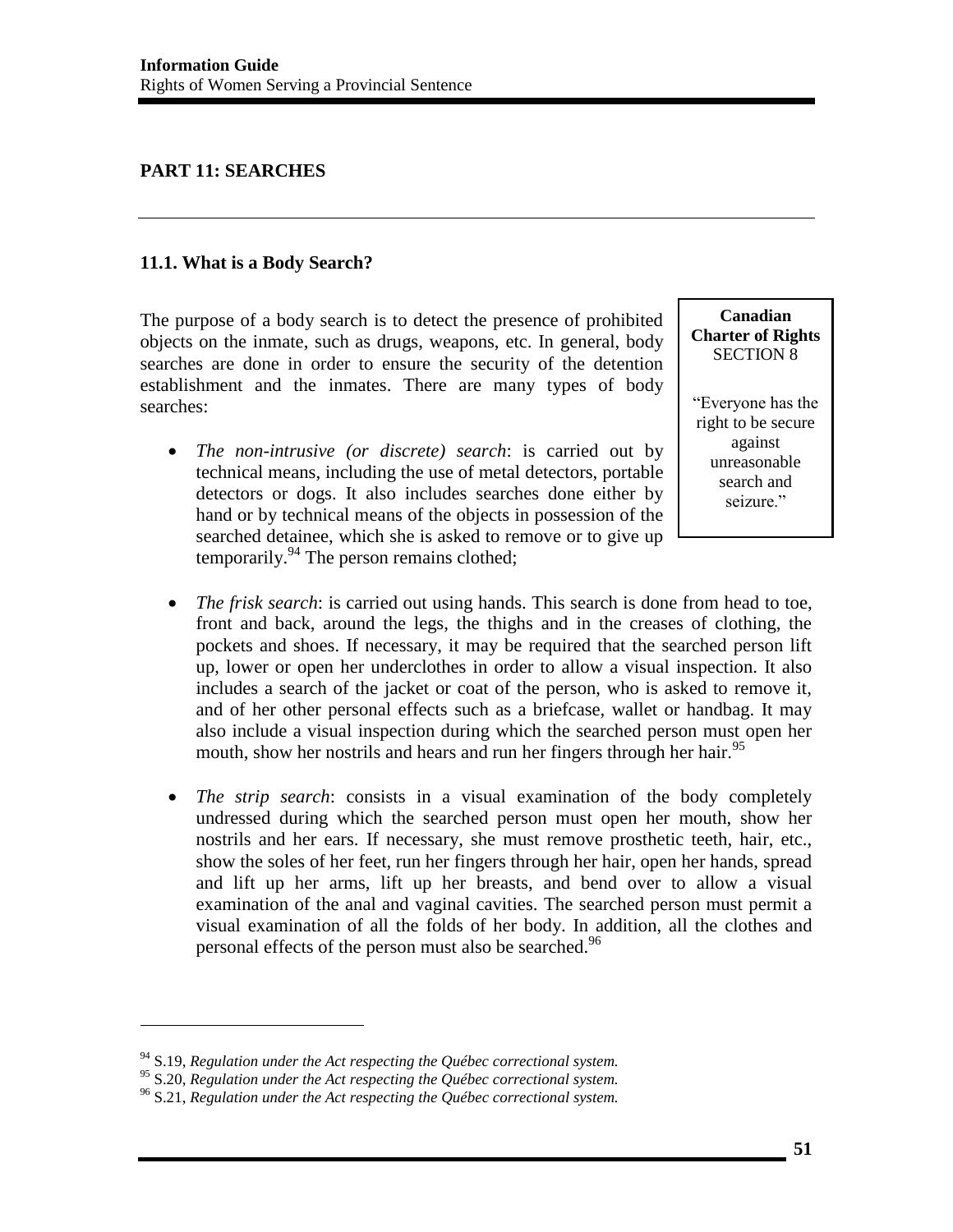## PART 11: SEARCHES

### 11.1. What is a Body Search?

The purpose of a body search is to detect the presence of prohibited objects on the inmate, such as drugs, weapons, etc. In general, body searches are done in order to ensure the security of the detention establishment and the inmates. There are many types of body searches:

> **Canadian Charter of Rights**
> SECTION 8
>
> "Everyone has the right to be secure against unreasonable search and seizure."

- *The non-intrusive (or discrete) search*: is carried out by technical means, including the use of metal detectors, portable detectors or dogs. It also includes searches done either by hand or by technical means of the objects in possession of the searched detainee, which she is asked to remove or to give up temporarily.[94] The person remains clothed;

- *The frisk search*: is carried out using hands. This search is done from head to toe, front and back, around the legs, the thighs and in the creases of clothing, the pockets and shoes. If necessary, it may be required that the searched person lift up, lower or open her underclothes in order to allow a visual inspection. It also includes a search of the jacket or coat of the person, who is asked to remove it, and of her other personal effects such as a briefcase, wallet or handbag. It may also include a visual inspection during which the searched person must open her mouth, show her nostrils and hears and run her fingers through her hair.[95]

- *The strip search*: consists in a visual examination of the body completely undressed during which the searched person must open her mouth, show her nostrils and her ears. If necessary, she must remove prosthetic teeth, hair, etc., show the soles of her feet, run her fingers through her hair, open her hands, spread and lift up her arms, lift up her breasts, and bend over to allow a visual examination of the anal and vaginal cavities. The searched person must permit a visual examination of all the folds of her body. In addition, all the clothes and personal effects of the person must also be searched.[96]

---

[94] S.19, *Regulation under the Act respecting the Québec correctional system.*
[95] S.20, *Regulation under the Act respecting the Québec correctional system.*
[96] S.21, *Regulation under the Act respecting the Québec correctional system.*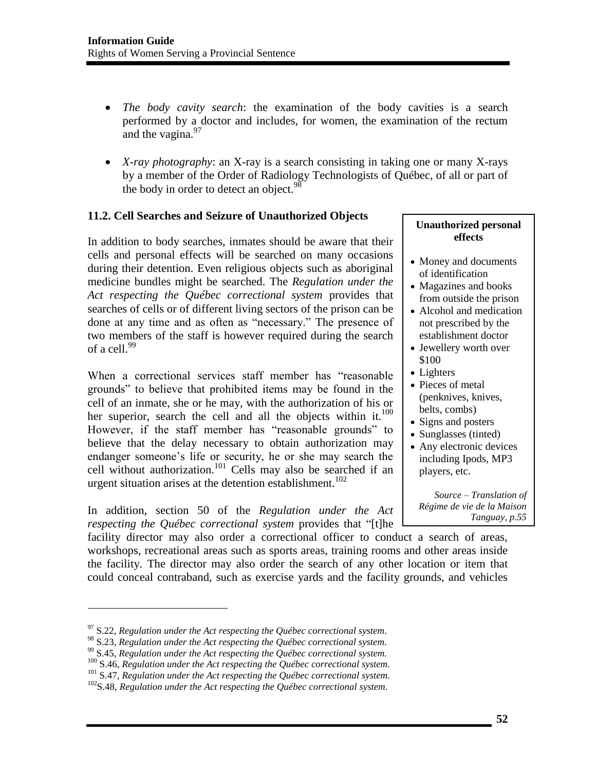- *The body cavity search*: the examination of the body cavities is a search performed by a doctor and includes, for women, the examination of the rectum and the vagina.[97]

- *X-ray photography*: an X-ray is a search consisting in taking one or many X-rays by a member of the Order of Radiology Technologists of Québec, of all or part of the body in order to detect an object.[98]

### 11.2. Cell Searches and Seizure of Unauthorized Objects

In addition to body searches, inmates should be aware that their cells and personal effects will be searched on many occasions during their detention. Even religious objects such as aboriginal medicine bundles might be searched. The *Regulation under the Act respecting the Québec correctional system* provides that searches of cells or of different living sectors of the prison can be done at any time and as often as "necessary." The presence of two members of the staff is however required during the search of a cell.[99]

When a correctional services staff member has "reasonable grounds" to believe that prohibited items may be found in the cell of an inmate, she or he may, with the authorization of his or her superior, search the cell and all the objects within it.[100] However, if the staff member has "reasonable grounds" to believe that the delay necessary to obtain authorization may endanger someone's life or security, he or she may search the cell without authorization.[101] Cells may also be searched if an urgent situation arises at the detention establishment.[102]

> **Unauthorized personal effects**
>
> - Money and documents of identification
> - Magazines and books from outside the prison
> - Alcohol and medication not prescribed by the establishment doctor
> - Jewellery worth over $100
> - Lighters
> - Pieces of metal (penknives, knives, belts, combs)
> - Signs and posters
> - Sunglasses (tinted)
> - Any electronic devices including Ipods, MP3 players, etc.
>
> *Source – Translation of Régime de vie de la Maison Tanguay, p.55*

In addition, section 50 of the *Regulation under the Act respecting the Québec correctional system* provides that "[t]he facility director may also order a correctional officer to conduct a search of areas, workshops, recreational areas such as sports areas, training rooms and other areas inside the facility. The director may also order the search of any other location or item that could conceal contraband, such as exercise yards and the facility grounds, and vehicles

---

[97] S.22, *Regulation under the Act respecting the Québec correctional system*.
[98] S.23, *Regulation under the Act respecting the Québec correctional system*.
[99] S.45, *Regulation under the Act respecting the Québec correctional system.*
[100] S.46, *Regulation under the Act respecting the Québec correctional system*.
[101] S.47, *Regulation under the Act respecting the Québec correctional system*.
[102] S.48, *Regulation under the Act respecting the Québec correctional system*.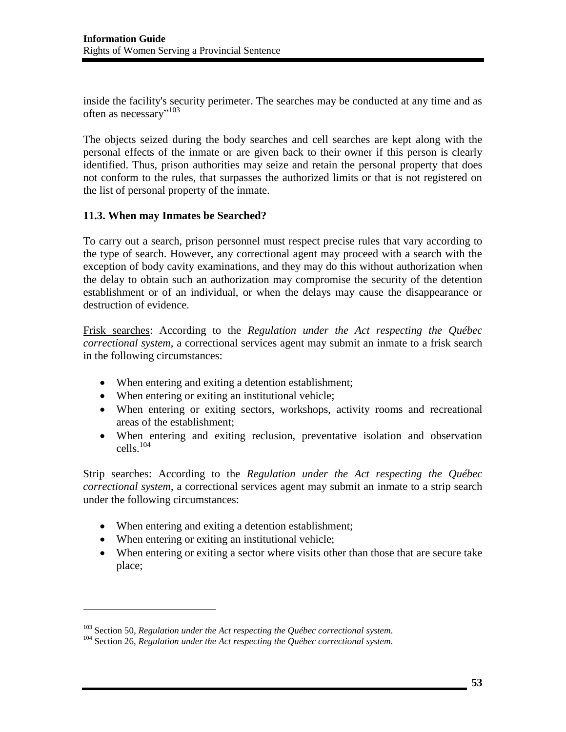inside the facility's security perimeter. The searches may be conducted at any time and as often as necessary"[103]

The objects seized during the body searches and cell searches are kept along with the personal effects of the inmate or are given back to their owner if this person is clearly identified. Thus, prison authorities may seize and retain the personal property that does not conform to the rules, that surpasses the authorized limits or that is not registered on the list of personal property of the inmate.

### 11.3. When may Inmates be Searched?

To carry out a search, prison personnel must respect precise rules that vary according to the type of search. However, any correctional agent may proceed with a search with the exception of body cavity examinations, and they may do this without authorization when the delay to obtain such an authorization may compromise the security of the detention establishment or of an individual, or when the delays may cause the disappearance or destruction of evidence.

Frisk searches: According to the *Regulation under the Act respecting the Québec correctional system*, a correctional services agent may submit an inmate to a frisk search in the following circumstances:

- When entering and exiting a detention establishment;
- When entering or exiting an institutional vehicle;
- When entering or exiting sectors, workshops, activity rooms and recreational areas of the establishment;
- When entering and exiting reclusion, preventative isolation and observation cells.[104]

Strip searches: According to the *Regulation under the Act respecting the Québec correctional system*, a correctional services agent may submit an inmate to a strip search under the following circumstances:

- When entering and exiting a detention establishment;
- When entering or exiting an institutional vehicle;
- When entering or exiting a sector where visits other than those that are secure take place;

[103] Section 50, *Regulation under the Act respecting the Québec correctional system*.

[104] Section 26, *Regulation under the Act respecting the Québec correctional system*.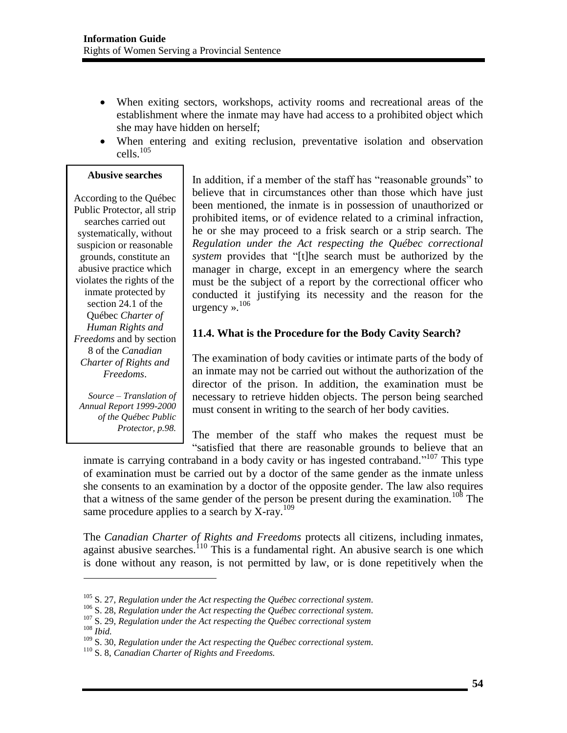- When exiting sectors, workshops, activity rooms and recreational areas of the establishment where the inmate may have had access to a prohibited object which she may have hidden on herself;
- When entering and exiting reclusion, preventative isolation and observation cells.[105]

> **Abusive searches**
>
> According to the Québec Public Protector, all strip searches carried out systematically, without suspicion or reasonable grounds, constitute an abusive practice which violates the rights of the inmate protected by section 24.1 of the Québec *Charter of Human Rights and Freedoms* and by section 8 of the *Canadian Charter of Rights and Freedoms*.
>
> *Source – Translation of Annual Report 1999-2000 of the Québec Public Protector, p.98.*

In addition, if a member of the staff has "reasonable grounds" to believe that in circumstances other than those which have just been mentioned, the inmate is in possession of unauthorized or prohibited items, or of evidence related to a criminal infraction, he or she may proceed to a frisk search or a strip search. The *Regulation under the Act respecting the Québec correctional system* provides that "[t]he search must be authorized by the manager in charge, except in an emergency where the search must be the subject of a report by the correctional officer who conducted it justifying its necessity and the reason for the urgency ».[106]

### 11.4. What is the Procedure for the Body Cavity Search?

The examination of body cavities or intimate parts of the body of an inmate may not be carried out without the authorization of the director of the prison. In addition, the examination must be necessary to retrieve hidden objects. The person being searched must consent in writing to the search of her body cavities.

The member of the staff who makes the request must be "satisfied that there are reasonable grounds to believe that an inmate is carrying contraband in a body cavity or has ingested contraband."[107] This type of examination must be carried out by a doctor of the same gender as the inmate unless she consents to an examination by a doctor of the opposite gender. The law also requires that a witness of the same gender of the person be present during the examination.[108] The same procedure applies to a search by X-ray.[109]

The *Canadian Charter of Rights and Freedoms* protects all citizens, including inmates, against abusive searches.[110] This is a fundamental right. An abusive search is one which is done without any reason, is not permitted by law, or is done repetitively when the

---

[105] S. 27, *Regulation under the Act respecting the Québec correctional system.*

[106] S. 28, *Regulation under the Act respecting the Québec correctional system.*

[107] S. 29, *Regulation under the Act respecting the Québec correctional system*

[108] *Ibid.*

[109] S. 30, *Regulation under the Act respecting the Québec correctional system.*

[110] S. 8, *Canadian Charter of Rights and Freedoms.*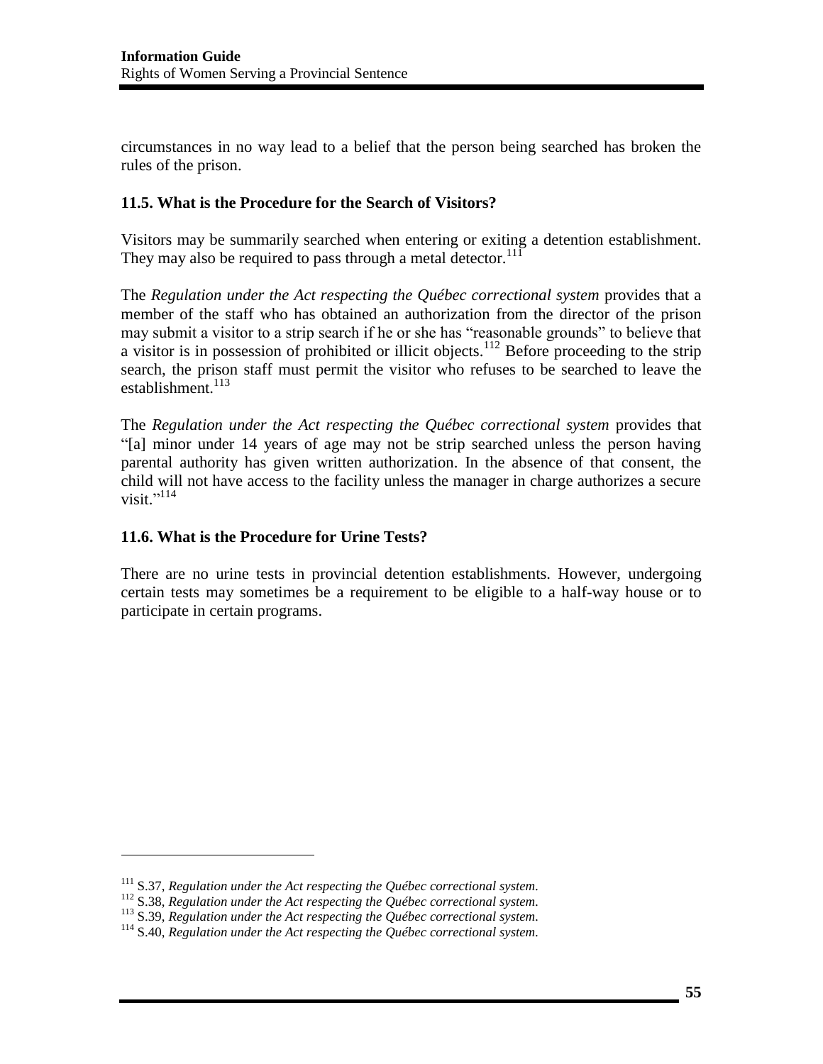circumstances in no way lead to a belief that the person being searched has broken the rules of the prison.

### 11.5. What is the Procedure for the Search of Visitors?

Visitors may be summarily searched when entering or exiting a detention establishment. They may also be required to pass through a metal detector.[111]

The *Regulation under the Act respecting the Québec correctional system* provides that a member of the staff who has obtained an authorization from the director of the prison may submit a visitor to a strip search if he or she has "reasonable grounds" to believe that a visitor is in possession of prohibited or illicit objects.[112] Before proceeding to the strip search, the prison staff must permit the visitor who refuses to be searched to leave the establishment.[113]

The *Regulation under the Act respecting the Québec correctional system* provides that "[a] minor under 14 years of age may not be strip searched unless the person having parental authority has given written authorization. In the absence of that consent, the child will not have access to the facility unless the manager in charge authorizes a secure visit."[114]

### 11.6. What is the Procedure for Urine Tests?

There are no urine tests in provincial detention establishments. However, undergoing certain tests may sometimes be a requirement to be eligible to a half-way house or to participate in certain programs.

---

[111] S.37, *Regulation under the Act respecting the Québec correctional system*.
[112] S.38, *Regulation under the Act respecting the Québec correctional system*.
[113] S.39, *Regulation under the Act respecting the Québec correctional system*.
[114] S.40, *Regulation under the Act respecting the Québec correctional system*.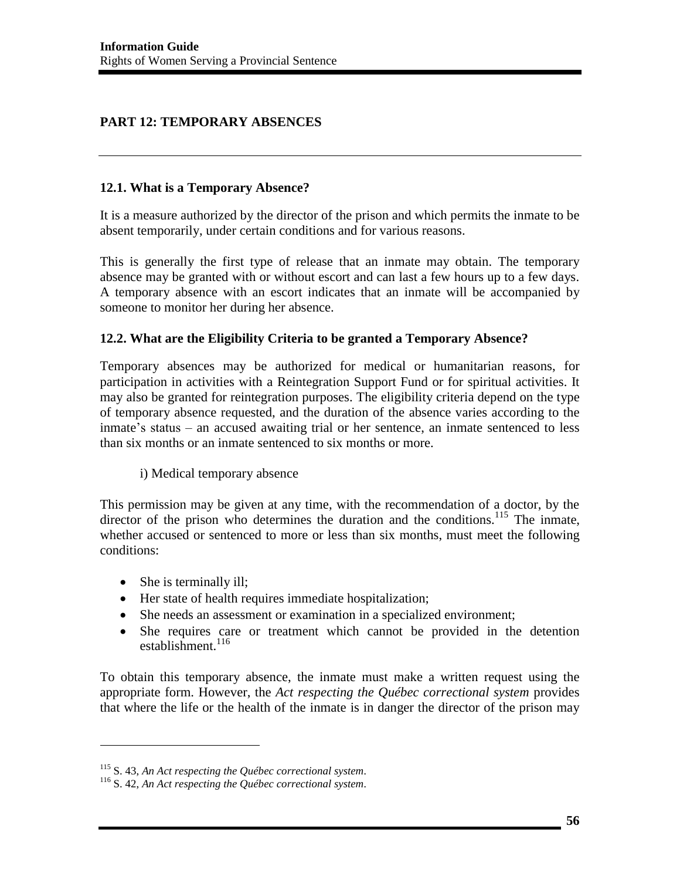## PART 12: TEMPORARY ABSENCES

### 12.1. What is a Temporary Absence?

It is a measure authorized by the director of the prison and which permits the inmate to be absent temporarily, under certain conditions and for various reasons.

This is generally the first type of release that an inmate may obtain. The temporary absence may be granted with or without escort and can last a few hours up to a few days. A temporary absence with an escort indicates that an inmate will be accompanied by someone to monitor her during her absence.

### 12.2. What are the Eligibility Criteria to be granted a Temporary Absence?

Temporary absences may be authorized for medical or humanitarian reasons, for participation in activities with a Reintegration Support Fund or for spiritual activities. It may also be granted for reintegration purposes. The eligibility criteria depend on the type of temporary absence requested, and the duration of the absence varies according to the inmate's status – an accused awaiting trial or her sentence, an inmate sentenced to less than six months or an inmate sentenced to six months or more.

i) Medical temporary absence

This permission may be given at any time, with the recommendation of a doctor, by the director of the prison who determines the duration and the conditions.[115] The inmate, whether accused or sentenced to more or less than six months, must meet the following conditions:

- She is terminally ill;
- Her state of health requires immediate hospitalization;
- She needs an assessment or examination in a specialized environment;
- She requires care or treatment which cannot be provided in the detention establishment.[116]

To obtain this temporary absence, the inmate must make a written request using the appropriate form. However, the *Act respecting the Québec correctional system* provides that where the life or the health of the inmate is in danger the director of the prison may

---

[115] S. 43, *An Act respecting the Québec correctional system*.
[116] S. 42, *An Act respecting the Québec correctional system*.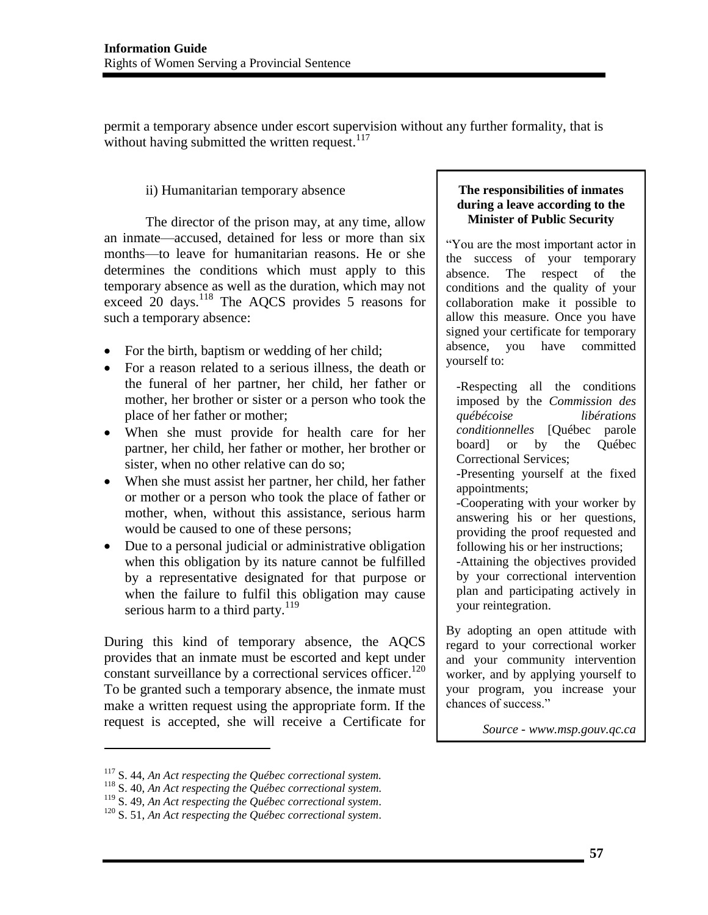permit a temporary absence under escort supervision without any further formality, that is without having submitted the written request.[117]

ii) Humanitarian temporary absence

The director of the prison may, at any time, allow an inmate—accused, detained for less or more than six months—to leave for humanitarian reasons. He or she determines the conditions which must apply to this temporary absence as well as the duration, which may not exceed 20 days.[118] The AQCS provides 5 reasons for such a temporary absence:

- For the birth, baptism or wedding of her child;
- For a reason related to a serious illness, the death or the funeral of her partner, her child, her father or mother, her brother or sister or a person who took the place of her father or mother;
- When she must provide for health care for her partner, her child, her father or mother, her brother or sister, when no other relative can do so;
- When she must assist her partner, her child, her father or mother or a person who took the place of father or mother, when, without this assistance, serious harm would be caused to one of these persons;
- Due to a personal judicial or administrative obligation when this obligation by its nature cannot be fulfilled by a representative designated for that purpose or when the failure to fulfil this obligation may cause serious harm to a third party.[119]

During this kind of temporary absence, the AQCS provides that an inmate must be escorted and kept under constant surveillance by a correctional services officer.[120] To be granted such a temporary absence, the inmate must make a written request using the appropriate form. If the request is accepted, she will receive a Certificate for

**The responsibilities of inmates during a leave according to the Minister of Public Security**

"You are the most important actor in the success of your temporary absence. The respect of the conditions and the quality of your collaboration make it possible to allow this measure. Once you have signed your certificate for temporary absence, you have committed yourself to:

-Respecting all the conditions imposed by the *Commission des québécoise libérations conditionnelles* [Québec parole board] or by the Québec Correctional Services;
-Presenting yourself at the fixed appointments;
-Cooperating with your worker by answering his or her questions, providing the proof requested and following his or her instructions;
-Attaining the objectives provided by your correctional intervention plan and participating actively in your reintegration.

By adopting an open attitude with regard to your correctional worker and your community intervention worker, and by applying yourself to your program, you increase your chances of success."

*Source - www.msp.gouv.qc.ca*

---

[117] S. 44, *An Act respecting the Québec correctional system.*
[118] S. 40, *An Act respecting the Québec correctional system.*
[119] S. 49, *An Act respecting the Québec correctional system*.
[120] S. 51, *An Act respecting the Québec correctional system*.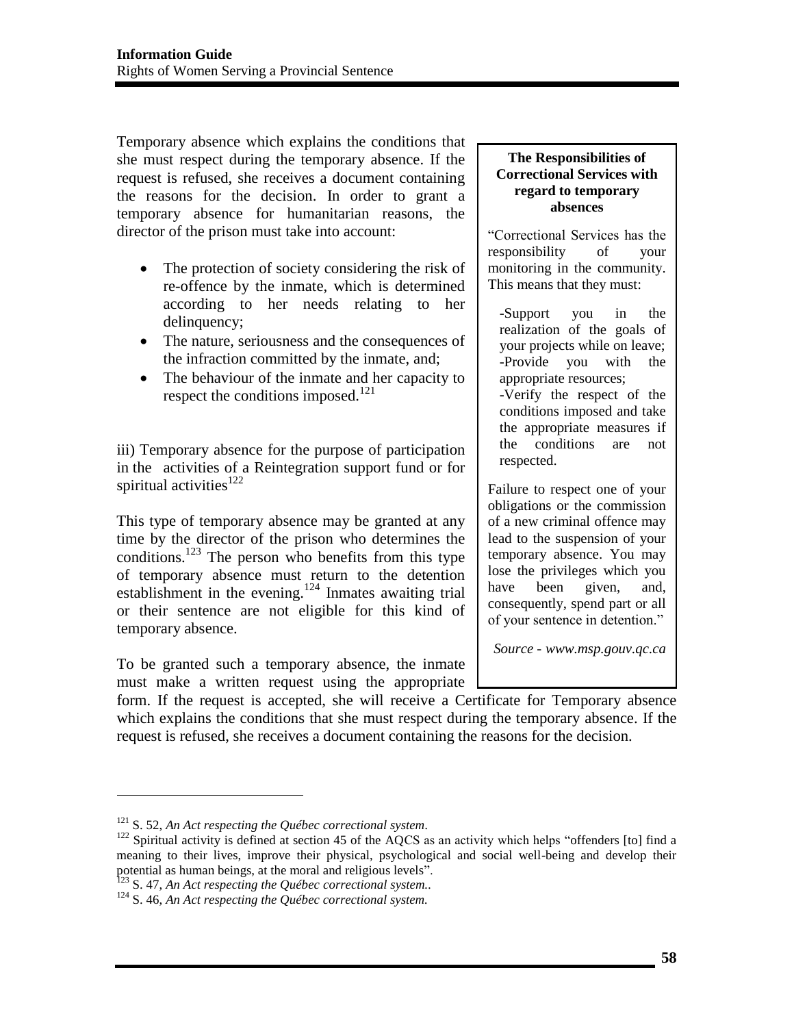Temporary absence which explains the conditions that she must respect during the temporary absence. If the request is refused, she receives a document containing the reasons for the decision. In order to grant a temporary absence for humanitarian reasons, the director of the prison must take into account:

- The protection of society considering the risk of re-offence by the inmate, which is determined according to her needs relating to her delinquency;
- The nature, seriousness and the consequences of the infraction committed by the inmate, and;
- The behaviour of the inmate and her capacity to respect the conditions imposed.[121]

iii) Temporary absence for the purpose of participation in the activities of a Reintegration support fund or for spiritual activities[122]

This type of temporary absence may be granted at any time by the director of the prison who determines the conditions.[123] The person who benefits from this type of temporary absence must return to the detention establishment in the evening.[124] Inmates awaiting trial or their sentence are not eligible for this kind of temporary absence.

To be granted such a temporary absence, the inmate must make a written request using the appropriate form. If the request is accepted, she will receive a Certificate for Temporary absence which explains the conditions that she must respect during the temporary absence. If the request is refused, she receives a document containing the reasons for the decision.

**The Responsibilities of Correctional Services with regard to temporary absences**

"Correctional Services has the responsibility of your monitoring in the community. This means that they must:

-Support you in the realization of the goals of your projects while on leave;
-Provide you with the appropriate resources;
-Verify the respect of the conditions imposed and take the appropriate measures if the conditions are not respected.

Failure to respect one of your obligations or the commission of a new criminal offence may lead to the suspension of your temporary absence. You may lose the privileges which you have been given, and, consequently, spend part or all of your sentence in detention."

*Source - www.msp.gouv.qc.ca*

---

[121] S. 52, *An Act respecting the Québec correctional system*.

[122] Spiritual activity is defined at section 45 of the AQCS as an activity which helps "offenders [to] find a meaning to their lives, improve their physical, psychological and social well-being and develop their potential as human beings, at the moral and religious levels".

[123] S. 47, *An Act respecting the Québec correctional system.*.

[124] S. 46, *An Act respecting the Québec correctional system.*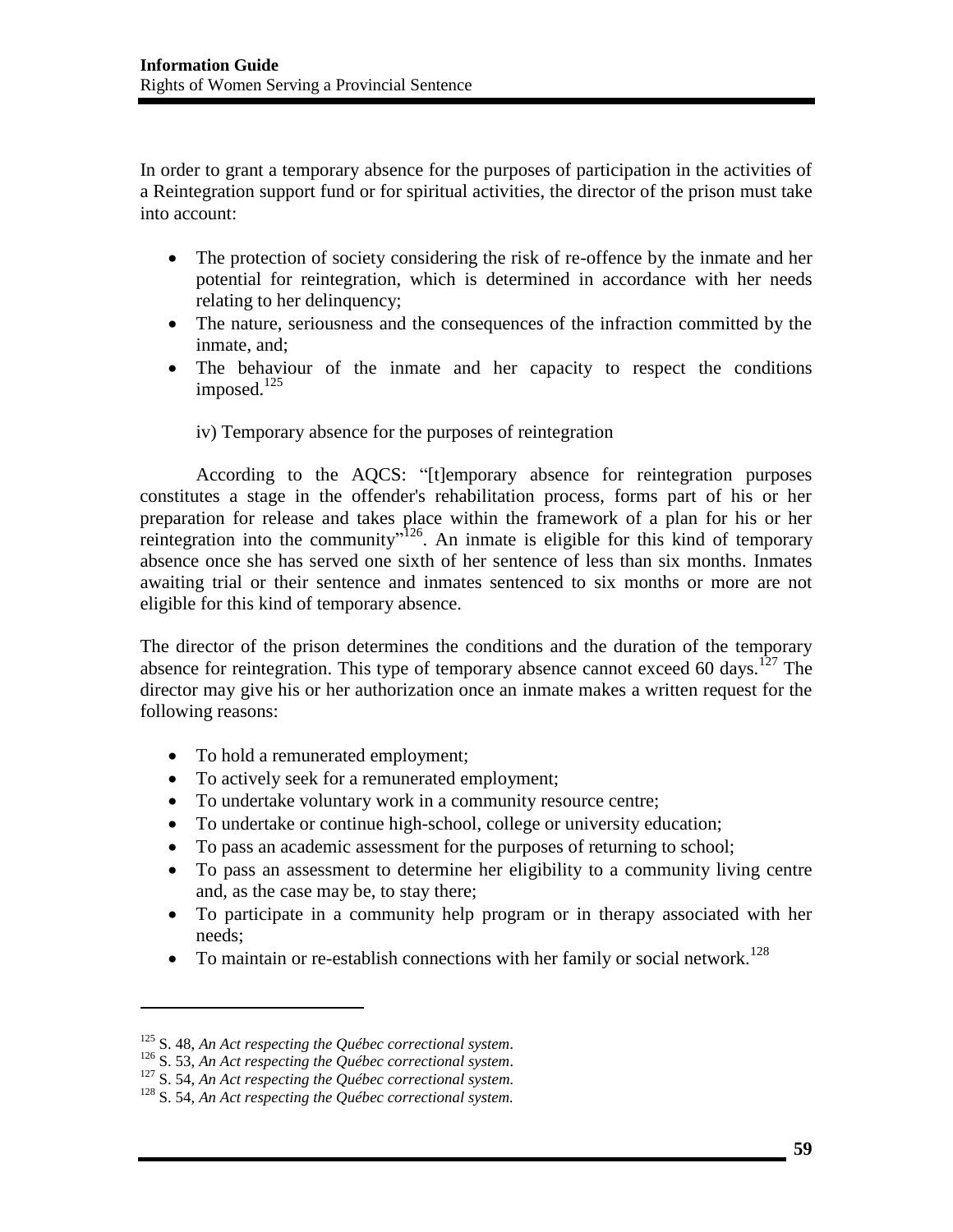In order to grant a temporary absence for the purposes of participation in the activities of a Reintegration support fund or for spiritual activities, the director of the prison must take into account:

- The protection of society considering the risk of re-offence by the inmate and her potential for reintegration, which is determined in accordance with her needs relating to her delinquency;
- The nature, seriousness and the consequences of the infraction committed by the inmate, and;
- The behaviour of the inmate and her capacity to respect the conditions imposed.[125]

iv) Temporary absence for the purposes of reintegration

According to the AQCS: "[t]emporary absence for reintegration purposes constitutes a stage in the offender's rehabilitation process, forms part of his or her preparation for release and takes place within the framework of a plan for his or her reintegration into the community"[126]. An inmate is eligible for this kind of temporary absence once she has served one sixth of her sentence of less than six months. Inmates awaiting trial or their sentence and inmates sentenced to six months or more are not eligible for this kind of temporary absence.

The director of the prison determines the conditions and the duration of the temporary absence for reintegration. This type of temporary absence cannot exceed 60 days.[127] The director may give his or her authorization once an inmate makes a written request for the following reasons:

- To hold a remunerated employment;
- To actively seek for a remunerated employment;
- To undertake voluntary work in a community resource centre;
- To undertake or continue high-school, college or university education;
- To pass an academic assessment for the purposes of returning to school;
- To pass an assessment to determine her eligibility to a community living centre and, as the case may be, to stay there;
- To participate in a community help program or in therapy associated with her needs;
- To maintain or re-establish connections with her family or social network.[128]

---

[125] S. 48, *An Act respecting the Québec correctional system*.
[126] S. 53, *An Act respecting the Québec correctional system*.
[127] S. 54, *An Act respecting the Québec correctional system.*
[128] S. 54, *An Act respecting the Québec correctional system.*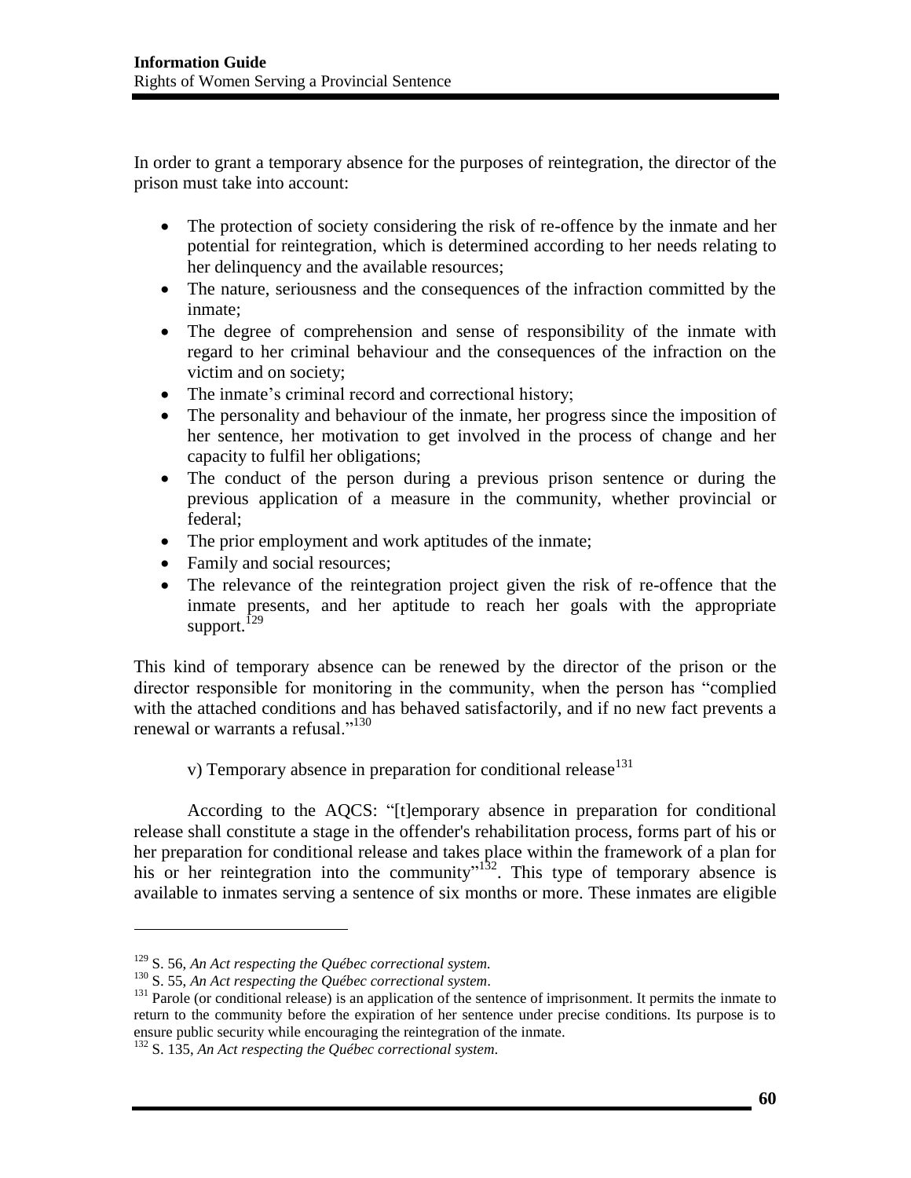In order to grant a temporary absence for the purposes of reintegration, the director of the prison must take into account:

- The protection of society considering the risk of re-offence by the inmate and her potential for reintegration, which is determined according to her needs relating to her delinquency and the available resources;
- The nature, seriousness and the consequences of the infraction committed by the inmate;
- The degree of comprehension and sense of responsibility of the inmate with regard to her criminal behaviour and the consequences of the infraction on the victim and on society;
- The inmate's criminal record and correctional history;
- The personality and behaviour of the inmate, her progress since the imposition of her sentence, her motivation to get involved in the process of change and her capacity to fulfil her obligations;
- The conduct of the person during a previous prison sentence or during the previous application of a measure in the community, whether provincial or federal;
- The prior employment and work aptitudes of the inmate;
- Family and social resources;
- The relevance of the reintegration project given the risk of re-offence that the inmate presents, and her aptitude to reach her goals with the appropriate support.[129]

This kind of temporary absence can be renewed by the director of the prison or the director responsible for monitoring in the community, when the person has "complied with the attached conditions and has behaved satisfactorily, and if no new fact prevents a renewal or warrants a refusal."[130]

v) Temporary absence in preparation for conditional release[131]

According to the AQCS: "[t]emporary absence in preparation for conditional release shall constitute a stage in the offender's rehabilitation process, forms part of his or her preparation for conditional release and takes place within the framework of a plan for his or her reintegration into the community"[132]. This type of temporary absence is available to inmates serving a sentence of six months or more. These inmates are eligible

---

[129] S. 56, *An Act respecting the Québec correctional system.*

[130] S. 55, *An Act respecting the Québec correctional system*.

[131] Parole (or conditional release) is an application of the sentence of imprisonment. It permits the inmate to return to the community before the expiration of her sentence under precise conditions. Its purpose is to ensure public security while encouraging the reintegration of the inmate.

[132] S. 135, *An Act respecting the Québec correctional system*.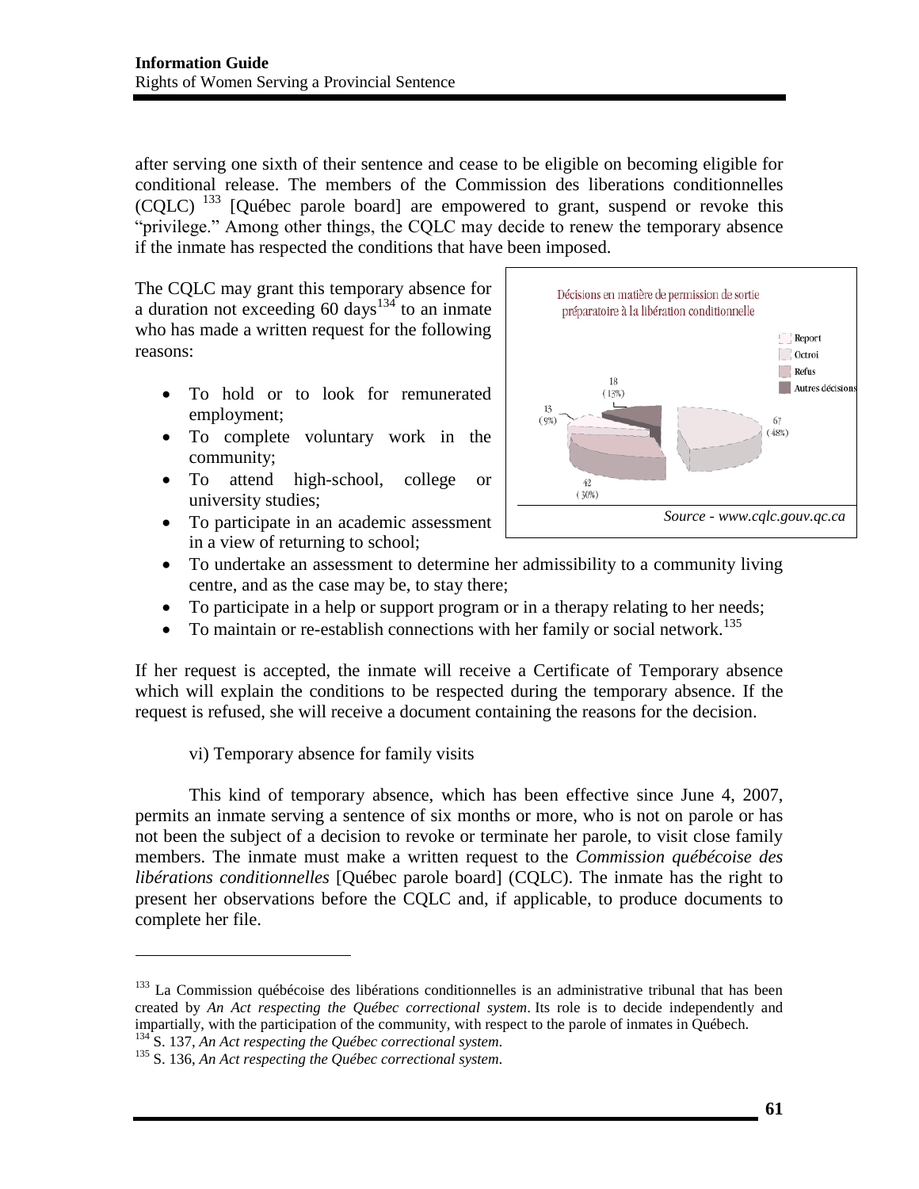after serving one sixth of their sentence and cease to be eligible on becoming eligible for conditional release. The members of the Commission des liberations conditionnelles (CQLC) [133] [Québec parole board] are empowered to grant, suspend or revoke this "privilege." Among other things, the CQLC may decide to renew the temporary absence if the inmate has respected the conditions that have been imposed.

The CQLC may grant this temporary absence for a duration not exceeding 60 days[134] to an inmate who has made a written request for the following reasons:

- To hold or to look for remunerated employment;
- To complete voluntary work in the community;
- To attend high-school, college or university studies;
- To participate in an academic assessment in a view of returning to school;
- To undertake an assessment to determine her admissibility to a community living centre, and as the case may be, to stay there;
- To participate in a help or support program or in a therapy relating to her needs;
- To maintain or re-establish connections with her family or social network.[135]

Décisions en matière de permission de sortie préparatoire à la libération conditionnelle

Report; Octroi; Refus; Autres décisions

67 (48%); 42 (30%); 13 (9%); 18 (13%)

*Source - www.cqlc.gouv.qc.ca*

If her request is accepted, the inmate will receive a Certificate of Temporary absence which will explain the conditions to be respected during the temporary absence. If the request is refused, she will receive a document containing the reasons for the decision.

vi) Temporary absence for family visits

This kind of temporary absence, which has been effective since June 4, 2007, permits an inmate serving a sentence of six months or more, who is not on parole or has not been the subject of a decision to revoke or terminate her parole, to visit close family members. The inmate must make a written request to the *Commission québécoise des libérations conditionnelles* [Québec parole board] (CQLC). The inmate has the right to present her observations before the CQLC and, if applicable, to produce documents to complete her file.

---

[133] La Commission québécoise des libérations conditionnelles is an administrative tribunal that has been created by *An Act respecting the Québec correctional system*. Its role is to decide independently and impartially, with the participation of the community, with respect to the parole of inmates in Québech.

[134] S. 137, *An Act respecting the Québec correctional system*.

[135] S. 136, *An Act respecting the Québec correctional system*.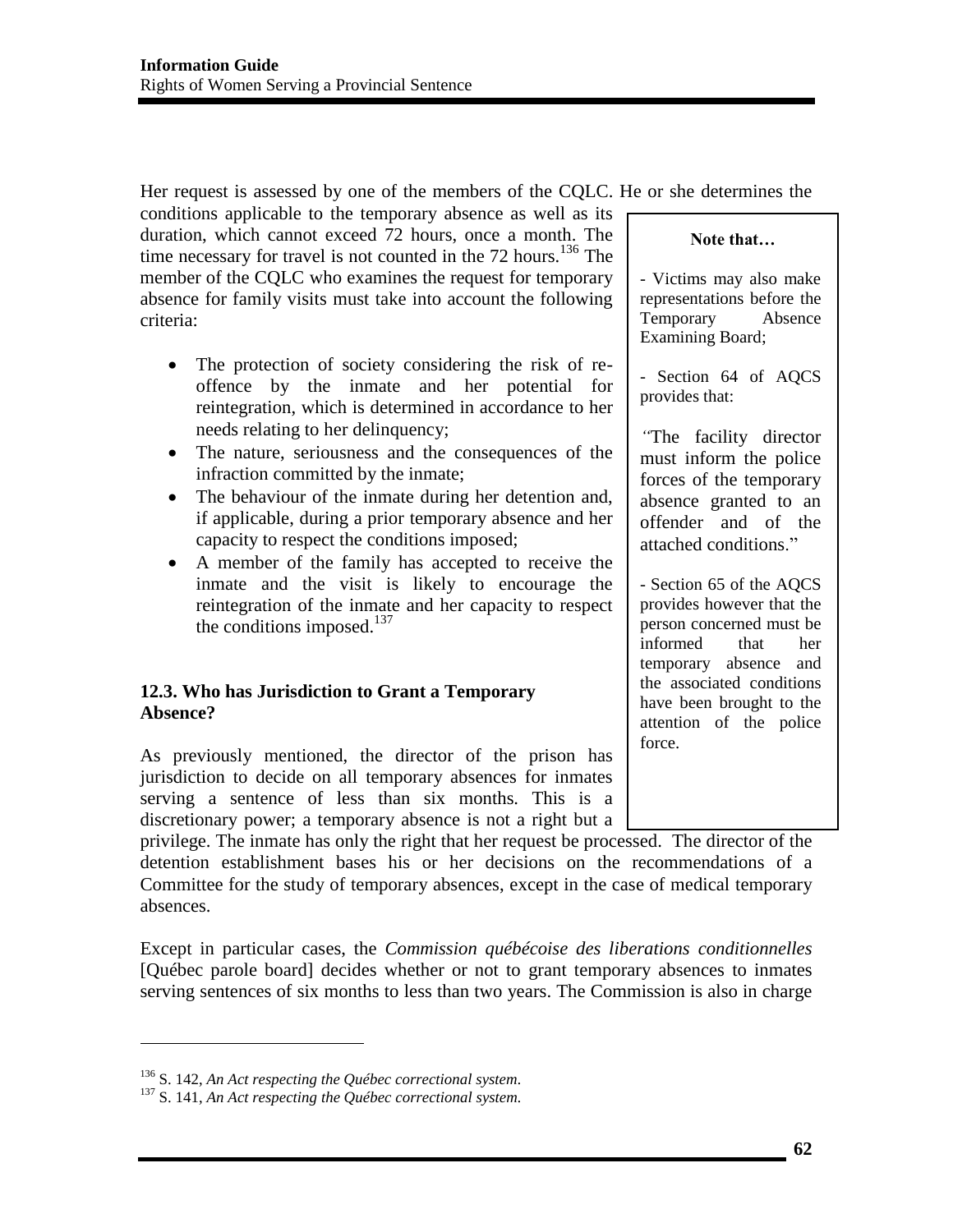Her request is assessed by one of the members of the CQLC. He or she determines the conditions applicable to the temporary absence as well as its duration, which cannot exceed 72 hours, once a month. The time necessary for travel is not counted in the 72 hours.[136] The member of the CQLC who examines the request for temporary absence for family visits must take into account the following criteria:

- The protection of society considering the risk of re-offence by the inmate and her potential for reintegration, which is determined in accordance to her needs relating to her delinquency;
- The nature, seriousness and the consequences of the infraction committed by the inmate;
- The behaviour of the inmate during her detention and, if applicable, during a prior temporary absence and her capacity to respect the conditions imposed;
- A member of the family has accepted to receive the inmate and the visit is likely to encourage the reintegration of the inmate and her capacity to respect the conditions imposed.[137]

> **Note that…**
>
> - Victims may also make representations before the Temporary Absence Examining Board;
>
> - Section 64 of AQCS provides that:
>
> "The facility director must inform the police forces of the temporary absence granted to an offender and of the attached conditions."
>
> - Section 65 of the AQCS provides however that the person concerned must be informed that her temporary absence and the associated conditions have been brought to the attention of the police force.

### 12.3. Who has Jurisdiction to Grant a Temporary Absence?

As previously mentioned, the director of the prison has jurisdiction to decide on all temporary absences for inmates serving a sentence of less than six months. This is a discretionary power; a temporary absence is not a right but a privilege. The inmate has only the right that her request be processed. The director of the detention establishment bases his or her decisions on the recommendations of a Committee for the study of temporary absences, except in the case of medical temporary absences.

Except in particular cases, the *Commission québécoise des liberations conditionnelles* [Québec parole board] decides whether or not to grant temporary absences to inmates serving sentences of six months to less than two years. The Commission is also in charge

---

[136] S. 142, *An Act respecting the Québec correctional system*.

[137] S. 141, *An Act respecting the Québec correctional system.*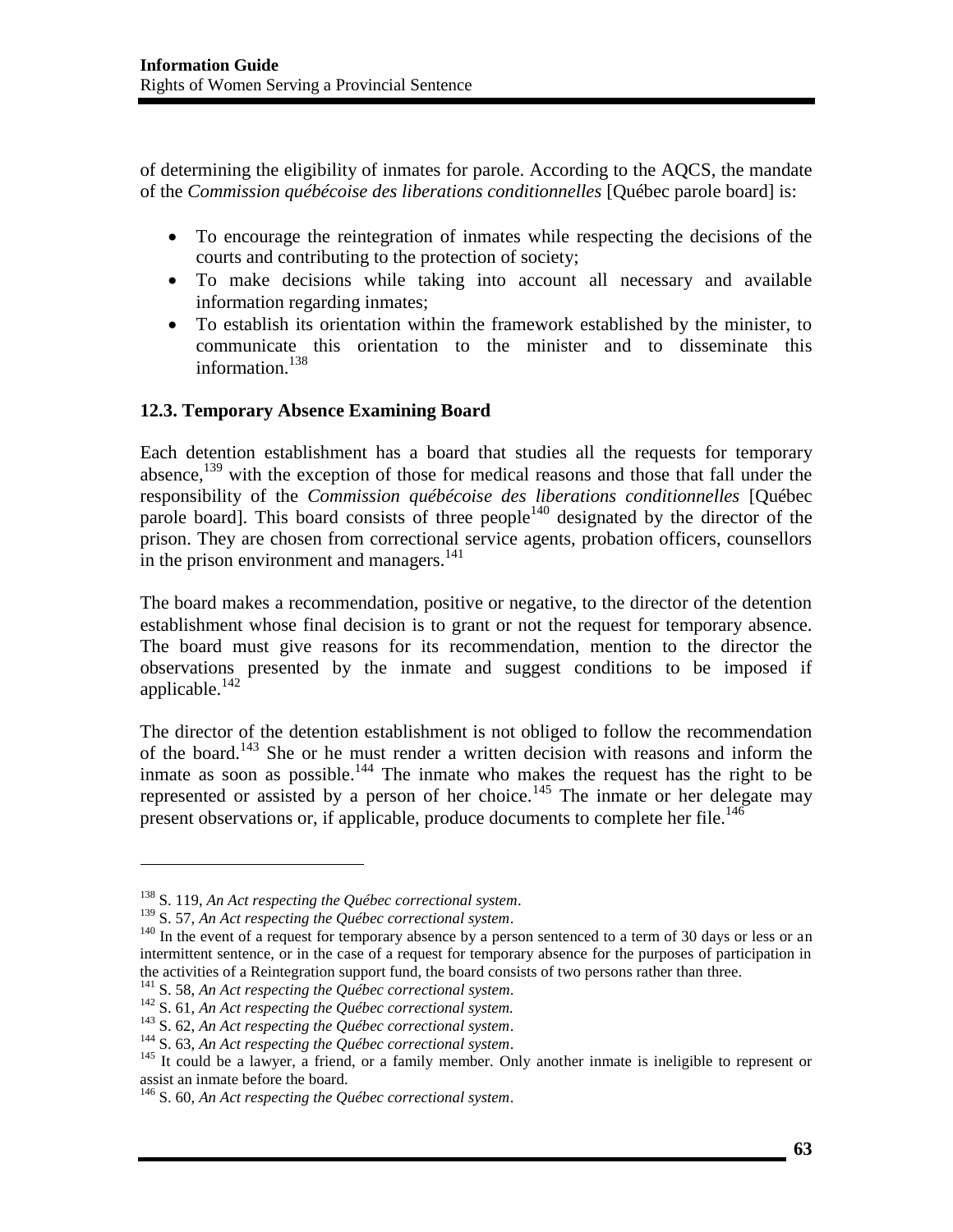of determining the eligibility of inmates for parole. According to the AQCS, the mandate of the *Commission québécoise des liberations conditionnelles* [Québec parole board] is:

- To encourage the reintegration of inmates while respecting the decisions of the courts and contributing to the protection of society;
- To make decisions while taking into account all necessary and available information regarding inmates;
- To establish its orientation within the framework established by the minister, to communicate this orientation to the minister and to disseminate this information.[138]

### 12.3. Temporary Absence Examining Board

Each detention establishment has a board that studies all the requests for temporary absence,[139] with the exception of those for medical reasons and those that fall under the responsibility of the *Commission québécoise des liberations conditionnelles* [Québec parole board]. This board consists of three people[140] designated by the director of the prison. They are chosen from correctional service agents, probation officers, counsellors in the prison environment and managers.[141]

The board makes a recommendation, positive or negative, to the director of the detention establishment whose final decision is to grant or not the request for temporary absence. The board must give reasons for its recommendation, mention to the director the observations presented by the inmate and suggest conditions to be imposed if applicable.[142]

The director of the detention establishment is not obliged to follow the recommendation of the board.[143] She or he must render a written decision with reasons and inform the inmate as soon as possible.[144] The inmate who makes the request has the right to be represented or assisted by a person of her choice.[145] The inmate or her delegate may present observations or, if applicable, produce documents to complete her file.[146]

---

[138] S. 119, *An Act respecting the Québec correctional system*.

[139] S. 57, *An Act respecting the Québec correctional system*.

[140] In the event of a request for temporary absence by a person sentenced to a term of 30 days or less or an intermittent sentence, or in the case of a request for temporary absence for the purposes of participation in the activities of a Reintegration support fund, the board consists of two persons rather than three.

[141] S. 58, *An Act respecting the Québec correctional system*.

[142] S. 61, *An Act respecting the Québec correctional system.*

[143] S. 62, *An Act respecting the Québec correctional system*.

[144] S. 63, *An Act respecting the Québec correctional system*.

[145] It could be a lawyer, a friend, or a family member. Only another inmate is ineligible to represent or assist an inmate before the board.

[146] S. 60, *An Act respecting the Québec correctional system*.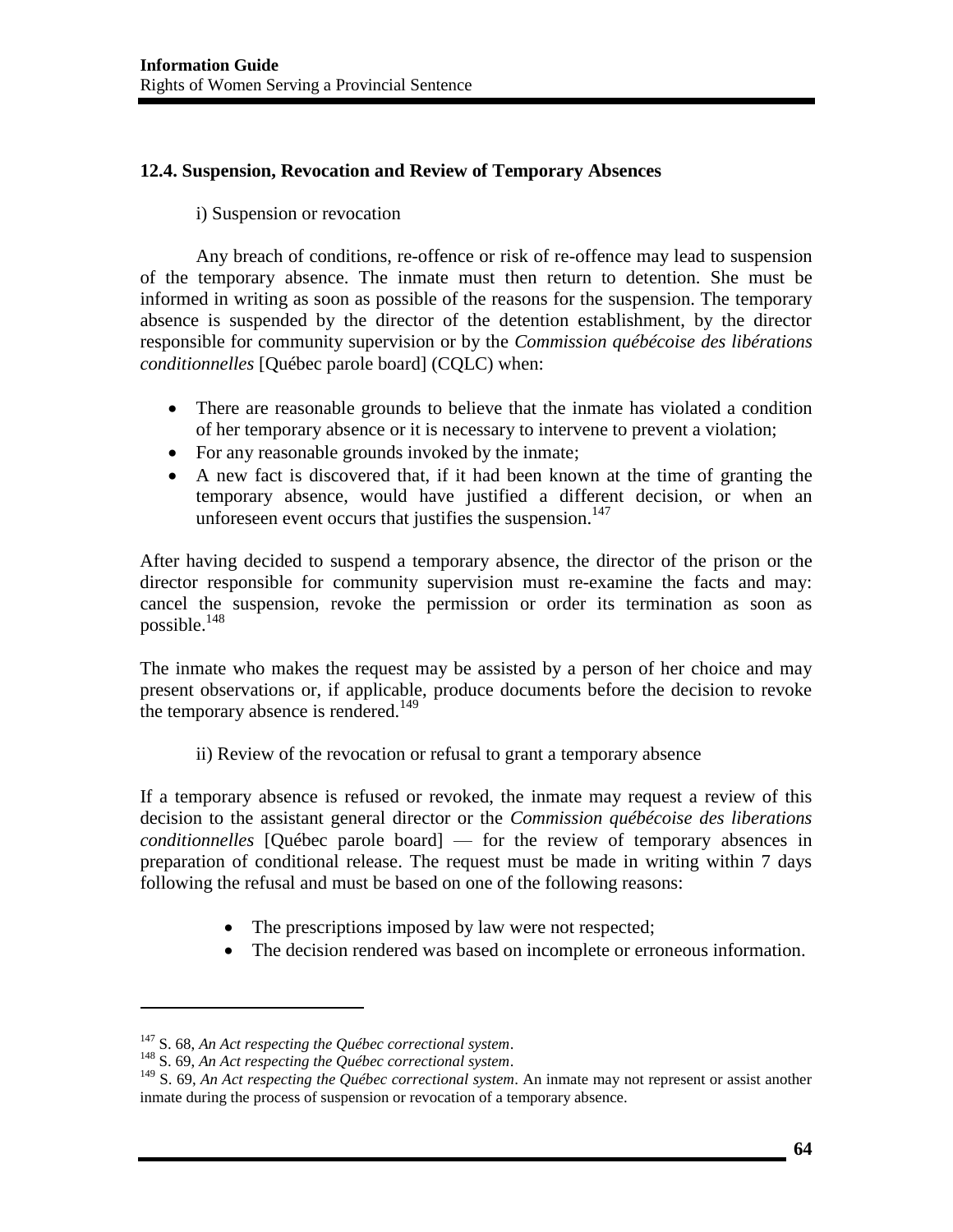### 12.4. Suspension, Revocation and Review of Temporary Absences

i) Suspension or revocation

Any breach of conditions, re-offence or risk of re-offence may lead to suspension of the temporary absence. The inmate must then return to detention. She must be informed in writing as soon as possible of the reasons for the suspension. The temporary absence is suspended by the director of the detention establishment, by the director responsible for community supervision or by the *Commission québécoise des libérations conditionnelles* [Québec parole board] (CQLC) when:

- There are reasonable grounds to believe that the inmate has violated a condition of her temporary absence or it is necessary to intervene to prevent a violation;
- For any reasonable grounds invoked by the inmate;
- A new fact is discovered that, if it had been known at the time of granting the temporary absence, would have justified a different decision, or when an unforeseen event occurs that justifies the suspension.[147]

After having decided to suspend a temporary absence, the director of the prison or the director responsible for community supervision must re-examine the facts and may: cancel the suspension, revoke the permission or order its termination as soon as possible.[148]

The inmate who makes the request may be assisted by a person of her choice and may present observations or, if applicable, produce documents before the decision to revoke the temporary absence is rendered.[149]

ii) Review of the revocation or refusal to grant a temporary absence

If a temporary absence is refused or revoked, the inmate may request a review of this decision to the assistant general director or the *Commission québécoise des liberations conditionnelles* [Québec parole board] — for the review of temporary absences in preparation of conditional release. The request must be made in writing within 7 days following the refusal and must be based on one of the following reasons:

- The prescriptions imposed by law were not respected;
- The decision rendered was based on incomplete or erroneous information.

---

[147] S. 68, *An Act respecting the Québec correctional system*.
[148] S. 69, *An Act respecting the Québec correctional system*.
[149] S. 69, *An Act respecting the Québec correctional system*. An inmate may not represent or assist another inmate during the process of suspension or revocation of a temporary absence.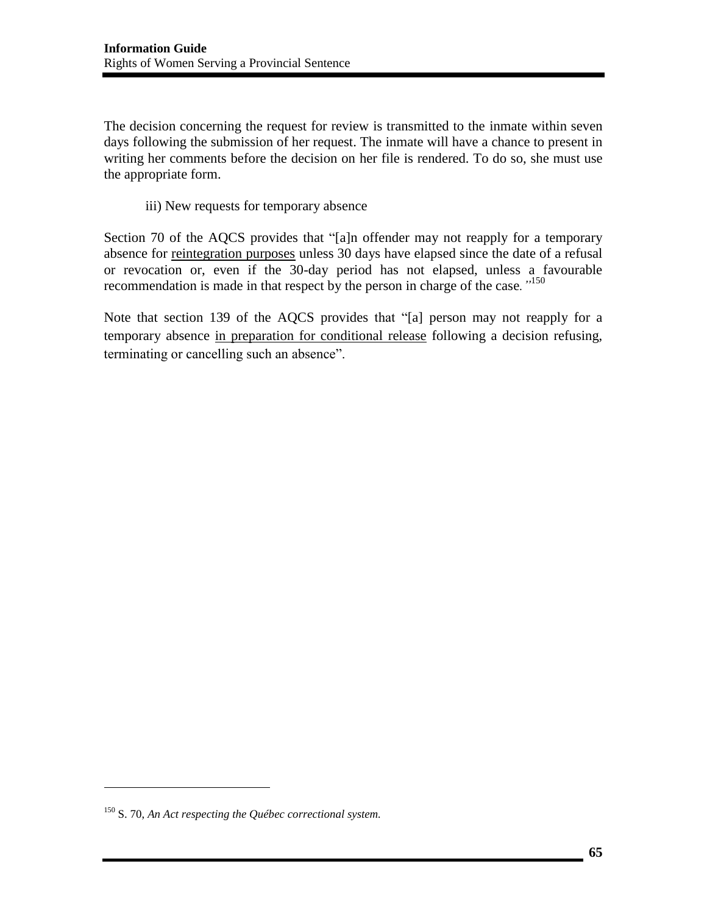The decision concerning the request for review is transmitted to the inmate within seven days following the submission of her request. The inmate will have a chance to present in writing her comments before the decision on her file is rendered. To do so, she must use the appropriate form.

iii) New requests for temporary absence

Section 70 of the AQCS provides that "[a]n offender may not reapply for a temporary absence for <u>reintegration purposes</u> unless 30 days have elapsed since the date of a refusal or revocation or, even if the 30-day period has not elapsed, unless a favourable recommendation is made in that respect by the person in charge of the case."[150]

Note that section 139 of the AQCS provides that "[a] person may not reapply for a temporary absence <u>in preparation for conditional release</u> following a decision refusing, terminating or cancelling such an absence".

---

[150] S. 70, *An Act respecting the Québec correctional system.*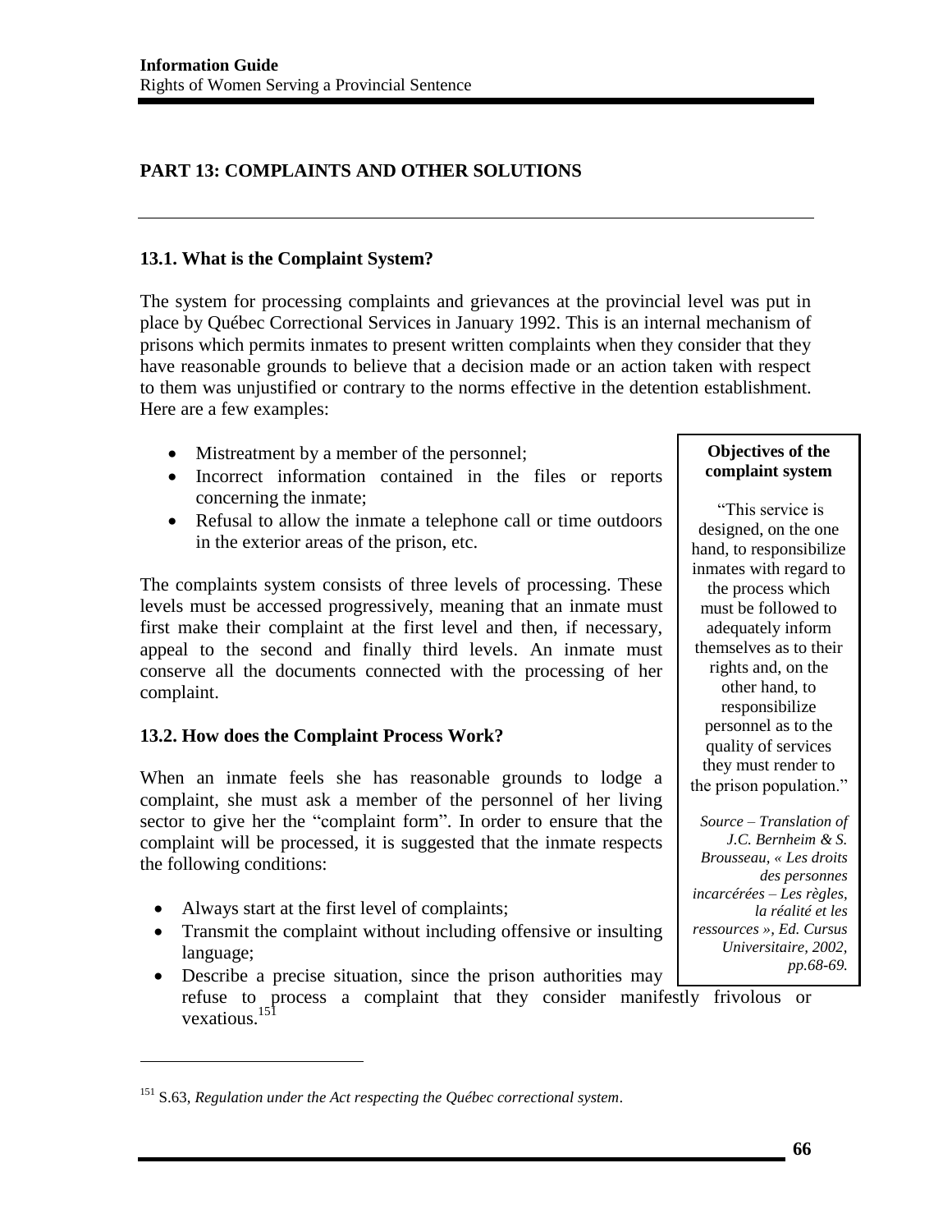## PART 13: COMPLAINTS AND OTHER SOLUTIONS

### 13.1. What is the Complaint System?

The system for processing complaints and grievances at the provincial level was put in place by Québec Correctional Services in January 1992. This is an internal mechanism of prisons which permits inmates to present written complaints when they consider that they have reasonable grounds to believe that a decision made or an action taken with respect to them was unjustified or contrary to the norms effective in the detention establishment. Here are a few examples:

- Mistreatment by a member of the personnel;
- Incorrect information contained in the files or reports concerning the inmate;
- Refusal to allow the inmate a telephone call or time outdoors in the exterior areas of the prison, etc.

The complaints system consists of three levels of processing. These levels must be accessed progressively, meaning that an inmate must first make their complaint at the first level and then, if necessary, appeal to the second and finally third levels. An inmate must conserve all the documents connected with the processing of her complaint.

**Objectives of the complaint system**

"This service is designed, on the one hand, to responsibilize inmates with regard to the process which must be followed to adequately inform themselves as to their rights and, on the other hand, to responsibilize personnel as to the quality of services they must render to the prison population."

*Source – Translation of J.C. Bernheim & S. Brousseau, « Les droits des personnes incarcérées – Les règles, la réalité et les ressources », Ed. Cursus Universitaire, 2002, pp.68-69.*

### 13.2. How does the Complaint Process Work?

When an inmate feels she has reasonable grounds to lodge a complaint, she must ask a member of the personnel of her living sector to give her the "complaint form". In order to ensure that the complaint will be processed, it is suggested that the inmate respects the following conditions:

- Always start at the first level of complaints;
- Transmit the complaint without including offensive or insulting language;
- Describe a precise situation, since the prison authorities may refuse to process a complaint that they consider manifestly frivolous or vexatious.[151]

---

[151] S.63, *Regulation under the Act respecting the Québec correctional system*.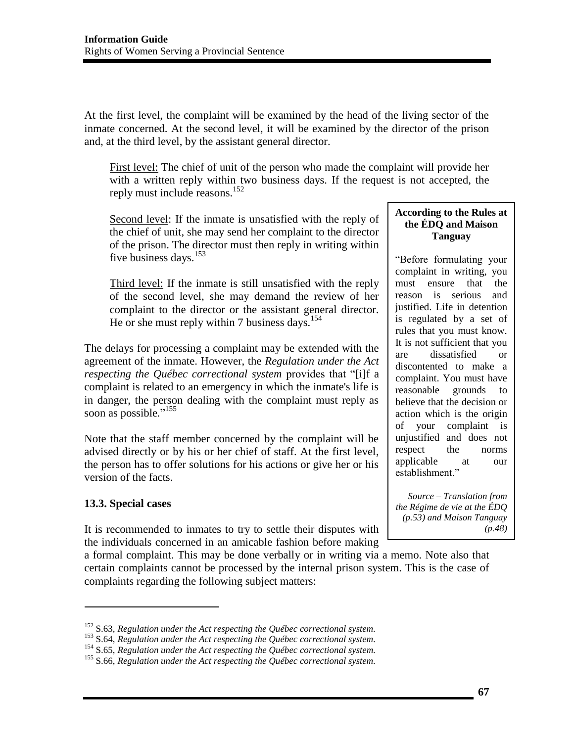At the first level, the complaint will be examined by the head of the living sector of the inmate concerned. At the second level, it will be examined by the director of the prison and, at the third level, by the assistant general director.

> First level: The chief of unit of the person who made the complaint will provide her with a written reply within two business days. If the request is not accepted, the reply must include reasons.[152]
>
> Second level: If the inmate is unsatisfied with the reply of the chief of unit, she may send her complaint to the director of the prison. The director must then reply in writing within five business days.[153]
>
> Third level: If the inmate is still unsatisfied with the reply of the second level, she may demand the review of her complaint to the director or the assistant general director. He or she must reply within 7 business days.[154]

The delays for processing a complaint may be extended with the agreement of the inmate. However, the *Regulation under the Act respecting the Québec correctional system* provides that "[i]f a complaint is related to an emergency in which the inmate's life is in danger, the person dealing with the complaint must reply as soon as possible."[155]

Note that the staff member concerned by the complaint will be advised directly or by his or her chief of staff. At the first level, the person has to offer solutions for his actions or give her or his version of the facts.

**According to the Rules at the ÉDQ and Maison Tanguay**

"Before formulating your complaint in writing, you must ensure that the reason is serious and justified. Life in detention is regulated by a set of rules that you must know. It is not sufficient that you are dissatisfied or discontented to make a complaint. You must have reasonable grounds to believe that the decision or action which is the origin of your complaint is unjustified and does not respect the norms applicable at our establishment."

*Source – Translation from the Régime de vie at the ÉDQ (p.53) and Maison Tanguay (p.48)*

### 13.3. Special cases

It is recommended to inmates to try to settle their disputes with the individuals concerned in an amicable fashion before making a formal complaint. This may be done verbally or in writing via a memo. Note also that certain complaints cannot be processed by the internal prison system. This is the case of complaints regarding the following subject matters:

---

[152] S.63, *Regulation under the Act respecting the Québec correctional system*.
[153] S.64, *Regulation under the Act respecting the Québec correctional system*.
[154] S.65, *Regulation under the Act respecting the Québec correctional system.*
[155] S.66, *Regulation under the Act respecting the Québec correctional system.*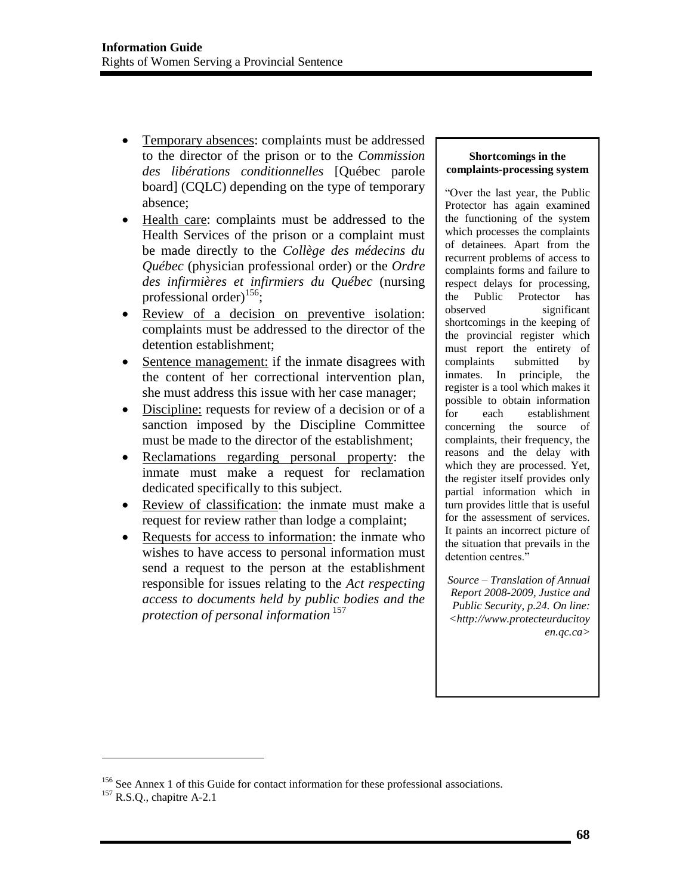- Temporary absences: complaints must be addressed to the director of the prison or to the *Commission des libérations conditionnelles* [Québec parole board] (CQLC) depending on the type of temporary absence;
- Health care: complaints must be addressed to the Health Services of the prison or a complaint must be made directly to the *Collège des médecins du Québec* (physician professional order) or the *Ordre des infirmières et infirmiers du Québec* (nursing professional order)[156];
- Review of a decision on preventive isolation: complaints must be addressed to the director of the detention establishment;
- Sentence management: if the inmate disagrees with the content of her correctional intervention plan, she must address this issue with her case manager;
- Discipline: requests for review of a decision or of a sanction imposed by the Discipline Committee must be made to the director of the establishment;
- Reclamations regarding personal property: the inmate must make a request for reclamation dedicated specifically to this subject.
- Review of classification: the inmate must make a request for review rather than lodge a complaint;
- Requests for access to information: the inmate who wishes to have access to personal information must send a request to the person at the establishment responsible for issues relating to the *Act respecting access to documents held by public bodies and the protection of personal information*[157]

**Shortcomings in the complaints-processing system**

"Over the last year, the Public Protector has again examined the functioning of the system which processes the complaints of detainees. Apart from the recurrent problems of access to complaints forms and failure to respect delays for processing, the Public Protector has observed significant shortcomings in the keeping of the provincial register which must report the entirety of complaints submitted by inmates. In principle, the register is a tool which makes it possible to obtain information for each establishment concerning the source of complaints, their frequency, the reasons and the delay with which they are processed. Yet, the register itself provides only partial information which in turn provides little that is useful for the assessment of services. It paints an incorrect picture of the situation that prevails in the detention centres."

*Source – Translation of Annual Report 2008-2009, Justice and Public Security, p.24. On line: <http://www.protecteurducitoyen.qc.ca>*

---

[156] See Annex 1 of this Guide for contact information for these professional associations.

[157] R.S.Q., chapitre A-2.1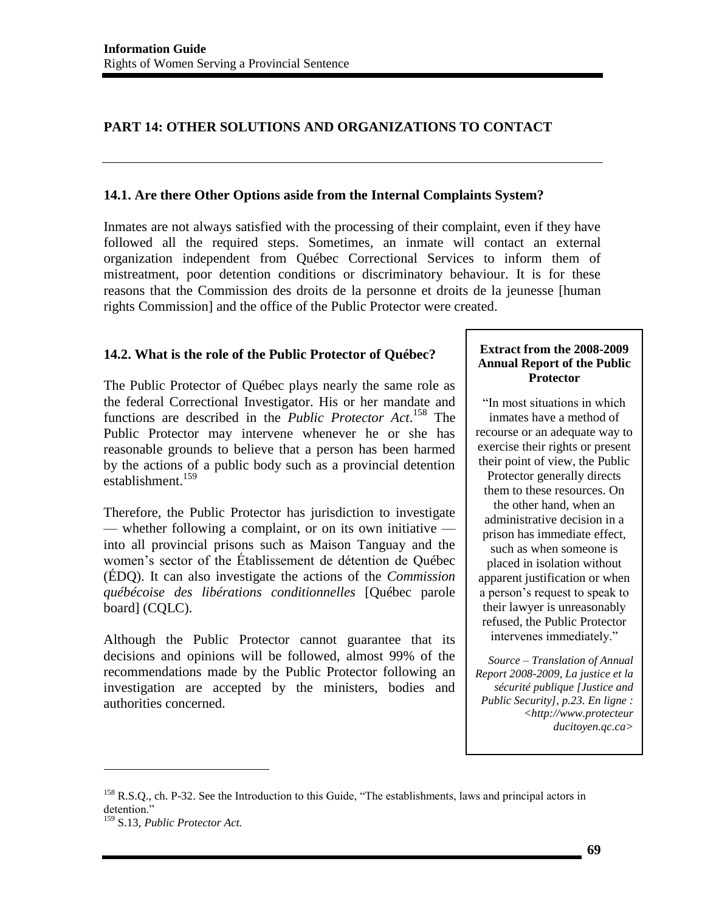## PART 14: OTHER SOLUTIONS AND ORGANIZATIONS TO CONTACT

### 14.1. Are there Other Options aside from the Internal Complaints System?

Inmates are not always satisfied with the processing of their complaint, even if they have followed all the required steps. Sometimes, an inmate will contact an external organization independent from Québec Correctional Services to inform them of mistreatment, poor detention conditions or discriminatory behaviour. It is for these reasons that the Commission des droits de la personne et droits de la jeunesse [human rights Commission] and the office of the Public Protector were created.

### 14.2. What is the role of the Public Protector of Québec?

The Public Protector of Québec plays nearly the same role as the federal Correctional Investigator. His or her mandate and functions are described in the *Public Protector Act*.[158] The Public Protector may intervene whenever he or she has reasonable grounds to believe that a person has been harmed by the actions of a public body such as a provincial detention establishment.[159]

Therefore, the Public Protector has jurisdiction to investigate — whether following a complaint, or on its own initiative — into all provincial prisons such as Maison Tanguay and the women's sector of the Établissement de détention de Québec (ÉDQ). It can also investigate the actions of the *Commission québécoise des libérations conditionnelles* [Québec parole board] (CQLC).

Although the Public Protector cannot guarantee that its decisions and opinions will be followed, almost 99% of the recommendations made by the Public Protector following an investigation are accepted by the ministers, bodies and authorities concerned.

> **Extract from the 2008-2009 Annual Report of the Public Protector**
>
> "In most situations in which inmates have a method of recourse or an adequate way to exercise their rights or present their point of view, the Public Protector generally directs them to these resources. On the other hand, when an administrative decision in a prison has immediate effect, such as when someone is placed in isolation without apparent justification or when a person's request to speak to their lawyer is unreasonably refused, the Public Protector intervenes immediately."
>
> *Source – Translation of Annual Report 2008-2009, La justice et la sécurité publique [Justice and Public Security], p.23. En ligne : <http://www.protecteurducitoyen.qc.ca>*

---

[158] R.S.Q., ch. P-32. See the Introduction to this Guide, "The establishments, laws and principal actors in detention."

[159] S.13, *Public Protector Act.*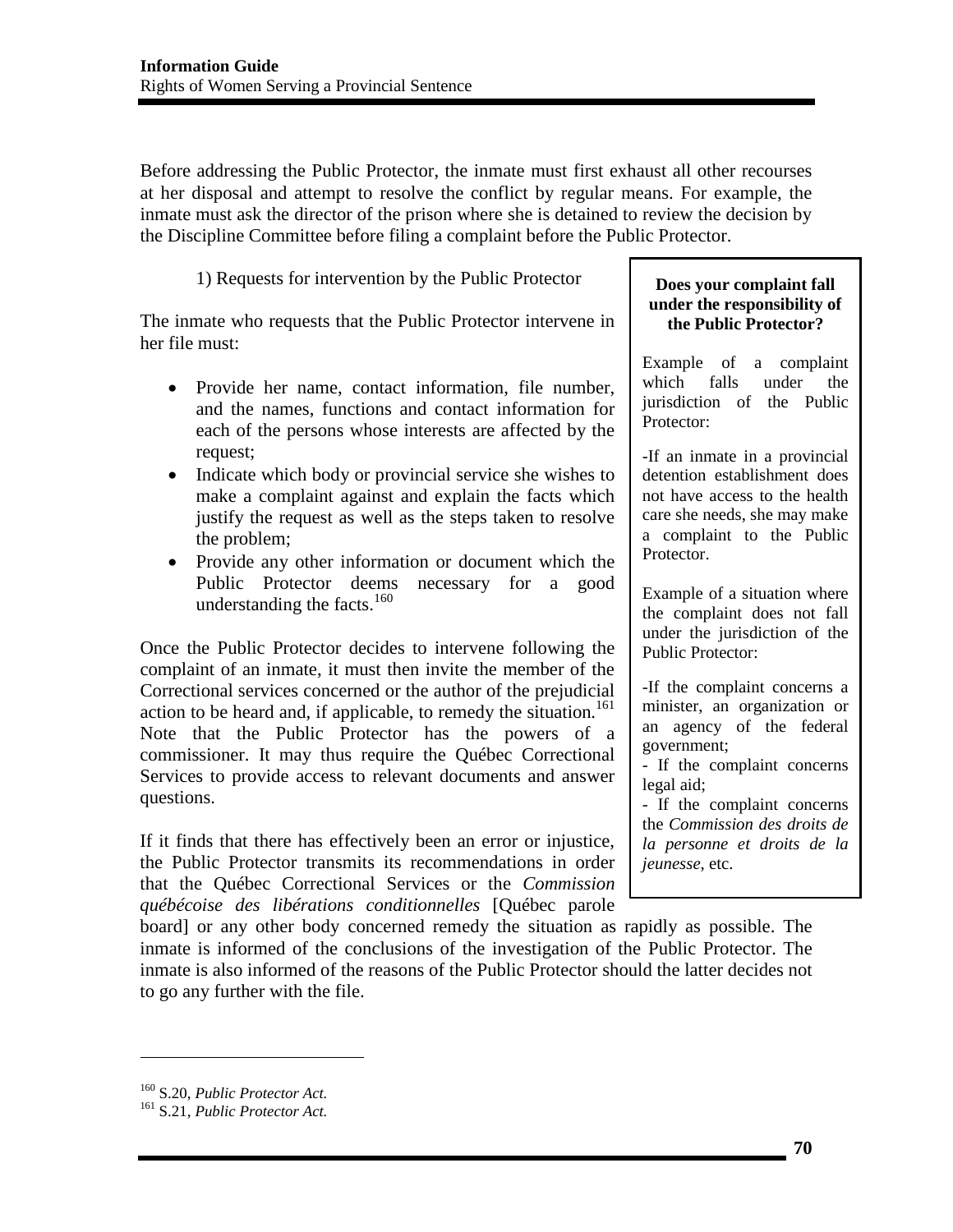Before addressing the Public Protector, the inmate must first exhaust all other recourses at her disposal and attempt to resolve the conflict by regular means. For example, the inmate must ask the director of the prison where she is detained to review the decision by the Discipline Committee before filing a complaint before the Public Protector.

1) Requests for intervention by the Public Protector

The inmate who requests that the Public Protector intervene in her file must:

- Provide her name, contact information, file number, and the names, functions and contact information for each of the persons whose interests are affected by the request;
- Indicate which body or provincial service she wishes to make a complaint against and explain the facts which justify the request as well as the steps taken to resolve the problem;
- Provide any other information or document which the Public Protector deems necessary for a good understanding the facts.[160]

Once the Public Protector decides to intervene following the complaint of an inmate, it must then invite the member of the Correctional services concerned or the author of the prejudicial action to be heard and, if applicable, to remedy the situation.[161] Note that the Public Protector has the powers of a commissioner. It may thus require the Québec Correctional Services to provide access to relevant documents and answer questions.

If it finds that there has effectively been an error or injustice, the Public Protector transmits its recommendations in order that the Québec Correctional Services or the *Commission québécoise des libérations conditionnelles* [Québec parole board] or any other body concerned remedy the situation as rapidly as possible. The inmate is informed of the conclusions of the investigation of the Public Protector. The inmate is also informed of the reasons of the Public Protector should the latter decides not to go any further with the file.

> **Does your complaint fall under the responsibility of the Public Protector?**
>
> Example of a complaint which falls under the jurisdiction of the Public Protector:
>
> -If an inmate in a provincial detention establishment does not have access to the health care she needs, she may make a complaint to the Public Protector.
>
> Example of a situation where the complaint does not fall under the jurisdiction of the Public Protector:
>
> -If the complaint concerns a minister, an organization or an agency of the federal government;
> - If the complaint concerns legal aid;
> - If the complaint concerns the *Commission des droits de la personne et droits de la jeunesse*, etc.

---

[160] S.20, *Public Protector Act.*
[161] S.21, *Public Protector Act.*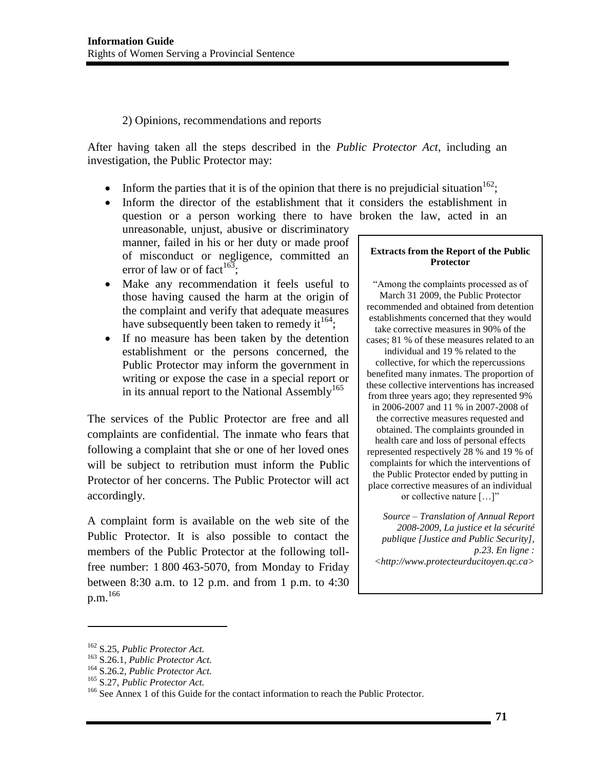2) Opinions, recommendations and reports

After having taken all the steps described in the *Public Protector Act*, including an investigation, the Public Protector may:

- Inform the parties that it is of the opinion that there is no prejudicial situation[162];
- Inform the director of the establishment that it considers the establishment in question or a person working there to have broken the law, acted in an unreasonable, unjust, abusive or discriminatory manner, failed in his or her duty or made proof of misconduct or negligence, committed an error of law or of fact[163];
- Make any recommendation it feels useful to those having caused the harm at the origin of the complaint and verify that adequate measures have subsequently been taken to remedy it[164];
- If no measure has been taken by the detention establishment or the persons concerned, the Public Protector may inform the government in writing or expose the case in a special report or in its annual report to the National Assembly[165]

The services of the Public Protector are free and all complaints are confidential. The inmate who fears that following a complaint that she or one of her loved ones will be subject to retribution must inform the Public Protector of her concerns. The Public Protector will act accordingly.

A complaint form is available on the web site of the Public Protector. It is also possible to contact the members of the Public Protector at the following toll-free number: 1 800 463-5070, from Monday to Friday between 8:30 a.m. to 12 p.m. and from 1 p.m. to 4:30 p.m.[166]

**Extracts from the Report of the Public Protector**

"Among the complaints processed as of March 31 2009, the Public Protector recommended and obtained from detention establishments concerned that they would take corrective measures in 90% of the cases; 81 % of these measures related to an individual and 19 % related to the collective, for which the repercussions benefited many inmates. The proportion of these collective interventions has increased from three years ago; they represented 9% in 2006-2007 and 11 % in 2007-2008 of the corrective measures requested and obtained. The complaints grounded in health care and loss of personal effects represented respectively 28 % and 19 % of complaints for which the interventions of the Public Protector ended by putting in place corrective measures of an individual or collective nature […]"

*Source – Translation of Annual Report 2008-2009, La justice et la sécurité publique [Justice and Public Security], p.23. En ligne : <http://www.protecteurducitoyen.qc.ca>*

---

[162] S.25, *Public Protector Act.*

[163] S.26.1, *Public Protector Act.*

[164] S.26.2, *Public Protector Act.*

[165] S.27, *Public Protector Act.*

[166] See Annex 1 of this Guide for the contact information to reach the Public Protector.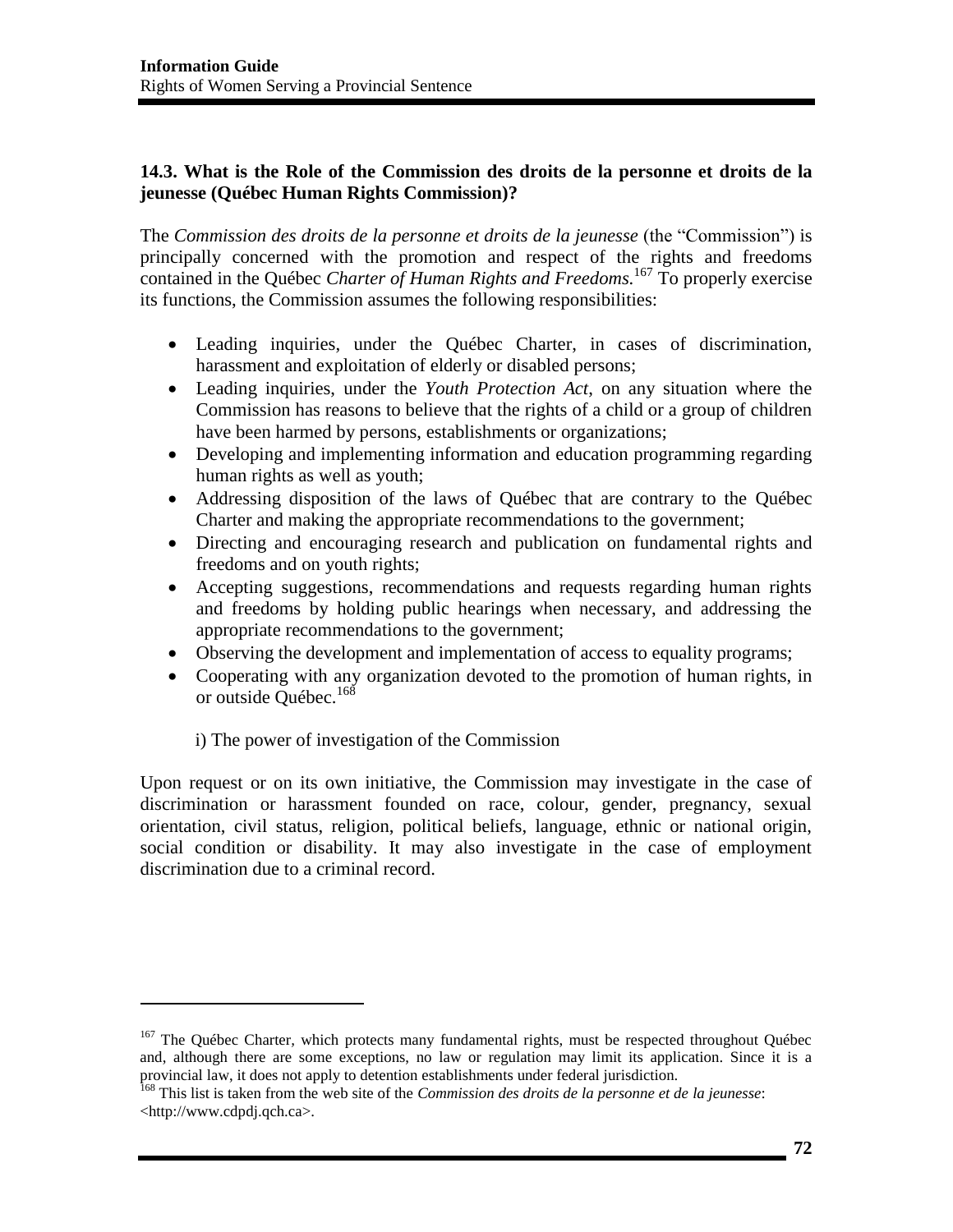### 14.3. What is the Role of the Commission des droits de la personne et droits de la jeunesse (Québec Human Rights Commission)?

The *Commission des droits de la personne et droits de la jeunesse* (the "Commission") is principally concerned with the promotion and respect of the rights and freedoms contained in the Québec *Charter of Human Rights and Freedoms.*[167] To properly exercise its functions, the Commission assumes the following responsibilities:

- Leading inquiries, under the Québec Charter, in cases of discrimination, harassment and exploitation of elderly or disabled persons;
- Leading inquiries, under the *Youth Protection Act*, on any situation where the Commission has reasons to believe that the rights of a child or a group of children have been harmed by persons, establishments or organizations;
- Developing and implementing information and education programming regarding human rights as well as youth;
- Addressing disposition of the laws of Québec that are contrary to the Québec Charter and making the appropriate recommendations to the government;
- Directing and encouraging research and publication on fundamental rights and freedoms and on youth rights;
- Accepting suggestions, recommendations and requests regarding human rights and freedoms by holding public hearings when necessary, and addressing the appropriate recommendations to the government;
- Observing the development and implementation of access to equality programs;
- Cooperating with any organization devoted to the promotion of human rights, in or outside Québec.[168]

i) The power of investigation of the Commission

Upon request or on its own initiative, the Commission may investigate in the case of discrimination or harassment founded on race, colour, gender, pregnancy, sexual orientation, civil status, religion, political beliefs, language, ethnic or national origin, social condition or disability. It may also investigate in the case of employment discrimination due to a criminal record.

---

[167] The Québec Charter, which protects many fundamental rights, must be respected throughout Québec and, although there are some exceptions, no law or regulation may limit its application. Since it is a provincial law, it does not apply to detention establishments under federal jurisdiction.

[168] This list is taken from the web site of the *Commission des droits de la personne et de la jeunesse*: <http://www.cdpdj.qch.ca>.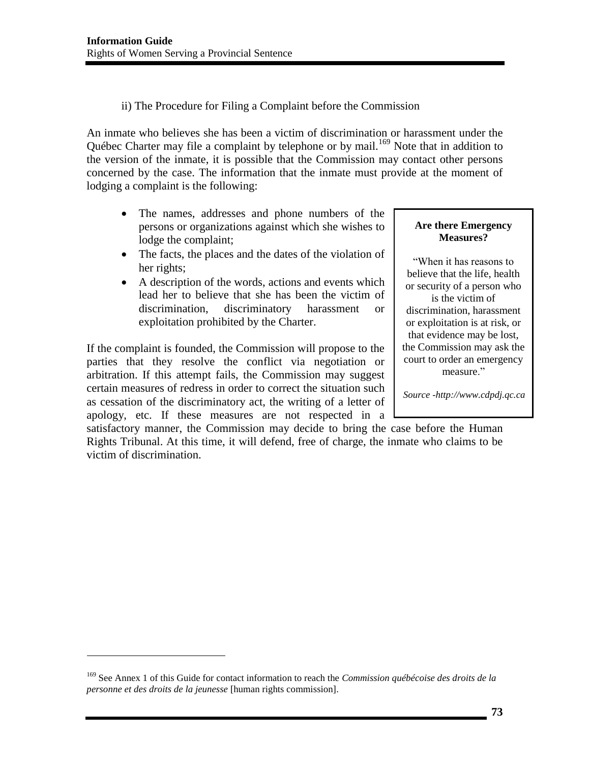ii) The Procedure for Filing a Complaint before the Commission

An inmate who believes she has been a victim of discrimination or harassment under the Québec Charter may file a complaint by telephone or by mail.[169] Note that in addition to the version of the inmate, it is possible that the Commission may contact other persons concerned by the case. The information that the inmate must provide at the moment of lodging a complaint is the following:

- The names, addresses and phone numbers of the persons or organizations against which she wishes to lodge the complaint;
- The facts, the places and the dates of the violation of her rights;
- A description of the words, actions and events which lead her to believe that she has been the victim of discrimination, discriminatory harassment or exploitation prohibited by the Charter.

If the complaint is founded, the Commission will propose to the parties that they resolve the conflict via negotiation or arbitration. If this attempt fails, the Commission may suggest certain measures of redress in order to correct the situation such as cessation of the discriminatory act, the writing of a letter of apology, etc. If these measures are not respected in a satisfactory manner, the Commission may decide to bring the case before the Human Rights Tribunal. At this time, it will defend, free of charge, the inmate who claims to be victim of discrimination.

> **Are there Emergency Measures?**
>
> "When it has reasons to believe that the life, health or security of a person who is the victim of discrimination, harassment or exploitation is at risk, or that evidence may be lost, the Commission may ask the court to order an emergency measure."
>
> *Source -http://www.cdpdj.qc.ca*

[169] See Annex 1 of this Guide for contact information to reach the *Commission québécoise des droits de la personne et des droits de la jeunesse* [human rights commission].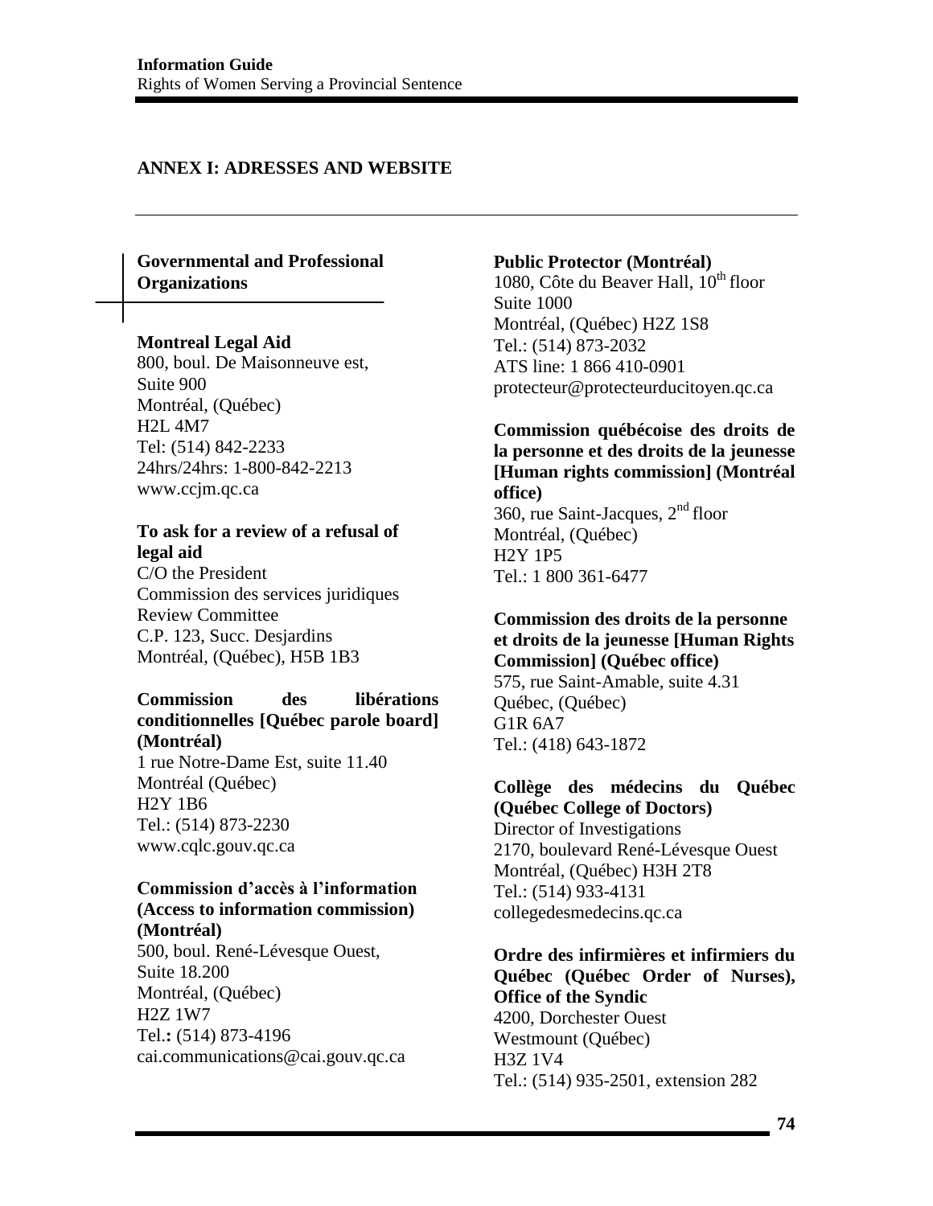## ANNEX I: ADRESSES AND WEBSITE

### Governmental and Professional Organizations

**Montreal Legal Aid**
800, boul. De Maisonneuve est,
Suite 900
Montréal, (Québec)
H2L 4M7
Tel: (514) 842-2233
24hrs/24hrs: 1-800-842-2213
www.ccjm.qc.ca

**To ask for a review of a refusal of legal aid**
C/O the President
Commission des services juridiques
Review Committee
C.P. 123, Succ. Desjardins
Montréal, (Québec), H5B 1B3

**Commission des libérations conditionnelles [Québec parole board] (Montréal)**
1 rue Notre-Dame Est, suite 11.40
Montréal (Québec)
H2Y 1B6
Tel.: (514) 873-2230
www.cqlc.gouv.qc.ca

**Commission d'accès à l'information (Access to information commission) (Montréal)**
500, boul. René-Lévesque Ouest,
Suite 18.200
Montréal, (Québec)
H2Z 1W7
Tel.**:** (514) 873-4196
cai.communications@cai.gouv.qc.ca

**Public Protector (Montréal)**
1080, Côte du Beaver Hall, 10th floor
Suite 1000
Montréal, (Québec) H2Z 1S8
Tel.: (514) 873-2032
ATS line: 1 866 410-0901
protecteur@protecteurducitoyen.qc.ca

**Commission québécoise des droits de la personne et des droits de la jeunesse [Human rights commission] (Montréal office)**
360, rue Saint-Jacques, 2nd floor
Montréal, (Québec)
H2Y 1P5
Tel.: 1 800 361-6477

**Commission des droits de la personne et droits de la jeunesse [Human Rights Commission] (Québec office)**
575, rue Saint-Amable, suite 4.31
Québec, (Québec)
G1R 6A7
Tel.: (418) 643-1872

**Collège des médecins du Québec (Québec College of Doctors)**
Director of Investigations
2170, boulevard René-Lévesque Ouest
Montréal, (Québec) H3H 2T8
Tel.: (514) 933-4131
collegedesmedecins.qc.ca

**Ordre des infirmières et infirmiers du Québec (Québec Order of Nurses), Office of the Syndic**
4200, Dorchester Ouest
Westmount (Québec)
H3Z 1V4
Tel.: (514) 935-2501, extension 282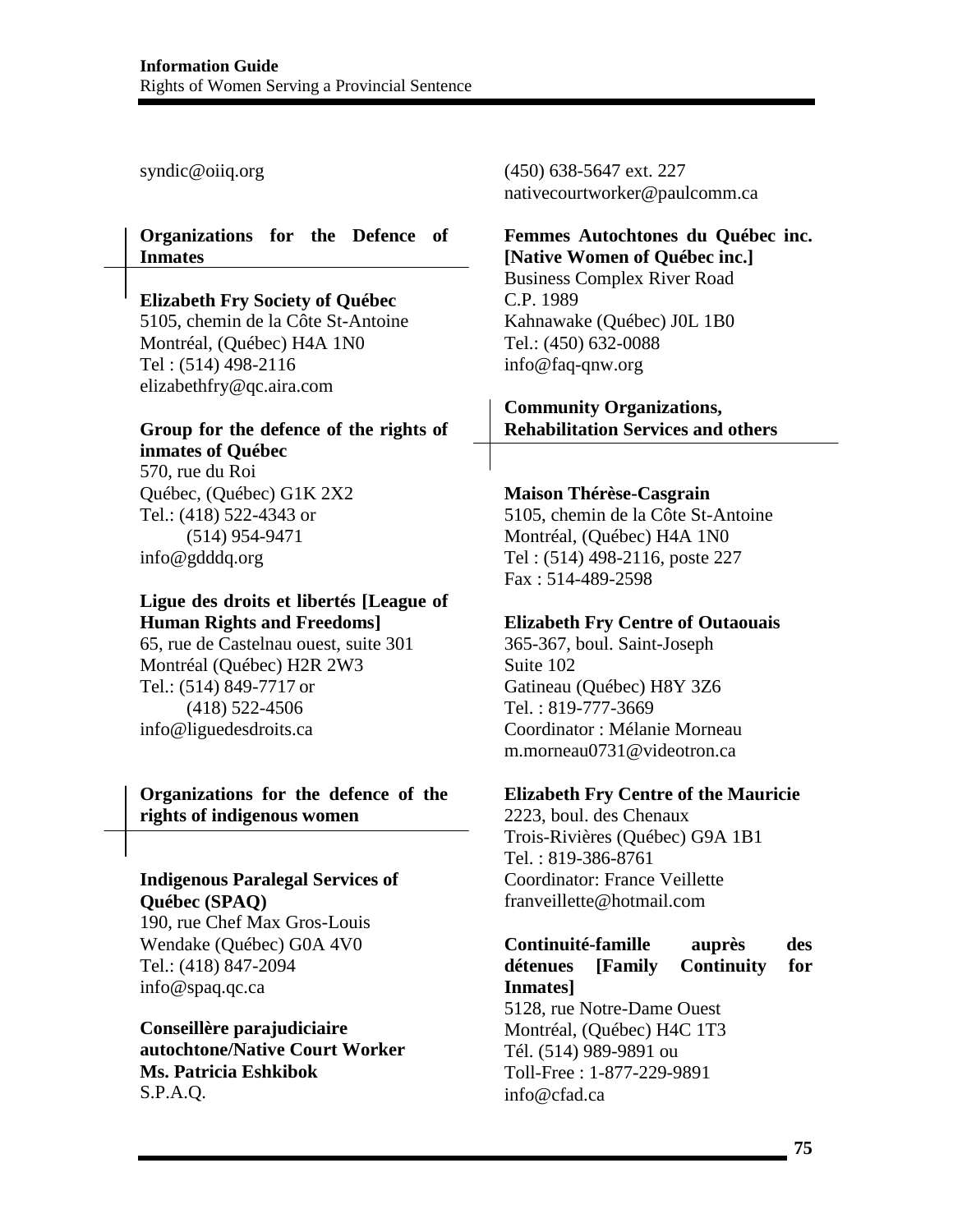syndic@oiiq.org

## Organizations for the Defence of Inmates

**Elizabeth Fry Society of Québec**
5105, chemin de la Côte St-Antoine
Montréal, (Québec) H4A 1N0
Tel : (514) 498-2116
elizabethfry@qc.aira.com

**Group for the defence of the rights of inmates of Québec**
570, rue du Roi
Québec, (Québec) G1K 2X2
Tel.: (418) 522-4343 or
(514) 954-9471
info@gdddq.org

**Ligue des droits et libertés [League of Human Rights and Freedoms]**
65, rue de Castelnau ouest, suite 301
Montréal (Québec) H2R 2W3
Tel.: (514) 849-7717 or
(418) 522-4506
info@liguedesdroits.ca

## Organizations for the defence of the rights of indigenous women

**Indigenous Paralegal Services of Québec (SPAQ)**
190, rue Chef Max Gros-Louis
Wendake (Québec) G0A 4V0
Tel.: (418) 847-2094
info@spaq.qc.ca

**Conseillère parajudiciaire autochtone/Native Court Worker Ms. Patricia Eshkibok**
S.P.A.Q.
(450) 638-5647 ext. 227
nativecourtworker@paulcomm.ca

**Femmes Autochtones du Québec inc. [Native Women of Québec inc.]**
Business Complex River Road
C.P. 1989
Kahnawake (Québec) J0L 1B0
Tel.: (450) 632-0088
info@faq-qnw.org

## Community Organizations, Rehabilitation Services and others

**Maison Thérèse-Casgrain**
5105, chemin de la Côte St-Antoine
Montréal, (Québec) H4A 1N0
Tel : (514) 498-2116, poste 227
Fax : 514-489-2598

**Elizabeth Fry Centre of Outaouais**
365-367, boul. Saint-Joseph
Suite 102
Gatineau (Québec) H8Y 3Z6
Tel. : 819-777-3669
Coordinator : Mélanie Morneau
m.morneau0731@videotron.ca

**Elizabeth Fry Centre of the Mauricie**
2223, boul. des Chenaux
Trois-Rivières (Québec) G9A 1B1
Tel. : 819-386-8761
Coordinator: France Veillette
franveillette@hotmail.com

**Continuité-famille auprès des détenues [Family Continuity for Inmates]**
5128, rue Notre-Dame Ouest
Montréal, (Québec) H4C 1T3
Tél. (514) 989-9891 ou
Toll-Free : 1-877-229-9891
info@cfad.ca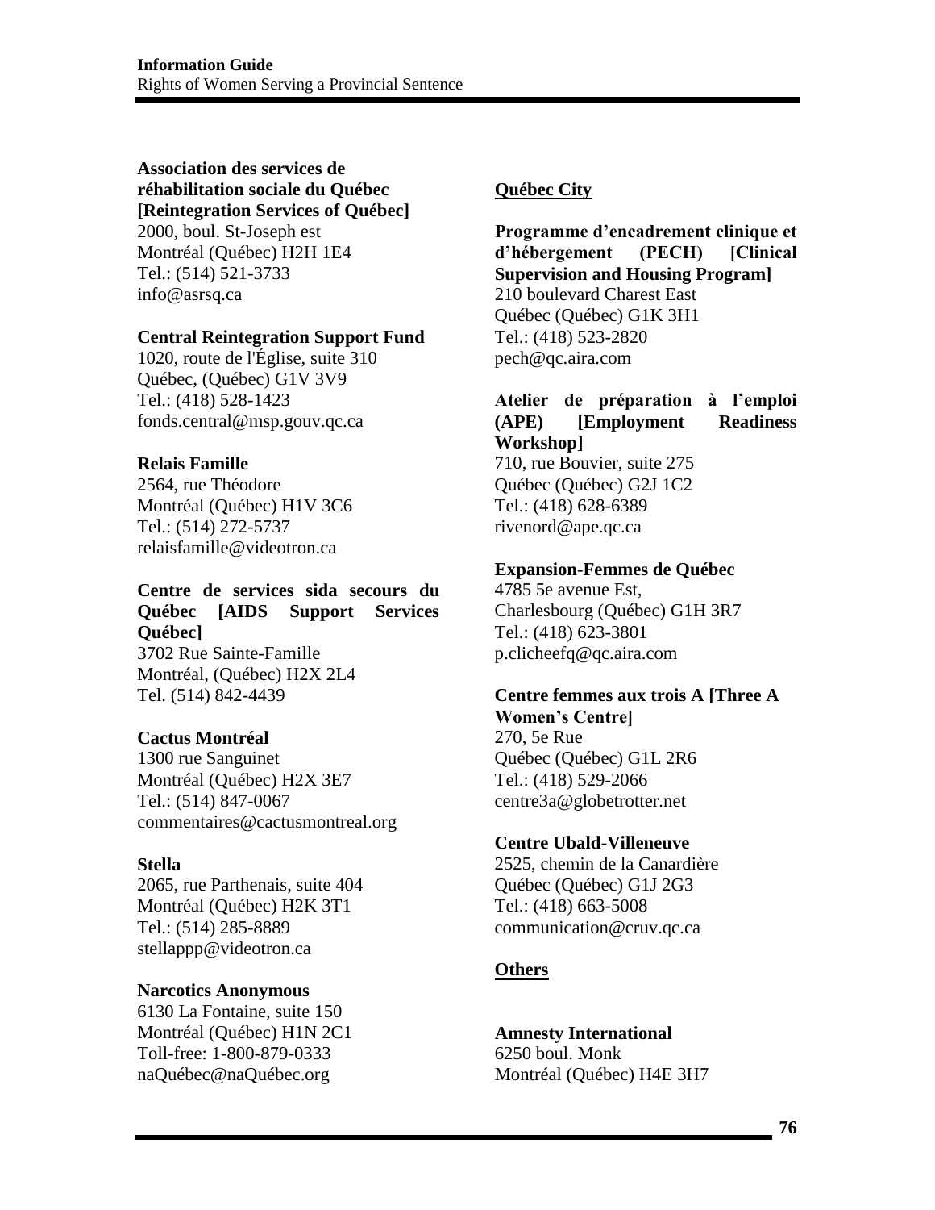**Association des services de réhabilitation sociale du Québec [Reintegration Services of Québec]**
2000, boul. St-Joseph est
Montréal (Québec) H2H 1E4
Tel.: (514) 521-3733
info@asrsq.ca

**Central Reintegration Support Fund**
1020, route de l'Église, suite 310
Québec, (Québec) G1V 3V9
Tel.: (418) 528-1423
fonds.central@msp.gouv.qc.ca

**Relais Famille**
2564, rue Théodore
Montréal (Québec) H1V 3C6
Tel.: (514) 272-5737
relaisfamille@videotron.ca

**Centre de services sida secours du Québec [AIDS Support Services Québec]**
3702 Rue Sainte-Famille
Montréal, (Québec) H2X 2L4
Tel. (514) 842-4439

**Cactus Montréal**
1300 rue Sanguinet
Montréal (Québec) H2X 3E7
Tel.: (514) 847-0067
commentaires@cactusmontreal.org

**Stella**
2065, rue Parthenais, suite 404
Montréal (Québec) H2K 3T1
Tel.: (514) 285-8889
stellappp@videotron.ca

**Narcotics Anonymous**
6130 La Fontaine, suite 150
Montréal (Québec) H1N 2C1
Toll-free: 1-800-879-0333
naQuébec@naQuébec.org

## Québec City

**Programme d'encadrement clinique et d'hébergement (PECH) [Clinical Supervision and Housing Program]**
210 boulevard Charest East
Québec (Québec) G1K 3H1
Tel.: (418) 523-2820
pech@qc.aira.com

**Atelier de préparation à l'emploi (APE) [Employment Readiness Workshop]**
710, rue Bouvier, suite 275
Québec (Québec) G2J 1C2
Tel.: (418) 628-6389
rivenord@ape.qc.ca

**Expansion-Femmes de Québec**
4785 5e avenue Est,
Charlesbourg (Québec) G1H 3R7
Tel.: (418) 623-3801
p.clicheefq@qc.aira.com

**Centre femmes aux trois A [Three A Women's Centre]**
270, 5e Rue
Québec (Québec) G1L 2R6
Tel.: (418) 529-2066
centre3a@globetrotter.net

**Centre Ubald-Villeneuve**
2525, chemin de la Canardière
Québec (Québec) G1J 2G3
Tel.: (418) 663-5008
communication@cruv.qc.ca

## Others

**Amnesty International**
6250 boul. Monk
Montréal (Québec) H4E 3H7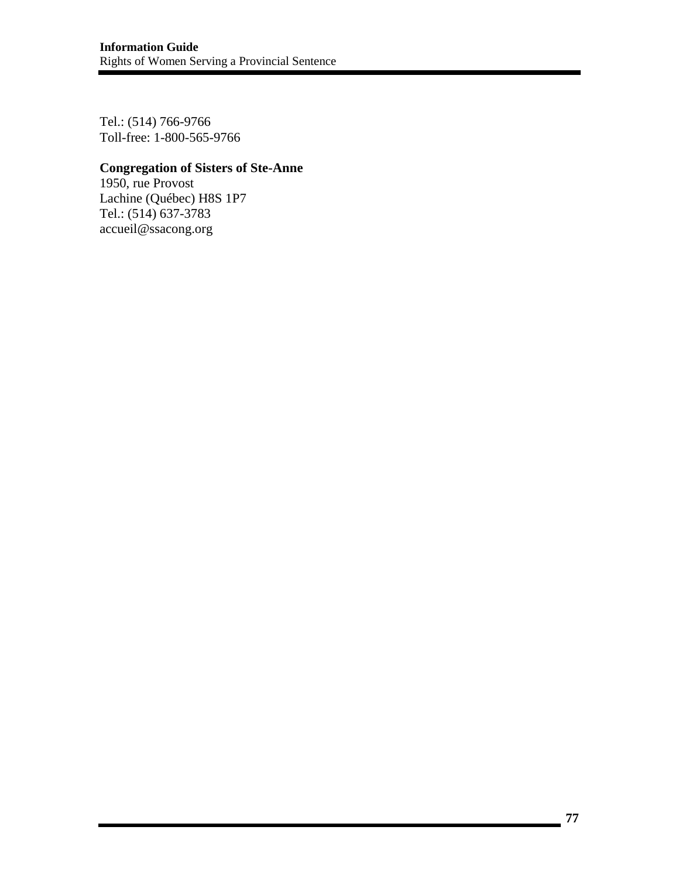Tel.: (514) 766-9766
Toll-free: 1-800-565-9766

**Congregation of Sisters of Ste-Anne**
1950, rue Provost
Lachine (Québec) H8S 1P7
Tel.: (514) 637-3783
accueil@ssacong.org